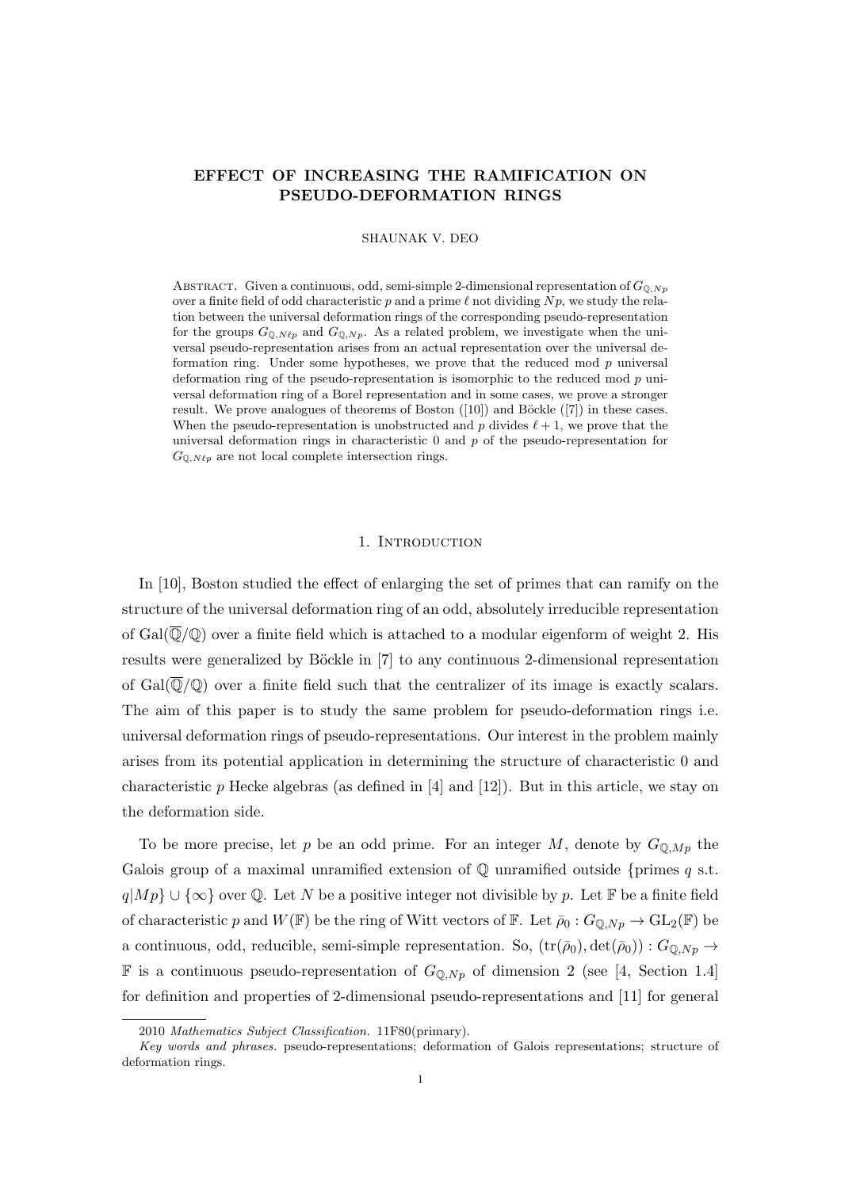# EFFECT OF INCREASING THE RAMIFICATION ON PSEUDO-DEFORMATION RINGS

SHAUNAK V. DEO

Abstract. Given a continuous, odd, semi-simple 2-dimensional representation of $G_{\mathbb{Q},Np}$ over a finite field of odd characteristic $p$ and a prime $\ell$ not dividing $Np$, we study the relation between the universal deformation rings of the corresponding pseudo-representation for the groups $G_{\mathbb{Q},N\ell p}$ and $G_{\mathbb{Q},Np}$. As a related problem, we investigate when the universal pseudo-representation arises from an actual representation over the universal deformation ring. Under some hypotheses, we prove that the reduced mod $p$ universal deformation ring of the pseudo-representation is isomorphic to the reduced mod $p$ universal deformation ring of a Borel representation and in some cases, we prove a stronger result. We prove analogues of theorems of Boston ([10]) and Böckle ([7]) in these cases. When the pseudo-representation is unobstructed and $p$ divides $\ell + 1$, we prove that the universal deformation rings in characteristic 0 and $p$ of the pseudo-representation for $G_{\mathbb{Q},N\ell p}$ are not local complete intersection rings.

## 1. Introduction

In [10], Boston studied the effect of enlarging the set of primes that can ramify on the structure of the universal deformation ring of an odd, absolutely irreducible representation of $\mathrm{Gal}(\overline{\mathbb{Q}}/\mathbb{Q})$ over a finite field which is attached to a modular eigenform of weight 2. His results were generalized by Böckle in [7] to any continuous 2-dimensional representation of $\mathrm{Gal}(\overline{\mathbb{Q}}/\mathbb{Q})$ over a finite field such that the centralizer of its image is exactly scalars. The aim of this paper is to study the same problem for pseudo-deformation rings i.e. universal deformation rings of pseudo-representations. Our interest in the problem mainly arises from its potential application in determining the structure of characteristic 0 and characteristic $p$ Hecke algebras (as defined in [4] and [12]). But in this article, we stay on the deformation side.

To be more precise, let $p$ be an odd prime. For an integer $M$, denote by $G_{\mathbb{Q},Mp}$ the Galois group of a maximal unramified extension of $\mathbb{Q}$ unramified outside {primes $q$ s.t. $q|Mp$} $\cup \{\infty\}$ over $\mathbb{Q}$. Let $N$ be a positive integer not divisible by $p$. Let $\mathbb{F}$ be a finite field of characteristic $p$ and $W(\mathbb{F})$ be the ring of Witt vectors of $\mathbb{F}$. Let $\bar{\rho}_0 : G_{\mathbb{Q},Np} \to \mathrm{GL}_2(\mathbb{F})$ be a continuous, odd, reducible, semi-simple representation. So, $(\mathrm{tr}(\bar{\rho}_0), \det(\bar{\rho}_0)) : G_{\mathbb{Q},Np} \to \mathbb{F}$ is a continuous pseudo-representation of $G_{\mathbb{Q},Np}$ of dimension 2 (see [4, Section 1.4] for definition and properties of 2-dimensional pseudo-representations and [11] for general

2010 *Mathematics Subject Classification.* 11F80(primary).

*Key words and phrases.* pseudo-representations; deformation of Galois representations; structure of deformation rings.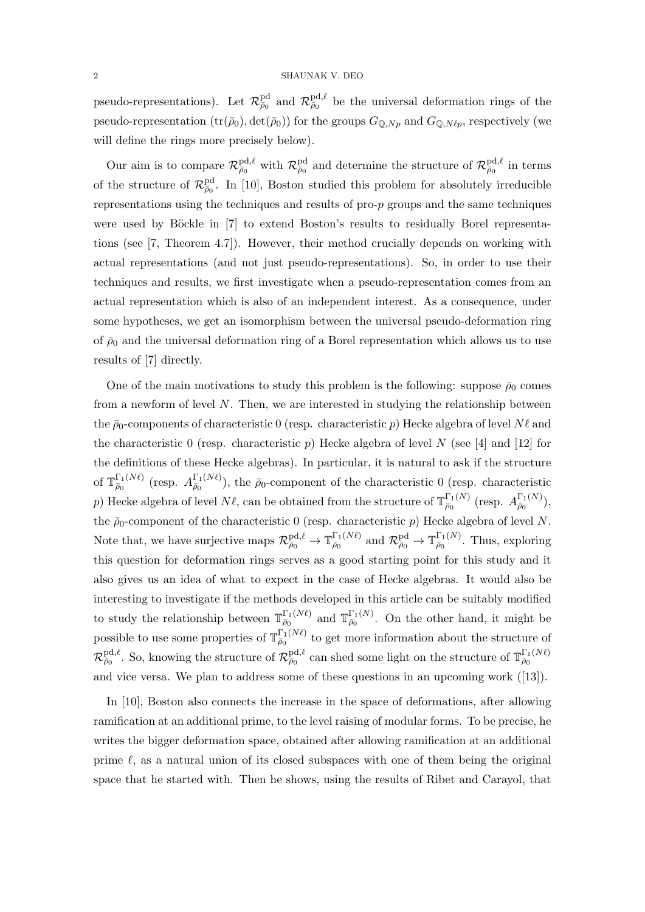pseudo-representations). Let $\mathcal{R}^{\mathrm{pd}}_{\bar\rho_0}$ and $\mathcal{R}^{\mathrm{pd},\ell}_{\bar\rho_0}$ be the universal deformation rings of the pseudo-representation $(\mathrm{tr}(\bar\rho_0), \det(\bar\rho_0))$ for the groups $G_{\mathbb{Q},Np}$ and $G_{\mathbb{Q},N\ell p}$, respectively (we will define the rings more precisely below).

Our aim is to compare $\mathcal{R}^{\mathrm{pd},\ell}_{\bar\rho_0}$ with $\mathcal{R}^{\mathrm{pd}}_{\bar\rho_0}$ and determine the structure of $\mathcal{R}^{\mathrm{pd},\ell}_{\bar\rho_0}$ in terms of the structure of $\mathcal{R}^{\mathrm{pd}}_{\bar\rho_0}$. In [10], Boston studied this problem for absolutely irreducible representations using the techniques and results of pro-$p$ groups and the same techniques were used by Böckle in [7] to extend Boston's results to residually Borel representations (see [7, Theorem 4.7]). However, their method crucially depends on working with actual representations (and not just pseudo-representations). So, in order to use their techniques and results, we first investigate when a pseudo-representation comes from an actual representation which is also of an independent interest. As a consequence, under some hypotheses, we get an isomorphism between the universal pseudo-deformation ring of $\bar\rho_0$ and the universal deformation ring of a Borel representation which allows us to use results of [7] directly.

One of the main motivations to study this problem is the following: suppose $\bar\rho_0$ comes from a newform of level $N$. Then, we are interested in studying the relationship between the $\bar\rho_0$-components of characteristic 0 (resp. characteristic $p$) Hecke algebra of level $N\ell$ and the characteristic 0 (resp. characteristic $p$) Hecke algebra of level $N$ (see [4] and [12] for the definitions of these Hecke algebras). In particular, it is natural to ask if the structure of $\mathbb{T}^{\Gamma_1(N\ell)}_{\bar\rho_0}$ (resp. $A^{\Gamma_1(N\ell)}_{\bar\rho_0}$), the $\bar\rho_0$-component of the characteristic 0 (resp. characteristic $p$) Hecke algebra of level $N\ell$, can be obtained from the structure of $\mathbb{T}^{\Gamma_1(N)}_{\bar\rho_0}$ (resp. $A^{\Gamma_1(N)}_{\bar\rho_0}$), the $\bar\rho_0$-component of the characteristic 0 (resp. characteristic $p$) Hecke algebra of level $N$. Note that, we have surjective maps $\mathcal{R}^{\mathrm{pd},\ell}_{\bar\rho_0} \to \mathbb{T}^{\Gamma_1(N\ell)}_{\bar\rho_0}$ and $\mathcal{R}^{\mathrm{pd}}_{\bar\rho_0} \to \mathbb{T}^{\Gamma_1(N)}_{\bar\rho_0}$. Thus, exploring this question for deformation rings serves as a good starting point for this study and it also gives us an idea of what to expect in the case of Hecke algebras. It would also be interesting to investigate if the methods developed in this article can be suitably modified to study the relationship between $\mathbb{T}^{\Gamma_1(N\ell)}_{\bar\rho_0}$ and $\mathbb{T}^{\Gamma_1(N)}_{\bar\rho_0}$. On the other hand, it might be possible to use some properties of $\mathbb{T}^{\Gamma_1(N\ell)}_{\bar\rho_0}$ to get more information about the structure of $\mathcal{R}^{\mathrm{pd},\ell}_{\bar\rho_0}$. So, knowing the structure of $\mathcal{R}^{\mathrm{pd},\ell}_{\bar\rho_0}$ can shed some light on the structure of $\mathbb{T}^{\Gamma_1(N\ell)}_{\bar\rho_0}$ and vice versa. We plan to address some of these questions in an upcoming work ([13]).

In [10], Boston also connects the increase in the space of deformations, after allowing ramification at an additional prime, to the level raising of modular forms. To be precise, he writes the bigger deformation space, obtained after allowing ramification at an additional prime $\ell$, as a natural union of its closed subspaces with one of them being the original space that he started with. Then he shows, using the results of Ribet and Carayol, that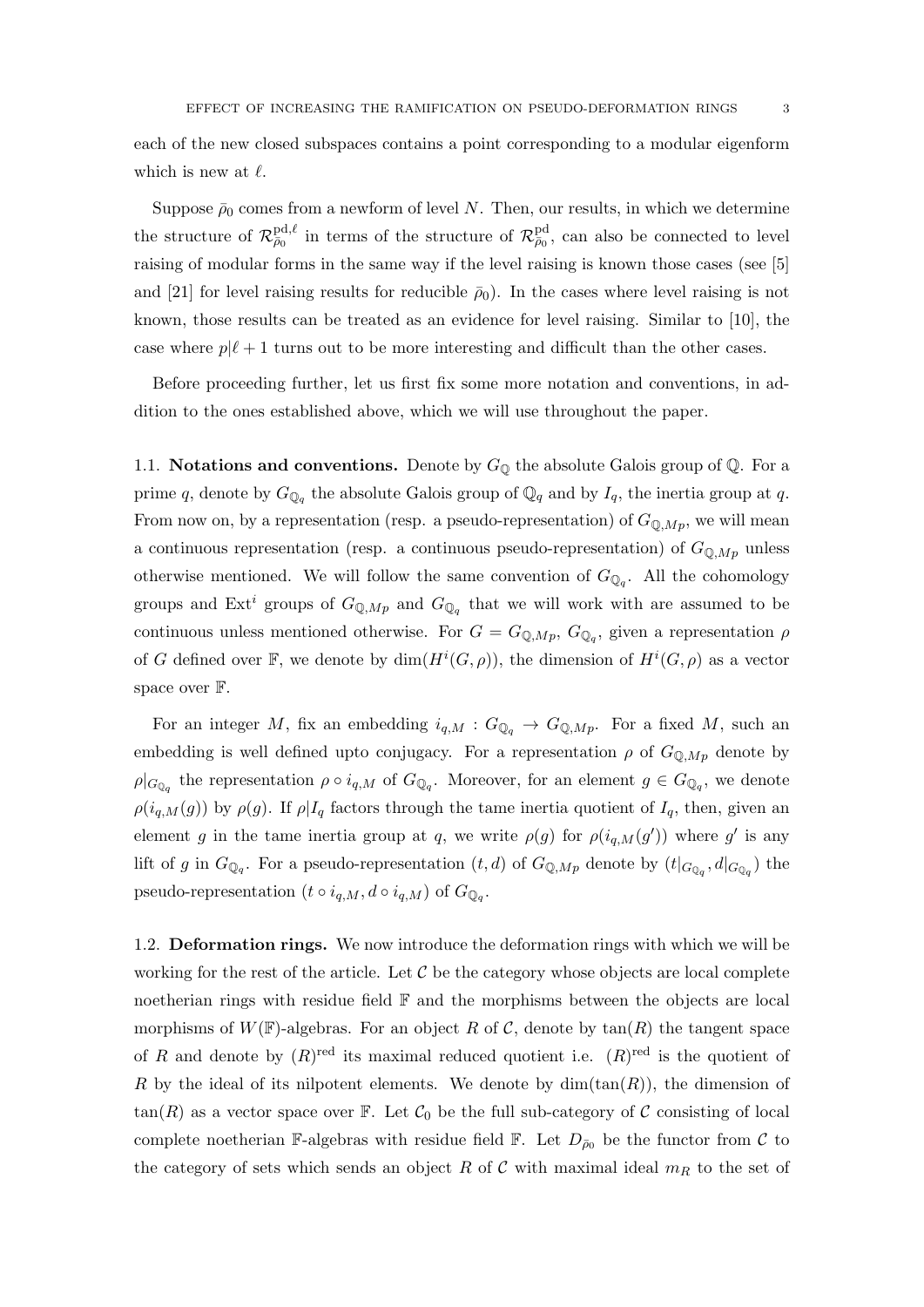each of the new closed subspaces contains a point corresponding to a modular eigenform which is new at $\ell$.

Suppose $\bar{\rho}_0$ comes from a newform of level $N$. Then, our results, in which we determine the structure of $\mathcal{R}^{\mathrm{pd},\ell}_{\bar{\rho}_0}$ in terms of the structure of $\mathcal{R}^{\mathrm{pd}}_{\bar{\rho}_0}$, can also be connected to level raising of modular forms in the same way if the level raising is known those cases (see [5] and [21] for level raising results for reducible $\bar{\rho}_0$). In the cases where level raising is not known, those results can be treated as an evidence for level raising. Similar to [10], the case where $p | \ell + 1$ turns out to be more interesting and difficult than the other cases.

Before proceeding further, let us first fix some more notation and conventions, in addition to the ones established above, which we will use throughout the paper.

## 1.1. Notations and conventions.

Denote by $G_{\mathbb{Q}}$ the absolute Galois group of $\mathbb{Q}$. For a prime $q$, denote by $G_{\mathbb{Q}_q}$ the absolute Galois group of $\mathbb{Q}_q$ and by $I_q$, the inertia group at $q$. From now on, by a representation (resp. a pseudo-representation) of $G_{\mathbb{Q},Mp}$, we will mean a continuous representation (resp. a continuous pseudo-representation) of $G_{\mathbb{Q},Mp}$ unless otherwise mentioned. We will follow the same convention of $G_{\mathbb{Q}_q}$. All the cohomology groups and $\mathrm{Ext}^i$ groups of $G_{\mathbb{Q},Mp}$ and $G_{\mathbb{Q}_q}$ that we will work with are assumed to be continuous unless mentioned otherwise. For $G = G_{\mathbb{Q},Mp}$, $G_{\mathbb{Q}_q}$, given a representation $\rho$ of $G$ defined over $\mathbb{F}$, we denote by $\dim(H^i(G,\rho))$, the dimension of $H^i(G,\rho)$ as a vector space over $\mathbb{F}$.

For an integer $M$, fix an embedding $i_{q,M} : G_{\mathbb{Q}_q} \to G_{\mathbb{Q},Mp}$. For a fixed $M$, such an embedding is well defined upto conjugacy. For a representation $\rho$ of $G_{\mathbb{Q},Mp}$ denote by $\rho|_{G_{\mathbb{Q}_q}}$ the representation $\rho \circ i_{q,M}$ of $G_{\mathbb{Q}_q}$. Moreover, for an element $g \in G_{\mathbb{Q}_q}$, we denote $\rho(i_{q,M}(g))$ by $\rho(g)$. If $\rho|I_q$ factors through the tame inertia quotient of $I_q$, then, given an element $g$ in the tame inertia group at $q$, we write $\rho(g)$ for $\rho(i_{q,M}(g'))$ where $g'$ is any lift of $g$ in $G_{\mathbb{Q}_q}$. For a pseudo-representation $(t,d)$ of $G_{\mathbb{Q},Mp}$ denote by $(t|_{G_{\mathbb{Q}_q}}, d|_{G_{\mathbb{Q}_q}})$ the pseudo-representation $(t \circ i_{q,M}, d \circ i_{q,M})$ of $G_{\mathbb{Q}_q}$.

## 1.2. Deformation rings.

We now introduce the deformation rings with which we will be working for the rest of the article. Let $\mathcal{C}$ be the category whose objects are local complete noetherian rings with residue field $\mathbb{F}$ and the morphisms between the objects are local morphisms of $W(\mathbb{F})$-algebras. For an object $R$ of $\mathcal{C}$, denote by $\tan(R)$ the tangent space of $R$ and denote by $(R)^{\mathrm{red}}$ its maximal reduced quotient i.e. $(R)^{\mathrm{red}}$ is the quotient of $R$ by the ideal of its nilpotent elements. We denote by $\dim(\tan(R))$, the dimension of $\tan(R)$ as a vector space over $\mathbb{F}$. Let $\mathcal{C}_0$ be the full sub-category of $\mathcal{C}$ consisting of local complete noetherian $\mathbb{F}$-algebras with residue field $\mathbb{F}$. Let $D_{\bar{\rho}_0}$ be the functor from $\mathcal{C}$ to the category of sets which sends an object $R$ of $\mathcal{C}$ with maximal ideal $m_R$ to the set of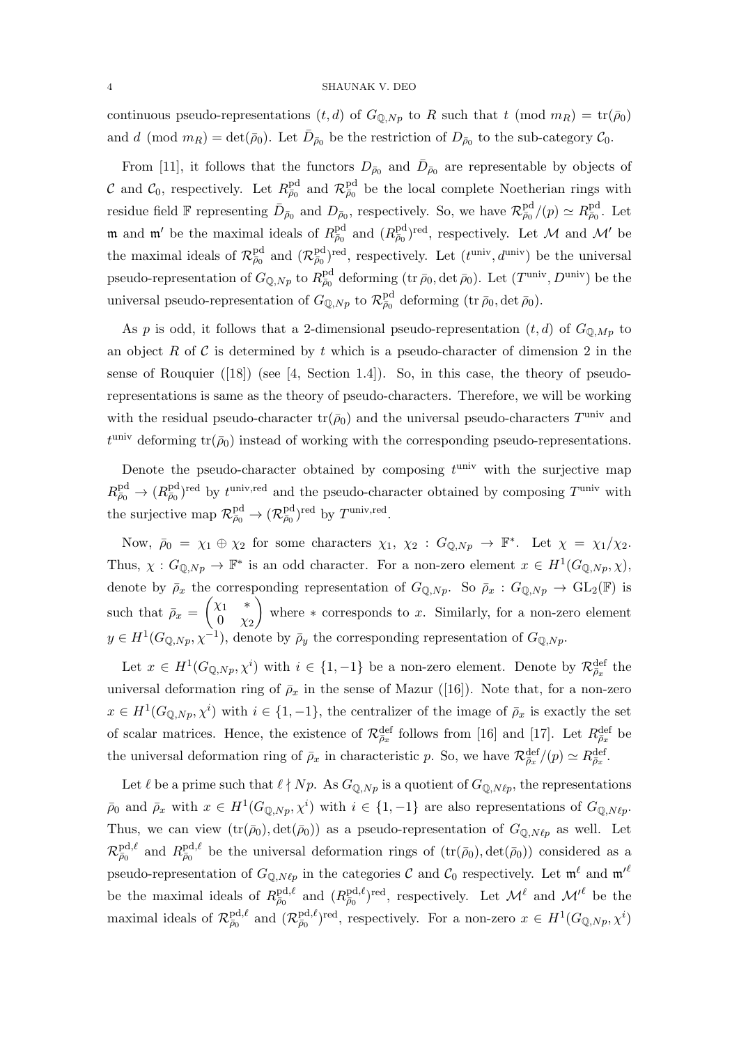continuous pseudo-representations $(t, d)$ of $G_{\mathbb{Q},Np}$ to $R$ such that $t \pmod{m_R} = \mathrm{tr}(\bar{\rho}_0)$ and $d \pmod{m_R} = \det(\bar{\rho}_0)$. Let $\bar{D}_{\bar{\rho}_0}$ be the restriction of $D_{\bar{\rho}_0}$ to the sub-category $\mathcal{C}_0$.

From [11], it follows that the functors $D_{\bar{\rho}_0}$ and $\bar{D}_{\bar{\rho}_0}$ are representable by objects of $\mathcal{C}$ and $\mathcal{C}_0$, respectively. Let $R^{\mathrm{pd}}_{\bar{\rho}_0}$ and $\mathcal{R}^{\mathrm{pd}}_{\bar{\rho}_0}$ be the local complete Noetherian rings with residue field $\mathbb{F}$ representing $\bar{D}_{\bar{\rho}_0}$ and $D_{\bar{\rho}_0}$, respectively. So, we have $\mathcal{R}^{\mathrm{pd}}_{\bar{\rho}_0}/(p) \simeq R^{\mathrm{pd}}_{\bar{\rho}_0}$. Let $\mathfrak{m}$ and $\mathfrak{m}'$ be the maximal ideals of $R^{\mathrm{pd}}_{\bar{\rho}_0}$ and $(R^{\mathrm{pd}}_{\bar{\rho}_0})^{\mathrm{red}}$, respectively. Let $\mathcal{M}$ and $\mathcal{M}'$ be the maximal ideals of $\mathcal{R}^{\mathrm{pd}}_{\bar{\rho}_0}$ and $(\mathcal{R}^{\mathrm{pd}}_{\bar{\rho}_0})^{\mathrm{red}}$, respectively. Let $(t^{\mathrm{univ}}, d^{\mathrm{univ}})$ be the universal pseudo-representation of $G_{\mathbb{Q},Np}$ to $R^{\mathrm{pd}}_{\bar{\rho}_0}$ deforming $(\mathrm{tr}\,\bar{\rho}_0, \det\bar{\rho}_0)$. Let $(T^{\mathrm{univ}}, D^{\mathrm{univ}})$ be the universal pseudo-representation of $G_{\mathbb{Q},Np}$ to $\mathcal{R}^{\mathrm{pd}}_{\bar{\rho}_0}$ deforming $(\mathrm{tr}\,\bar{\rho}_0, \det\bar{\rho}_0)$.

As $p$ is odd, it follows that a 2-dimensional pseudo-representation $(t, d)$ of $G_{\mathbb{Q},Mp}$ to an object $R$ of $\mathcal{C}$ is determined by $t$ which is a pseudo-character of dimension 2 in the sense of Rouquier ([18]) (see [4, Section 1.4]). So, in this case, the theory of pseudo-representations is same as the theory of pseudo-characters. Therefore, we will be working with the residual pseudo-character $\mathrm{tr}(\bar{\rho}_0)$ and the universal pseudo-characters $T^{\mathrm{univ}}$ and $t^{\mathrm{univ}}$ deforming $\mathrm{tr}(\bar{\rho}_0)$ instead of working with the corresponding pseudo-representations.

Denote the pseudo-character obtained by composing $t^{\mathrm{univ}}$ with the surjective map $R^{\mathrm{pd}}_{\bar{\rho}_0} \to (R^{\mathrm{pd}}_{\bar{\rho}_0})^{\mathrm{red}}$ by $t^{\mathrm{univ,red}}$ and the pseudo-character obtained by composing $T^{\mathrm{univ}}$ with the surjective map $\mathcal{R}^{\mathrm{pd}}_{\bar{\rho}_0} \to (\mathcal{R}^{\mathrm{pd}}_{\bar{\rho}_0})^{\mathrm{red}}$ by $T^{\mathrm{univ,red}}$.

Now, $\bar{\rho}_0 = \chi_1 \oplus \chi_2$ for some characters $\chi_1,\ \chi_2 : G_{\mathbb{Q},Np} \to \mathbb{F}^*$. Let $\chi = \chi_1/\chi_2$. Thus, $\chi : G_{\mathbb{Q},Np} \to \mathbb{F}^*$ is an odd character. For a non-zero element $x \in H^1(G_{\mathbb{Q},Np}, \chi)$, denote by $\bar{\rho}_x$ the corresponding representation of $G_{\mathbb{Q},Np}$. So $\bar{\rho}_x : G_{\mathbb{Q},Np} \to \mathrm{GL}_2(\mathbb{F})$ is such that $\bar{\rho}_x = \begin{pmatrix} \chi_1 & * \\ 0 & \chi_2 \end{pmatrix}$ where $*$ corresponds to $x$. Similarly, for a non-zero element $y \in H^1(G_{\mathbb{Q},Np}, \chi^{-1})$, denote by $\bar{\rho}_y$ the corresponding representation of $G_{\mathbb{Q},Np}$.

Let $x \in H^1(G_{\mathbb{Q},Np}, \chi^i)$ with $i \in \{1, -1\}$ be a non-zero element. Denote by $\mathcal{R}^{\mathrm{def}}_{\bar{\rho}_x}$ the universal deformation ring of $\bar{\rho}_x$ in the sense of Mazur ([16]). Note that, for a non-zero $x \in H^1(G_{\mathbb{Q},Np}, \chi^i)$ with $i \in \{1, -1\}$, the centralizer of the image of $\bar{\rho}_x$ is exactly the set of scalar matrices. Hence, the existence of $\mathcal{R}^{\mathrm{def}}_{\bar{\rho}_x}$ follows from [16] and [17]. Let $R^{\mathrm{def}}_{\bar{\rho}_x}$ be the universal deformation ring of $\bar{\rho}_x$ in characteristic $p$. So, we have $\mathcal{R}^{\mathrm{def}}_{\bar{\rho}_x}/(p) \simeq R^{\mathrm{def}}_{\bar{\rho}_x}$.

Let $\ell$ be a prime such that $\ell \nmid Np$. As $G_{\mathbb{Q},Np}$ is a quotient of $G_{\mathbb{Q},N\ell p}$, the representations $\bar{\rho}_0$ and $\bar{\rho}_x$ with $x \in H^1(G_{\mathbb{Q},Np}, \chi^i)$ with $i \in \{1, -1\}$ are also representations of $G_{\mathbb{Q},N\ell p}$. Thus, we can view $(\mathrm{tr}(\bar{\rho}_0), \det(\bar{\rho}_0))$ as a pseudo-representation of $G_{\mathbb{Q},N\ell p}$ as well. Let $\mathcal{R}^{\mathrm{pd},\ell}_{\bar{\rho}_0}$ and $R^{\mathrm{pd},\ell}_{\bar{\rho}_0}$ be the universal deformation rings of $(\mathrm{tr}(\bar{\rho}_0), \det(\bar{\rho}_0))$ considered as a pseudo-representation of $G_{\mathbb{Q},N\ell p}$ in the categories $\mathcal{C}$ and $\mathcal{C}_0$ respectively. Let $\mathfrak{m}^\ell$ and $\mathfrak{m}'^\ell$ be the maximal ideals of $R^{\mathrm{pd},\ell}_{\bar{\rho}_0}$ and $(R^{\mathrm{pd},\ell}_{\bar{\rho}_0})^{\mathrm{red}}$, respectively. Let $\mathcal{M}^\ell$ and $\mathcal{M}'^\ell$ be the maximal ideals of $\mathcal{R}^{\mathrm{pd},\ell}_{\bar{\rho}_0}$ and $(\mathcal{R}^{\mathrm{pd},\ell}_{\bar{\rho}_0})^{\mathrm{red}}$, respectively. For a non-zero $x \in H^1(G_{\mathbb{Q},Np}, \chi^i)$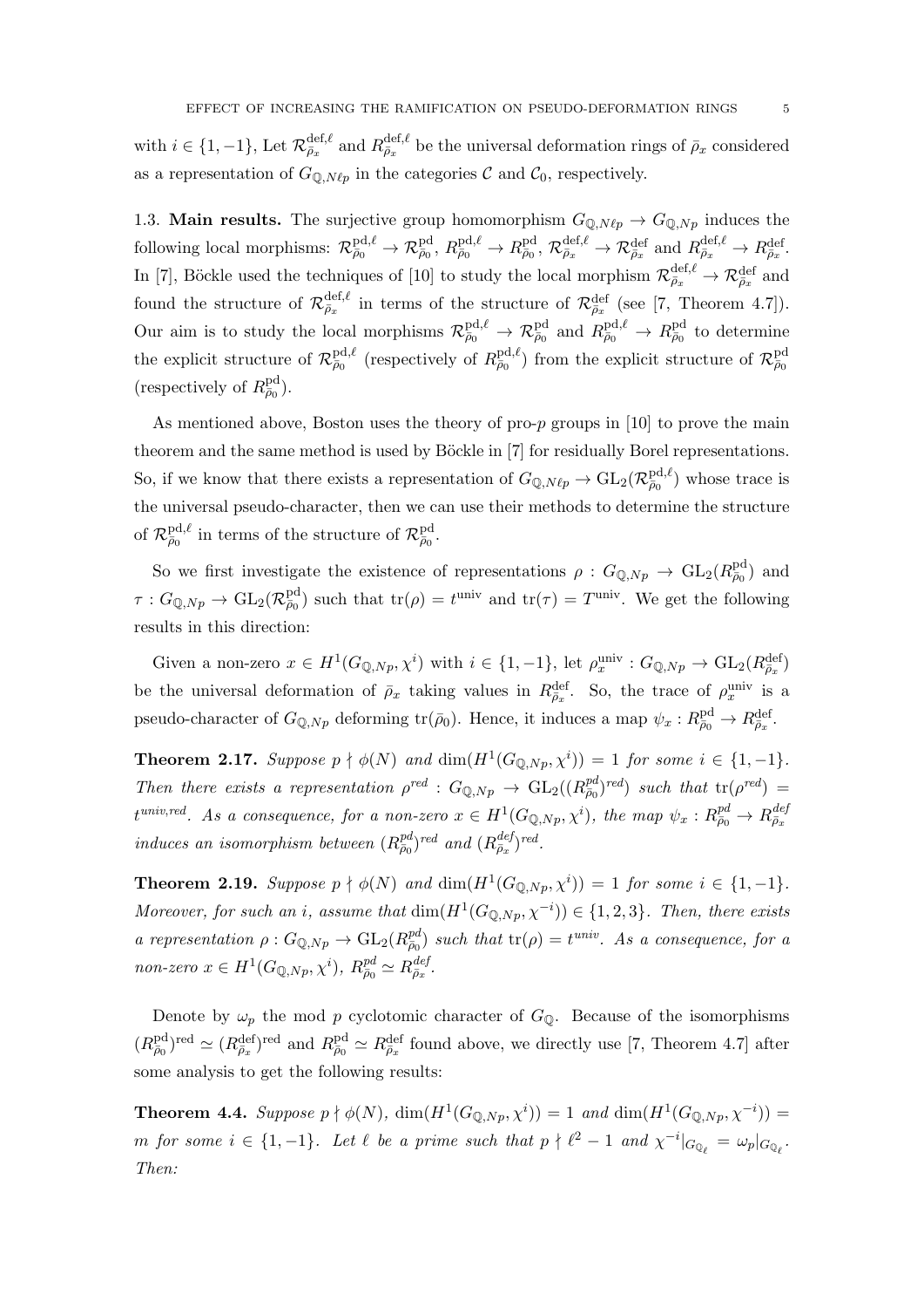with $i \in \{1,-1\}$, Let $\mathcal{R}^{\mathrm{def},\ell}_{\bar{\rho}_x}$ and $R^{\mathrm{def},\ell}_{\bar{\rho}_x}$ be the universal deformation rings of $\bar{\rho}_x$ considered as a representation of $G_{\mathbb{Q},N\ell p}$ in the categories $\mathcal{C}$ and $\mathcal{C}_0$, respectively.

1.3. **Main results.** The surjective group homomorphism $G_{\mathbb{Q},N\ell p} \to G_{\mathbb{Q},Np}$ induces the following local morphisms: $\mathcal{R}^{\mathrm{pd},\ell}_{\bar{\rho}_0} \to \mathcal{R}^{\mathrm{pd}}_{\bar{\rho}_0}$, $R^{\mathrm{pd},\ell}_{\bar{\rho}_0} \to R^{\mathrm{pd}}_{\bar{\rho}_0}$, $\mathcal{R}^{\mathrm{def},\ell}_{\bar{\rho}_x} \to \mathcal{R}^{\mathrm{def}}_{\bar{\rho}_x}$ and $R^{\mathrm{def},\ell}_{\bar{\rho}_x} \to R^{\mathrm{def}}_{\bar{\rho}_x}$. In [7], Böckle used the techniques of [10] to study the local morphism $\mathcal{R}^{\mathrm{def},\ell}_{\bar{\rho}_x} \to \mathcal{R}^{\mathrm{def}}_{\bar{\rho}_x}$ and found the structure of $\mathcal{R}^{\mathrm{def},\ell}_{\bar{\rho}_x}$ in terms of the structure of $\mathcal{R}^{\mathrm{def}}_{\bar{\rho}_x}$ (see [7, Theorem 4.7]). Our aim is to study the local morphisms $\mathcal{R}^{\mathrm{pd},\ell}_{\bar{\rho}_0} \to \mathcal{R}^{\mathrm{pd}}_{\bar{\rho}_0}$ and $R^{\mathrm{pd},\ell}_{\bar{\rho}_0} \to R^{\mathrm{pd}}_{\bar{\rho}_0}$ to determine the explicit structure of $\mathcal{R}^{\mathrm{pd},\ell}_{\bar{\rho}_0}$ (respectively of $R^{\mathrm{pd},\ell}_{\bar{\rho}_0}$) from the explicit structure of $\mathcal{R}^{\mathrm{pd}}_{\bar{\rho}_0}$ (respectively of $R^{\mathrm{pd}}_{\bar{\rho}_0}$).

As mentioned above, Boston uses the theory of pro-$p$ groups in [10] to prove the main theorem and the same method is used by Böckle in [7] for residually Borel representations. So, if we know that there exists a representation of $G_{\mathbb{Q},N\ell p} \to \mathrm{GL}_2(\mathcal{R}^{\mathrm{pd},\ell}_{\bar{\rho}_0})$ whose trace is the universal pseudo-character, then we can use their methods to determine the structure of $\mathcal{R}^{\mathrm{pd},\ell}_{\bar{\rho}_0}$ in terms of the structure of $\mathcal{R}^{\mathrm{pd}}_{\bar{\rho}_0}$.

So we first investigate the existence of representations $\rho : G_{\mathbb{Q},Np} \to \mathrm{GL}_2(R^{\mathrm{pd}}_{\bar{\rho}_0})$ and $\tau : G_{\mathbb{Q},Np} \to \mathrm{GL}_2(\mathcal{R}^{\mathrm{pd}}_{\bar{\rho}_0})$ such that $\mathrm{tr}(\rho) = t^{\mathrm{univ}}$ and $\mathrm{tr}(\tau) = T^{\mathrm{univ}}$. We get the following results in this direction:

Given a non-zero $x \in H^1(G_{\mathbb{Q},Np}, \chi^i)$ with $i \in \{1,-1\}$, let $\rho^{\mathrm{univ}}_x : G_{\mathbb{Q},Np} \to \mathrm{GL}_2(R^{\mathrm{def}}_{\bar{\rho}_x})$ be the universal deformation of $\bar{\rho}_x$ taking values in $R^{\mathrm{def}}_{\bar{\rho}_x}$. So, the trace of $\rho^{\mathrm{univ}}_x$ is a pseudo-character of $G_{\mathbb{Q},Np}$ deforming $\mathrm{tr}(\bar{\rho}_0)$. Hence, it induces a map $\psi_x : R^{\mathrm{pd}}_{\bar{\rho}_0} \to R^{\mathrm{def}}_{\bar{\rho}_x}$.

**Theorem 2.17.** *Suppose $p \nmid \phi(N)$ and $\dim(H^1(G_{\mathbb{Q},Np}, \chi^i)) = 1$ for some $i \in \{1,-1\}$. Then there exists a representation $\rho^{red} : G_{\mathbb{Q},Np} \to \mathrm{GL}_2((R^{pd}_{\bar{\rho}_0})^{red})$ such that $\mathrm{tr}(\rho^{red}) = t^{univ,red}$. As a consequence, for a non-zero $x \in H^1(G_{\mathbb{Q},Np}, \chi^i)$, the map $\psi_x : R^{pd}_{\bar{\rho}_0} \to R^{def}_{\bar{\rho}_x}$ induces an isomorphism between $(R^{pd}_{\bar{\rho}_0})^{red}$ and $(R^{def}_{\bar{\rho}_x})^{red}$.*

**Theorem 2.19.** *Suppose $p \nmid \phi(N)$ and $\dim(H^1(G_{\mathbb{Q},Np}, \chi^i)) = 1$ for some $i \in \{1,-1\}$. Moreover, for such an $i$, assume that $\dim(H^1(G_{\mathbb{Q},Np}, \chi^{-i})) \in \{1,2,3\}$. Then, there exists a representation $\rho : G_{\mathbb{Q},Np} \to \mathrm{GL}_2(R^{pd}_{\bar{\rho}_0})$ such that $\mathrm{tr}(\rho) = t^{univ}$. As a consequence, for a non-zero $x \in H^1(G_{\mathbb{Q},Np}, \chi^i)$, $R^{pd}_{\bar{\rho}_0} \simeq R^{def}_{\bar{\rho}_x}$.*

Denote by $\omega_p$ the mod $p$ cyclotomic character of $G_{\mathbb{Q}}$. Because of the isomorphisms $(R^{\mathrm{pd}}_{\bar{\rho}_0})^{\mathrm{red}} \simeq (R^{\mathrm{def}}_{\bar{\rho}_x})^{\mathrm{red}}$ and $R^{\mathrm{pd}}_{\bar{\rho}_0} \simeq R^{\mathrm{def}}_{\bar{\rho}_x}$ found above, we directly use [7, Theorem 4.7] after some analysis to get the following results:

**Theorem 4.4.** *Suppose $p \nmid \phi(N)$, $\dim(H^1(G_{\mathbb{Q},Np}, \chi^i)) = 1$ and $\dim(H^1(G_{\mathbb{Q},Np}, \chi^{-i})) = m$ for some $i \in \{1,-1\}$. Let $\ell$ be a prime such that $p \nmid \ell^2 - 1$ and $\chi^{-i}|_{G_{\mathbb{Q}_\ell}} = \omega_p|_{G_{\mathbb{Q}_\ell}}$. Then:*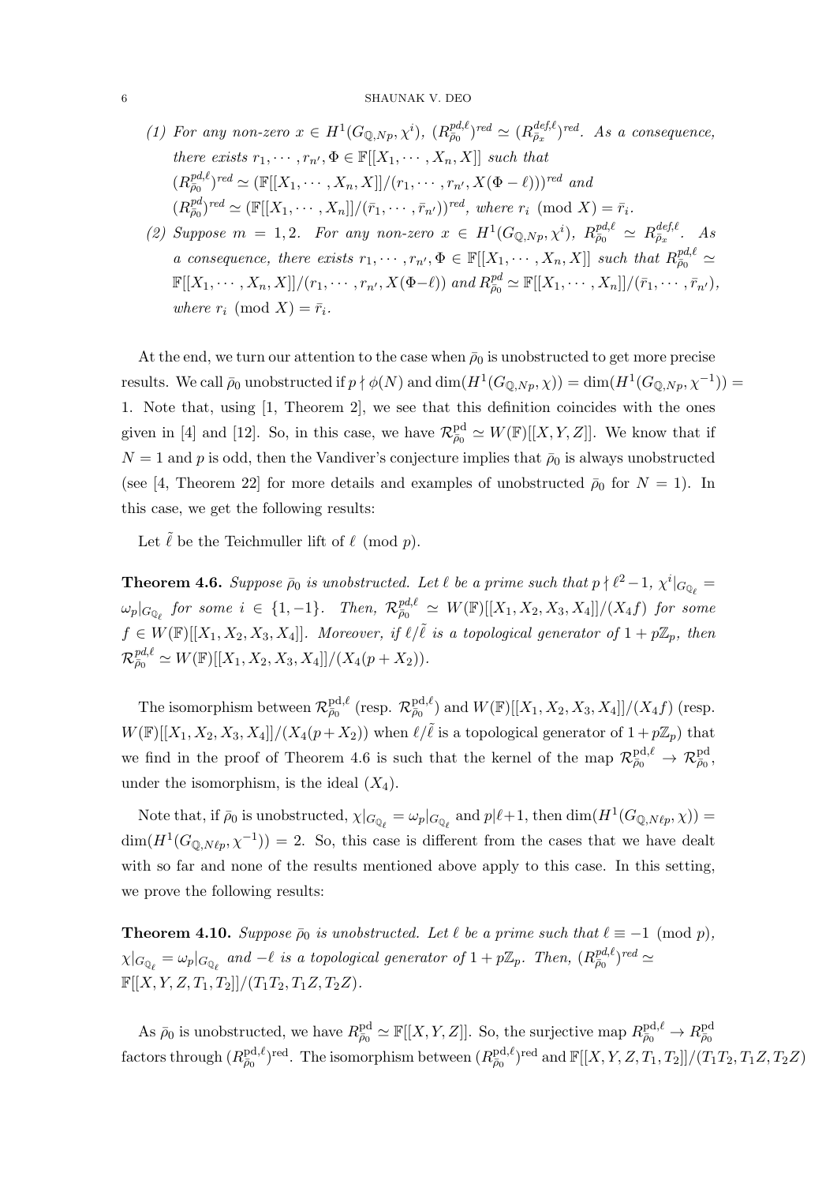(1) *For any non-zero $x \in H^1(G_{\mathbb{Q},Np}, \chi^i)$, $(R^{pd,\ell}_{\bar\rho_0})^{red} \simeq (R^{def,\ell}_{\bar\rho_x})^{red}$. As a consequence, there exists $r_1, \cdots, r_{n'}, \Phi \in \mathbb{F}[[X_1, \cdots, X_n, X]]$ such that* $(R^{pd,\ell}_{\bar\rho_0})^{red} \simeq (\mathbb{F}[[X_1, \cdots, X_n, X]]/(r_1, \cdots, r_{n'}, X(\Phi - \ell)))^{red}$ *and* $(R^{pd}_{\bar\rho_0})^{red} \simeq (\mathbb{F}[[X_1, \cdots, X_n]]/(\bar r_1, \cdots, \bar r_{n'}))^{red}$*, where $r_i \pmod X = \bar r_i$.*

(2) *Suppose $m = 1, 2$. For any non-zero $x \in H^1(G_{\mathbb{Q},Np}, \chi^i)$, $R^{pd,\ell}_{\bar\rho_0} \simeq R^{def,\ell}_{\bar\rho_x}$. As a consequence, there exists $r_1, \cdots, r_{n'}, \Phi \in \mathbb{F}[[X_1, \cdots, X_n, X]]$ such that $R^{pd,\ell}_{\bar\rho_0} \simeq \mathbb{F}[[X_1, \cdots, X_n, X]]/(r_1, \cdots, r_{n'}, X(\Phi - \ell))$ and $R^{pd}_{\bar\rho_0} \simeq \mathbb{F}[[X_1, \cdots, X_n]]/(\bar r_1, \cdots, \bar r_{n'})$, where $r_i \pmod X = \bar r_i$.*

At the end, we turn our attention to the case when $\bar\rho_0$ is unobstructed to get more precise results. We call $\bar\rho_0$ unobstructed if $p \nmid \phi(N)$ and $\dim(H^1(G_{\mathbb{Q},Np}, \chi)) = \dim(H^1(G_{\mathbb{Q},Np}, \chi^{-1})) = 1$. Note that, using [1, Theorem 2], we see that this definition coincides with the ones given in [4] and [12]. So, in this case, we have $\mathcal{R}^{\rm pd}_{\bar\rho_0} \simeq W(\mathbb{F})[[X, Y, Z]]$. We know that if $N = 1$ and $p$ is odd, then the Vandiver's conjecture implies that $\bar\rho_0$ is always unobstructed (see [4, Theorem 22] for more details and examples of unobstructed $\bar\rho_0$ for $N = 1$). In this case, we get the following results:

Let $\tilde\ell$ be the Teichmuller lift of $\ell \pmod p$.

**Theorem 4.6.** *Suppose $\bar\rho_0$ is unobstructed. Let $\ell$ be a prime such that $p \nmid \ell^2 - 1$, $\chi^i|_{G_{\mathbb{Q}_\ell}} = \omega_p|_{G_{\mathbb{Q}_\ell}}$ for some $i \in \{1, -1\}$. Then, $\mathcal{R}^{pd,\ell}_{\bar\rho_0} \simeq W(\mathbb{F})[[X_1, X_2, X_3, X_4]]/(X_4 f)$ for some $f \in W(\mathbb{F})[[X_1, X_2, X_3, X_4]]$. Moreover, if $\ell/\tilde\ell$ is a topological generator of $1 + p\mathbb{Z}_p$, then $\mathcal{R}^{pd,\ell}_{\bar\rho_0} \simeq W(\mathbb{F})[[X_1, X_2, X_3, X_4]]/(X_4(p + X_2))$.*

The isomorphism between $\mathcal{R}^{\rm pd,\ell}_{\bar\rho_0}$ (resp. $\mathcal{R}^{\rm pd,\ell}_{\bar\rho_0}$) and $W(\mathbb{F})[[X_1, X_2, X_3, X_4]]/(X_4 f)$ (resp. $W(\mathbb{F})[[X_1, X_2, X_3, X_4]]/(X_4(p + X_2))$ when $\ell/\tilde\ell$ is a topological generator of $1 + p\mathbb{Z}_p$) that we find in the proof of Theorem 4.6 is such that the kernel of the map $\mathcal{R}^{\rm pd,\ell}_{\bar\rho_0} \to \mathcal{R}^{\rm pd}_{\bar\rho_0}$, under the isomorphism, is the ideal $(X_4)$.

Note that, if $\bar\rho_0$ is unobstructed, $\chi|_{G_{\mathbb{Q}_\ell}} = \omega_p|_{G_{\mathbb{Q}_\ell}}$ and $p|\ell + 1$, then $\dim(H^1(G_{\mathbb{Q},N\ell p}, \chi)) = \dim(H^1(G_{\mathbb{Q},N\ell p}, \chi^{-1})) = 2$. So, this case is different from the cases that we have dealt with so far and none of the results mentioned above apply to this case. In this setting, we prove the following results:

**Theorem 4.10.** *Suppose $\bar\rho_0$ is unobstructed. Let $\ell$ be a prime such that $\ell \equiv -1 \pmod p$, $\chi|_{G_{\mathbb{Q}_\ell}} = \omega_p|_{G_{\mathbb{Q}_\ell}}$ and $-\ell$ is a topological generator of $1 + p\mathbb{Z}_p$. Then, $(R^{pd,\ell}_{\bar\rho_0})^{red} \simeq \mathbb{F}[[X, Y, Z, T_1, T_2]]/(T_1T_2, T_1Z, T_2Z)$.*

As $\bar\rho_0$ is unobstructed, we have $R^{\rm pd}_{\bar\rho_0} \simeq \mathbb{F}[[X, Y, Z]]$. So, the surjective map $R^{\rm pd,\ell}_{\bar\rho_0} \to R^{\rm pd}_{\bar\rho_0}$ factors through $(R^{\rm pd,\ell}_{\bar\rho_0})^{\rm red}$. The isomorphism between $(R^{\rm pd,\ell}_{\bar\rho_0})^{\rm red}$ and $\mathbb{F}[[X, Y, Z, T_1, T_2]]/(T_1T_2, T_1Z, T_2Z)$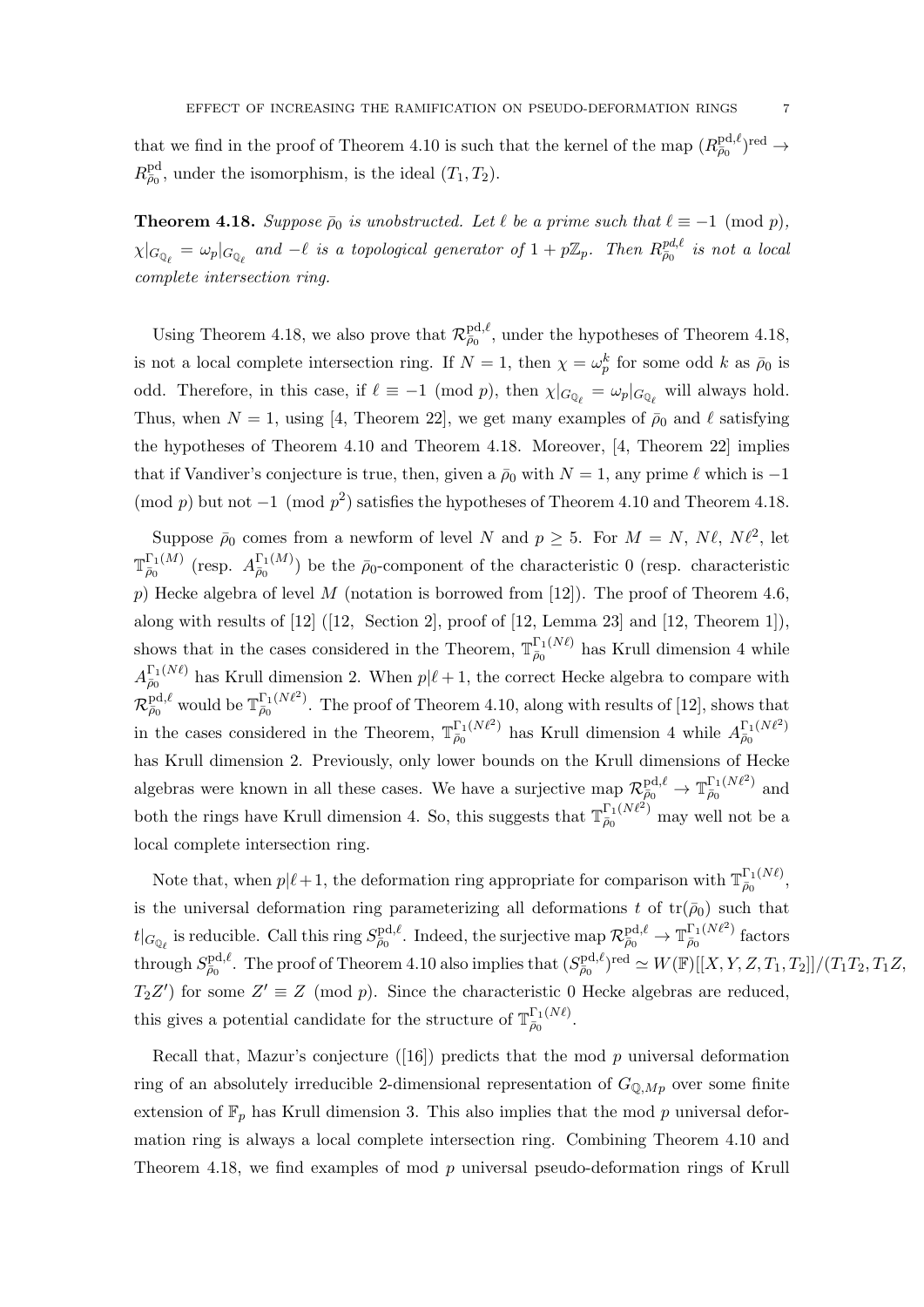that we find in the proof of Theorem 4.10 is such that the kernel of the map $(R^{\mathrm{pd},\ell}_{\bar\rho_0})^{\mathrm{red}} \to R^{\mathrm{pd}}_{\bar\rho_0}$, under the isomorphism, is the ideal $(T_1, T_2)$.

**Theorem 4.18.** *Suppose $\bar\rho_0$ is unobstructed. Let $\ell$ be a prime such that $\ell \equiv -1 \pmod p$, $\chi|_{G_{\mathbb{Q}_\ell}} = \omega_p|_{G_{\mathbb{Q}_\ell}}$ and $-\ell$ is a topological generator of $1 + p\mathbb{Z}_p$. Then $R^{pd,\ell}_{\bar\rho_0}$ is not a local complete intersection ring.*

Using Theorem 4.18, we also prove that $\mathcal{R}^{\mathrm{pd},\ell}_{\bar\rho_0}$, under the hypotheses of Theorem 4.18, is not a local complete intersection ring. If $N = 1$, then $\chi = \omega_p^k$ for some odd $k$ as $\bar\rho_0$ is odd. Therefore, in this case, if $\ell \equiv -1 \pmod p$, then $\chi|_{G_{\mathbb{Q}_\ell}} = \omega_p|_{G_{\mathbb{Q}_\ell}}$ will always hold. Thus, when $N = 1$, using [4, Theorem 22], we get many examples of $\bar\rho_0$ and $\ell$ satisfying the hypotheses of Theorem 4.10 and Theorem 4.18. Moreover, [4, Theorem 22] implies that if Vandiver's conjecture is true, then, given a $\bar\rho_0$ with $N = 1$, any prime $\ell$ which is $-1 \pmod p$ but not $-1 \pmod{p^2}$ satisfies the hypotheses of Theorem 4.10 and Theorem 4.18.

Suppose $\bar\rho_0$ comes from a newform of level $N$ and $p \geq 5$. For $M = N$, $N\ell$, $N\ell^2$, let $\mathbb{T}^{\Gamma_1(M)}_{\bar\rho_0}$ (resp. $A^{\Gamma_1(M)}_{\bar\rho_0}$) be the $\bar\rho_0$-component of the characteristic 0 (resp. characteristic $p$) Hecke algebra of level $M$ (notation is borrowed from [12]). The proof of Theorem 4.6, along with results of [12] ([12, Section 2], proof of [12, Lemma 23] and [12, Theorem 1]), shows that in the cases considered in the Theorem, $\mathbb{T}^{\Gamma_1(N\ell)}_{\bar\rho_0}$ has Krull dimension 4 while $A^{\Gamma_1(N\ell)}_{\bar\rho_0}$ has Krull dimension 2. When $p|\ell+1$, the correct Hecke algebra to compare with $\mathcal{R}^{\mathrm{pd},\ell}_{\bar\rho_0}$ would be $\mathbb{T}^{\Gamma_1(N\ell^2)}_{\bar\rho_0}$. The proof of Theorem 4.10, along with results of [12], shows that in the cases considered in the Theorem, $\mathbb{T}^{\Gamma_1(N\ell^2)}_{\bar\rho_0}$ has Krull dimension 4 while $A^{\Gamma_1(N\ell^2)}_{\bar\rho_0}$ has Krull dimension 2. Previously, only lower bounds on the Krull dimensions of Hecke algebras were known in all these cases. We have a surjective map $\mathcal{R}^{\mathrm{pd},\ell}_{\bar\rho_0} \to \mathbb{T}^{\Gamma_1(N\ell^2)}_{\bar\rho_0}$ and both the rings have Krull dimension 4. So, this suggests that $\mathbb{T}^{\Gamma_1(N\ell^2)}_{\bar\rho_0}$ may well not be a local complete intersection ring.

Note that, when $p|\ell+1$, the deformation ring appropriate for comparison with $\mathbb{T}^{\Gamma_1(N\ell)}_{\bar\rho_0}$, is the universal deformation ring parameterizing all deformations $t$ of $\mathrm{tr}(\bar\rho_0)$ such that $t|_{G_{\mathbb{Q}_\ell}}$ is reducible. Call this ring $S^{\mathrm{pd},\ell}_{\bar\rho_0}$. Indeed, the surjective map $\mathcal{R}^{\mathrm{pd},\ell}_{\bar\rho_0} \to \mathbb{T}^{\Gamma_1(N\ell^2)}_{\bar\rho_0}$ factors through $S^{\mathrm{pd},\ell}_{\bar\rho_0}$. The proof of Theorem 4.10 also implies that $(S^{\mathrm{pd},\ell}_{\bar\rho_0})^{\mathrm{red}} \simeq W(\mathbb{F})[[X,Y,Z,T_1,T_2]]/(T_1T_2, T_1Z, T_2Z')$ for some $Z' \equiv Z \pmod p$. Since the characteristic 0 Hecke algebras are reduced, this gives a potential candidate for the structure of $\mathbb{T}^{\Gamma_1(N\ell)}_{\bar\rho_0}$.

Recall that, Mazur's conjecture ([16]) predicts that the mod $p$ universal deformation ring of an absolutely irreducible 2-dimensional representation of $G_{\mathbb{Q},Mp}$ over some finite extension of $\mathbb{F}_p$ has Krull dimension 3. This also implies that the mod $p$ universal deformation ring is always a local complete intersection ring. Combining Theorem 4.10 and Theorem 4.18, we find examples of mod $p$ universal pseudo-deformation rings of Krull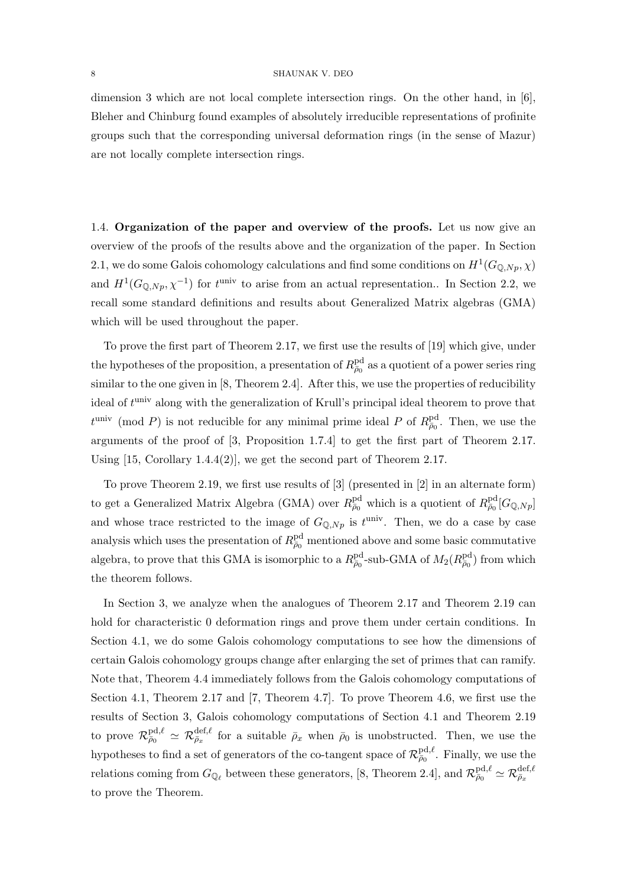dimension 3 which are not local complete intersection rings. On the other hand, in [6], Bleher and Chinburg found examples of absolutely irreducible representations of profinite groups such that the corresponding universal deformation rings (in the sense of Mazur) are not locally complete intersection rings.

### 1.4. Organization of the paper and overview of the proofs.

Let us now give an overview of the proofs of the results above and the organization of the paper. In Section 2.1, we do some Galois cohomology calculations and find some conditions on $H^1(G_{\mathbb{Q},Np}, \chi)$ and $H^1(G_{\mathbb{Q},Np}, \chi^{-1})$ for $t^{\text{univ}}$ to arise from an actual representation.. In Section 2.2, we recall some standard definitions and results about Generalized Matrix algebras (GMA) which will be used throughout the paper.

To prove the first part of Theorem 2.17, we first use the results of [19] which give, under the hypotheses of the proposition, a presentation of $R^{\text{pd}}_{\bar{\rho}_0}$ as a quotient of a power series ring similar to the one given in [8, Theorem 2.4]. After this, we use the properties of reducibility ideal of $t^{\text{univ}}$ along with the generalization of Krull's principal ideal theorem to prove that $t^{\text{univ}} \pmod{P}$ is not reducible for any minimal prime ideal $P$ of $R^{\text{pd}}_{\bar{\rho}_0}$. Then, we use the arguments of the proof of [3, Proposition 1.7.4] to get the first part of Theorem 2.17. Using [15, Corollary 1.4.4(2)], we get the second part of Theorem 2.17.

To prove Theorem 2.19, we first use results of [3] (presented in [2] in an alternate form) to get a Generalized Matrix Algebra (GMA) over $R^{\text{pd}}_{\bar{\rho}_0}$ which is a quotient of $R^{\text{pd}}_{\bar{\rho}_0}[G_{\mathbb{Q},Np}]$ and whose trace restricted to the image of $G_{\mathbb{Q},Np}$ is $t^{\text{univ}}$. Then, we do a case by case analysis which uses the presentation of $R^{\text{pd}}_{\bar{\rho}_0}$ mentioned above and some basic commutative algebra, to prove that this GMA is isomorphic to a $R^{\text{pd}}_{\bar{\rho}_0}$-sub-GMA of $M_2(R^{\text{pd}}_{\bar{\rho}_0})$ from which the theorem follows.

In Section 3, we analyze when the analogues of Theorem 2.17 and Theorem 2.19 can hold for characteristic 0 deformation rings and prove them under certain conditions. In Section 4.1, we do some Galois cohomology computations to see how the dimensions of certain Galois cohomology groups change after enlarging the set of primes that can ramify. Note that, Theorem 4.4 immediately follows from the Galois cohomology computations of Section 4.1, Theorem 2.17 and [7, Theorem 4.7]. To prove Theorem 4.6, we first use the results of Section 3, Galois cohomology computations of Section 4.1 and Theorem 2.19 to prove $\mathcal{R}^{\text{pd},\ell}_{\bar{\rho}_0} \simeq \mathcal{R}^{\text{def},\ell}_{\bar{\rho}_x}$ for a suitable $\bar{\rho}_x$ when $\bar{\rho}_0$ is unobstructed. Then, we use the hypotheses to find a set of generators of the co-tangent space of $\mathcal{R}^{\text{pd},\ell}_{\bar{\rho}_0}$. Finally, we use the relations coming from $G_{\mathbb{Q}_\ell}$ between these generators, [8, Theorem 2.4], and $\mathcal{R}^{\text{pd},\ell}_{\bar{\rho}_0} \simeq \mathcal{R}^{\text{def},\ell}_{\bar{\rho}_x}$ to prove the Theorem.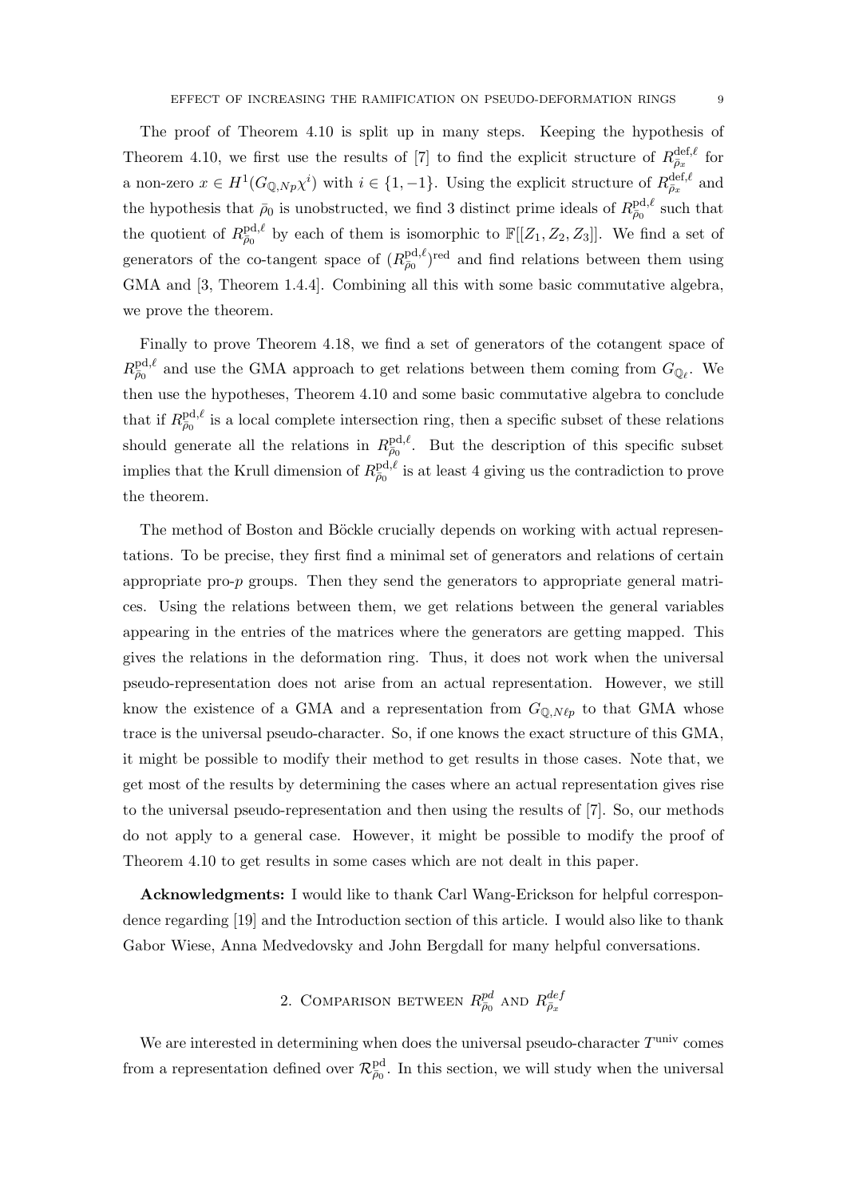The proof of Theorem 4.10 is split up in many steps. Keeping the hypothesis of Theorem 4.10, we first use the results of [7] to find the explicit structure of $R^{\mathrm{def},\ell}_{\bar\rho_x}$ for a non-zero $x \in H^1(G_{\mathbb{Q},Np}\chi^i)$ with $i \in \{1,-1\}$. Using the explicit structure of $R^{\mathrm{def},\ell}_{\bar\rho_x}$ and the hypothesis that $\bar\rho_0$ is unobstructed, we find 3 distinct prime ideals of $R^{\mathrm{pd},\ell}_{\bar\rho_0}$ such that the quotient of $R^{\mathrm{pd},\ell}_{\bar\rho_0}$ by each of them is isomorphic to $\mathbb{F}[[Z_1,Z_2,Z_3]]$. We find a set of generators of the co-tangent space of $(R^{\mathrm{pd},\ell}_{\bar\rho_0})^{\mathrm{red}}$ and find relations between them using GMA and [3, Theorem 1.4.4]. Combining all this with some basic commutative algebra, we prove the theorem.

Finally to prove Theorem 4.18, we find a set of generators of the cotangent space of $R^{\mathrm{pd},\ell}_{\bar\rho_0}$ and use the GMA approach to get relations between them coming from $G_{\mathbb{Q}_\ell}$. We then use the hypotheses, Theorem 4.10 and some basic commutative algebra to conclude that if $R^{\mathrm{pd},\ell}_{\bar\rho_0}$ is a local complete intersection ring, then a specific subset of these relations should generate all the relations in $R^{\mathrm{pd},\ell}_{\bar\rho_0}$. But the description of this specific subset implies that the Krull dimension of $R^{\mathrm{pd},\ell}_{\bar\rho_0}$ is at least 4 giving us the contradiction to prove the theorem.

The method of Boston and Böckle crucially depends on working with actual representations. To be precise, they first find a minimal set of generators and relations of certain appropriate pro-$p$ groups. Then they send the generators to appropriate general matrices. Using the relations between them, we get relations between the general variables appearing in the entries of the matrices where the generators are getting mapped. This gives the relations in the deformation ring. Thus, it does not work when the universal pseudo-representation does not arise from an actual representation. However, we still know the existence of a GMA and a representation from $G_{\mathbb{Q},N\ell p}$ to that GMA whose trace is the universal pseudo-character. So, if one knows the exact structure of this GMA, it might be possible to modify their method to get results in those cases. Note that, we get most of the results by determining the cases where an actual representation gives rise to the universal pseudo-representation and then using the results of [7]. So, our methods do not apply to a general case. However, it might be possible to modify the proof of Theorem 4.10 to get results in some cases which are not dealt in this paper.

**Acknowledgments:** I would like to thank Carl Wang-Erickson for helpful correspondence regarding [19] and the Introduction section of this article. I would also like to thank Gabor Wiese, Anna Medvedovsky and John Bergdall for many helpful conversations.

## 2. Comparison between $R^{pd}_{\bar\rho_0}$ and $R^{def}_{\bar\rho_x}$

We are interested in determining when does the universal pseudo-character $T^{\mathrm{univ}}$ comes from a representation defined over $\mathcal{R}^{\mathrm{pd}}_{\bar\rho_0}$. In this section, we will study when the universal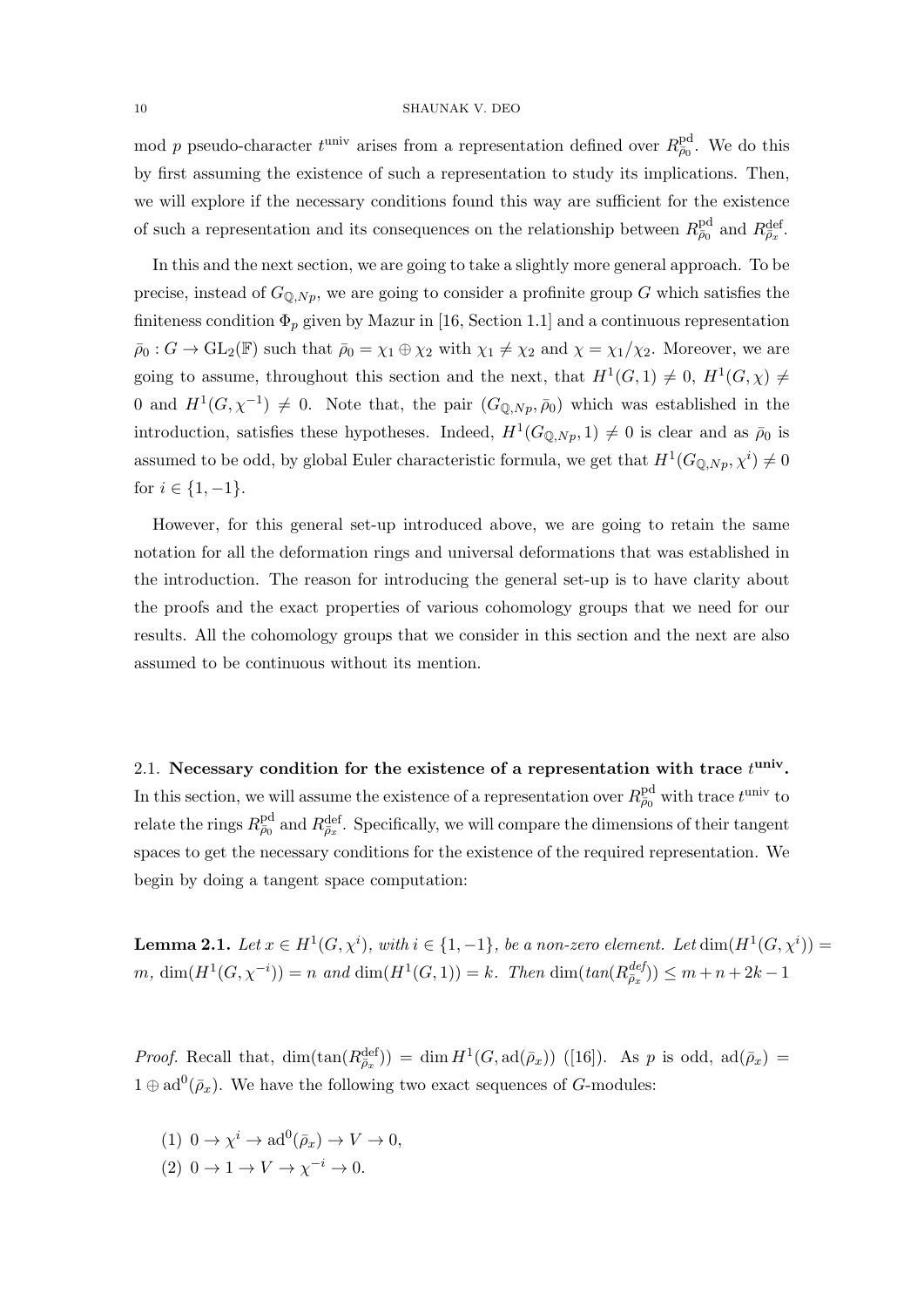mod $p$ pseudo-character $t^{\mathrm{univ}}$ arises from a representation defined over $R^{\mathrm{pd}}_{\bar\rho_0}$. We do this by first assuming the existence of such a representation to study its implications. Then, we will explore if the necessary conditions found this way are sufficient for the existence of such a representation and its consequences on the relationship between $R^{\mathrm{pd}}_{\bar\rho_0}$ and $R^{\mathrm{def}}_{\bar\rho_x}$.

In this and the next section, we are going to take a slightly more general approach. To be precise, instead of $G_{\mathbb{Q},Np}$, we are going to consider a profinite group $G$ which satisfies the finiteness condition $\Phi_p$ given by Mazur in [16, Section 1.1] and a continuous representation $\bar\rho_0 : G \to \mathrm{GL}_2(\mathbb{F})$ such that $\bar\rho_0 = \chi_1 \oplus \chi_2$ with $\chi_1 \neq \chi_2$ and $\chi = \chi_1/\chi_2$. Moreover, we are going to assume, throughout this section and the next, that $H^1(G,1) \neq 0$, $H^1(G,\chi) \neq 0$ and $H^1(G,\chi^{-1}) \neq 0$. Note that, the pair $(G_{\mathbb{Q},Np}, \bar\rho_0)$ which was established in the introduction, satisfies these hypotheses. Indeed, $H^1(G_{\mathbb{Q},Np},1) \neq 0$ is clear and as $\bar\rho_0$ is assumed to be odd, by global Euler characteristic formula, we get that $H^1(G_{\mathbb{Q},Np},\chi^i) \neq 0$ for $i \in \{1,-1\}$.

However, for this general set-up introduced above, we are going to retain the same notation for all the deformation rings and universal deformations that was established in the introduction. The reason for introducing the general set-up is to have clarity about the proofs and the exact properties of various cohomology groups that we need for our results. All the cohomology groups that we consider in this section and the next are also assumed to be continuous without its mention.

### 2.1. Necessary condition for the existence of a representation with trace $t^{\mathrm{univ}}$.

In this section, we will assume the existence of a representation over $R^{\mathrm{pd}}_{\bar\rho_0}$ with trace $t^{\mathrm{univ}}$ to relate the rings $R^{\mathrm{pd}}_{\bar\rho_0}$ and $R^{\mathrm{def}}_{\bar\rho_x}$. Specifically, we will compare the dimensions of their tangent spaces to get the necessary conditions for the existence of the required representation. We begin by doing a tangent space computation:

**Lemma 2.1.** *Let $x \in H^1(G,\chi^i)$, with $i \in \{1,-1\}$, be a non-zero element. Let $\dim(H^1(G,\chi^i)) = m$, $\dim(H^1(G,\chi^{-i})) = n$ and $\dim(H^1(G,1)) = k$. Then $\dim(tan(R^{def}_{\bar\rho_x})) \leq m+n+2k-1$*

*Proof.* Recall that, $\dim(\tan(R^{\mathrm{def}}_{\bar\rho_x})) = \dim H^1(G, \mathrm{ad}(\bar\rho_x))$ ([16]). As $p$ is odd, $\mathrm{ad}(\bar\rho_x) = 1 \oplus \mathrm{ad}^0(\bar\rho_x)$. We have the following two exact sequences of $G$-modules:

(1) $0 \to \chi^i \to \mathrm{ad}^0(\bar\rho_x) \to V \to 0$,

(2) $0 \to 1 \to V \to \chi^{-i} \to 0$.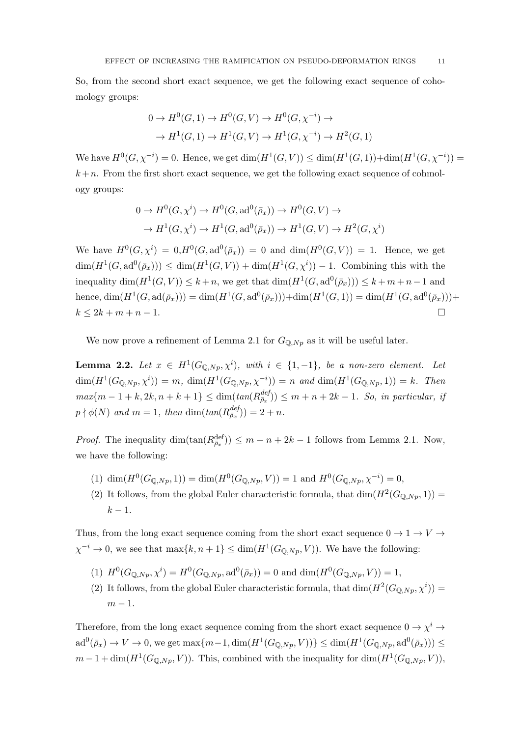So, from the second short exact sequence, we get the following exact sequence of cohomology groups:

$$0 \to H^0(G,1) \to H^0(G,V) \to H^0(G,\chi^{-i}) \to$$
$$\to H^1(G,1) \to H^1(G,V) \to H^1(G,\chi^{-i}) \to H^2(G,1)$$

We have $H^0(G,\chi^{-i}) = 0$. Hence, we get $\dim(H^1(G,V)) \leq \dim(H^1(G,1)) + \dim(H^1(G,\chi^{-i})) = k+n$. From the first short exact sequence, we get the following exact sequence of cohmology groups:

$$0 \to H^0(G,\chi^i) \to H^0(G,\mathrm{ad}^0(\bar\rho_x)) \to H^0(G,V) \to$$
$$\to H^1(G,\chi^i) \to H^1(G,\mathrm{ad}^0(\bar\rho_x)) \to H^1(G,V) \to H^2(G,\chi^i)$$

We have $H^0(G,\chi^i) = 0, H^0(G,\mathrm{ad}^0(\bar\rho_x)) = 0$ and $\dim(H^0(G,V)) = 1$. Hence, we get $\dim(H^1(G,\mathrm{ad}^0(\bar\rho_x))) \leq \dim(H^1(G,V)) + \dim(H^1(G,\chi^i)) - 1$. Combining this with the inequality $\dim(H^1(G,V)) \leq k+n$, we get that $\dim(H^1(G,\mathrm{ad}^0(\bar\rho_x))) \leq k+m+n-1$ and hence, $\dim(H^1(G,\mathrm{ad}(\bar\rho_x))) = \dim(H^1(G,\mathrm{ad}^0(\bar\rho_x))) + \dim(H^1(G,1)) = \dim(H^1(G,\mathrm{ad}^0(\bar\rho_x))) + k \leq 2k+m+n-1$. □

We now prove a refinement of Lemma 2.1 for $G_{\mathbb{Q},Np}$ as it will be useful later.

**Lemma 2.2.** *Let $x \in H^1(G_{\mathbb{Q},Np},\chi^i)$, with $i \in \{1,-1\}$, be a non-zero element. Let $\dim(H^1(G_{\mathbb{Q},Np},\chi^i)) = m$, $\dim(H^1(G_{\mathbb{Q},Np},\chi^{-i})) = n$ and $\dim(H^1(G_{\mathbb{Q},Np},1)) = k$. Then $max\{m-1+k, 2k, n+k+1\} \leq \dim(tan(R^{def}_{\bar\rho_x})) \leq m+n+2k-1$. So, in particular, if $p \nmid \phi(N)$ and $m=1$, then $\dim(tan(R^{def}_{\bar\rho_x})) = 2+n$.*

*Proof.* The inequality $\dim(\tan(R^{\mathrm{def}}_{\bar\rho_x})) \leq m+n+2k-1$ follows from Lemma 2.1. Now, we have the following:

1. $\dim(H^0(G_{\mathbb{Q},Np},1)) = \dim(H^0(G_{\mathbb{Q},Np},V)) = 1$ and $H^0(G_{\mathbb{Q},Np},\chi^{-i}) = 0$,
2. It follows, from the global Euler characteristic formula, that $\dim(H^2(G_{\mathbb{Q},Np},1)) = k-1$.

Thus, from the long exact sequence coming from the short exact sequence $0 \to 1 \to V \to \chi^{-i} \to 0$, we see that $\max\{k, n+1\} \leq \dim(H^1(G_{\mathbb{Q},Np},V))$. We have the following:

1. $H^0(G_{\mathbb{Q},Np},\chi^i) = H^0(G_{\mathbb{Q},Np},\mathrm{ad}^0(\bar\rho_x)) = 0$ and $\dim(H^0(G_{\mathbb{Q},Np},V)) = 1$,
2. It follows, from the global Euler characteristic formula, that $\dim(H^2(G_{\mathbb{Q},Np},\chi^i)) = m-1$.

Therefore, from the long exact sequence coming from the short exact sequence $0 \to \chi^i \to \mathrm{ad}^0(\bar\rho_x) \to V \to 0$, we get $\max\{m-1, \dim(H^1(G_{\mathbb{Q},Np},V))\} \leq \dim(H^1(G_{\mathbb{Q},Np},\mathrm{ad}^0(\bar\rho_x))) \leq m-1+\dim(H^1(G_{\mathbb{Q},Np},V))$. This, combined with the inequality for $\dim(H^1(G_{\mathbb{Q},Np},V))$,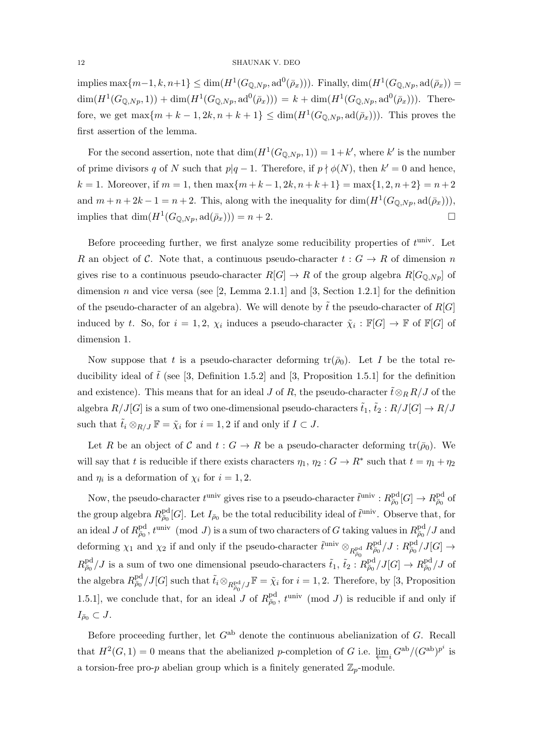implies $\max\{m-1, k, n+1\} \leq \dim(H^1(G_{\mathbb{Q},Np}, \mathrm{ad}^0(\bar\rho_x)))$. Finally, $\dim(H^1(G_{\mathbb{Q},Np}, \mathrm{ad}(\bar\rho_x)) = \dim(H^1(G_{\mathbb{Q},Np}, 1)) + \dim(H^1(G_{\mathbb{Q},Np}, \mathrm{ad}^0(\bar\rho_x))) = k + \dim(H^1(G_{\mathbb{Q},Np}, \mathrm{ad}^0(\bar\rho_x)))$. Therefore, we get $\max\{m+k-1, 2k, n+k+1\} \leq \dim(H^1(G_{\mathbb{Q},Np}, \mathrm{ad}(\bar\rho_x)))$. This proves the first assertion of the lemma.

For the second assertion, note that $\dim(H^1(G_{\mathbb{Q},Np}, 1)) = 1 + k'$, where $k'$ is the number of prime divisors $q$ of $N$ such that $p | q-1$. Therefore, if $p \nmid \phi(N)$, then $k' = 0$ and hence, $k = 1$. Moreover, if $m = 1$, then $\max\{m+k-1, 2k, n+k+1\} = \max\{1, 2, n+2\} = n+2$ and $m+n+2k-1 = n+2$. This, along with the inequality for $\dim(H^1(G_{\mathbb{Q},Np}, \mathrm{ad}(\bar\rho_x)))$, implies that $\dim(H^1(G_{\mathbb{Q},Np}, \mathrm{ad}(\bar\rho_x))) = n+2$. □

Before proceeding further, we first analyze some reducibility properties of $t^{\mathrm{univ}}$. Let $R$ an object of $\mathcal{C}$. Note that, a continuous pseudo-character $t : G \to R$ of dimension $n$ gives rise to a continuous pseudo-character $R[G] \to R$ of the group algebra $R[G_{\mathbb{Q},Np}]$ of dimension $n$ and vice versa (see [2, Lemma 2.1.1] and [3, Section 1.2.1] for the definition of the pseudo-character of an algebra). We will denote by $\tilde t$ the pseudo-character of $R[G]$ induced by $t$. So, for $i = 1, 2$, $\chi_i$ induces a pseudo-character $\tilde\chi_i : \mathbb{F}[G] \to \mathbb{F}$ of $\mathbb{F}[G]$ of dimension 1.

Now suppose that $t$ is a pseudo-character deforming $\mathrm{tr}(\bar\rho_0)$. Let $I$ be the total reducibility ideal of $\tilde t$ (see [3, Definition 1.5.2] and [3, Proposition 1.5.1] for the definition and existence). This means that for an ideal $J$ of $R$, the pseudo-character $\tilde t \otimes_R R/J$ of the algebra $R/J[G]$ is a sum of two one-dimensional pseudo-characters $\tilde t_1$, $\tilde t_2 : R/J[G] \to R/J$ such that $\tilde t_i \otimes_{R/J} \mathbb{F} = \tilde\chi_i$ for $i = 1, 2$ if and only if $I \subset J$.

Let $R$ be an object of $\mathcal{C}$ and $t : G \to R$ be a pseudo-character deforming $\mathrm{tr}(\bar\rho_0)$. We will say that $t$ is reducible if there exists characters $\eta_1$, $\eta_2 : G \to R^*$ such that $t = \eta_1 + \eta_2$ and $\eta_i$ is a deformation of $\chi_i$ for $i = 1, 2$.

Now, the pseudo-character $t^{\mathrm{univ}}$ gives rise to a pseudo-character $\tilde t^{\mathrm{univ}} : R^{\mathrm{pd}}_{\bar\rho_0}[G] \to R^{\mathrm{pd}}_{\bar\rho_0}$ of the group algebra $R^{\mathrm{pd}}_{\bar\rho_0}[G]$. Let $I_{\bar\rho_0}$ be the total reducibility ideal of $\tilde t^{\mathrm{univ}}$. Observe that, for an ideal $J$ of $R^{\mathrm{pd}}_{\bar\rho_0}$, $t^{\mathrm{univ}} \pmod J$ is a sum of two characters of $G$ taking values in $R^{\mathrm{pd}}_{\bar\rho_0}/J$ and deforming $\chi_1$ and $\chi_2$ if and only if the pseudo-character $\tilde t^{\mathrm{univ}} \otimes_{R^{\mathrm{pd}}_{\bar\rho_0}} R^{\mathrm{pd}}_{\bar\rho_0}/J : R^{\mathrm{pd}}_{\bar\rho_0}/J[G] \to R^{\mathrm{pd}}_{\bar\rho_0}/J$ is a sum of two one dimensional pseudo-characters $\tilde t_1$, $\tilde t_2 : R^{\mathrm{pd}}_{\bar\rho_0}/J[G] \to R^{\mathrm{pd}}_{\bar\rho_0}/J$ of the algebra $R^{\mathrm{pd}}_{\bar\rho_0}/J[G]$ such that $\tilde t_i \otimes_{R^{\mathrm{pd}}_{\bar\rho_0}/J} \mathbb{F} = \tilde\chi_i$ for $i = 1, 2$. Therefore, by [3, Proposition 1.5.1], we conclude that, for an ideal $J$ of $R^{\mathrm{pd}}_{\bar\rho_0}$, $t^{\mathrm{univ}} \pmod J$ is reducible if and only if $I_{\bar\rho_0} \subset J$.

Before proceeding further, let $G^{\mathrm{ab}}$ denote the continuous abelianization of $G$. Recall that $H^2(G, 1) = 0$ means that the abelianized $p$-completion of $G$ i.e. $\varprojlim_i G^{\mathrm{ab}}/(G^{\mathrm{ab}})^{p^i}$ is a torsion-free pro-$p$ abelian group which is a finitely generated $\mathbb{Z}_p$-module.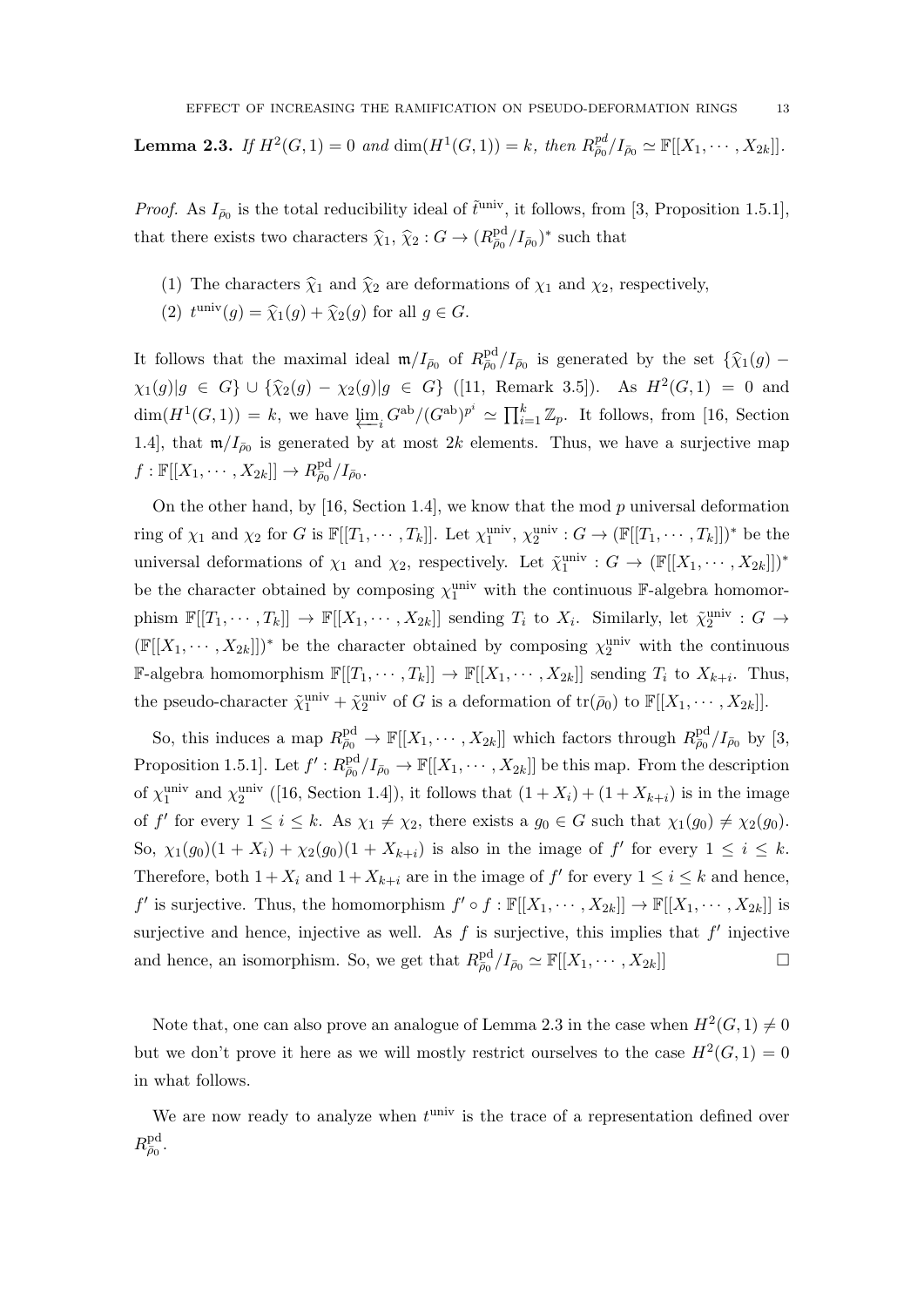**Lemma 2.3.** *If $H^2(G,1) = 0$ and $\dim(H^1(G,1)) = k$, then $R^{pd}_{\bar{\rho}_0}/I_{\bar{\rho}_0} \simeq \mathbb{F}[[X_1, \cdots, X_{2k}]]$.*

*Proof.* As $I_{\bar{\rho}_0}$ is the total reducibility ideal of $\tilde{t}^{\mathrm{univ}}$, it follows, from [3, Proposition 1.5.1], that there exists two characters $\widehat{\chi}_1$, $\widehat{\chi}_2 : G \to (R^{\mathrm{pd}}_{\bar{\rho}_0}/I_{\bar{\rho}_0})^*$ such that

(1) The characters $\widehat{\chi}_1$ and $\widehat{\chi}_2$ are deformations of $\chi_1$ and $\chi_2$, respectively,
(2) $t^{\mathrm{univ}}(g) = \widehat{\chi}_1(g) + \widehat{\chi}_2(g)$ for all $g \in G$.

It follows that the maximal ideal $\mathfrak{m}/I_{\bar{\rho}_0}$ of $R^{\mathrm{pd}}_{\bar{\rho}_0}/I_{\bar{\rho}_0}$ is generated by the set $\{\widehat{\chi}_1(g) - \chi_1(g) | g \in G\} \cup \{\widehat{\chi}_2(g) - \chi_2(g) | g \in G\}$ ([11, Remark 3.5]). As $H^2(G,1) = 0$ and $\dim(H^1(G,1)) = k$, we have $\varprojlim_i G^{\mathrm{ab}}/(G^{\mathrm{ab}})^{p^i} \simeq \prod_{i=1}^{k} \mathbb{Z}_p$. It follows, from [16, Section 1.4], that $\mathfrak{m}/I_{\bar{\rho}_0}$ is generated by at most $2k$ elements. Thus, we have a surjective map $f : \mathbb{F}[[X_1, \cdots, X_{2k}]] \to R^{\mathrm{pd}}_{\bar{\rho}_0}/I_{\bar{\rho}_0}$.

On the other hand, by [16, Section 1.4], we know that the mod $p$ universal deformation ring of $\chi_1$ and $\chi_2$ for $G$ is $\mathbb{F}[[T_1, \cdots, T_k]]$. Let $\chi_1^{\mathrm{univ}}$, $\chi_2^{\mathrm{univ}} : G \to (\mathbb{F}[[T_1, \cdots, T_k]])^*$ be the universal deformations of $\chi_1$ and $\chi_2$, respectively. Let $\tilde{\chi}_1^{\mathrm{univ}} : G \to (\mathbb{F}[[X_1, \cdots, X_{2k}]])^*$ be the character obtained by composing $\chi_1^{\mathrm{univ}}$ with the continuous $\mathbb{F}$-algebra homomorphism $\mathbb{F}[[T_1, \cdots, T_k]] \to \mathbb{F}[[X_1, \cdots, X_{2k}]]$ sending $T_i$ to $X_i$. Similarly, let $\tilde{\chi}_2^{\mathrm{univ}} : G \to (\mathbb{F}[[X_1, \cdots, X_{2k}]])^*$ be the character obtained by composing $\chi_2^{\mathrm{univ}}$ with the continuous $\mathbb{F}$-algebra homomorphism $\mathbb{F}[[T_1, \cdots, T_k]] \to \mathbb{F}[[X_1, \cdots, X_{2k}]]$ sending $T_i$ to $X_{k+i}$. Thus, the pseudo-character $\tilde{\chi}_1^{\mathrm{univ}} + \tilde{\chi}_2^{\mathrm{univ}}$ of $G$ is a deformation of $\mathrm{tr}(\bar{\rho}_0)$ to $\mathbb{F}[[X_1, \cdots, X_{2k}]]$.

So, this induces a map $R^{\mathrm{pd}}_{\bar{\rho}_0} \to \mathbb{F}[[X_1, \cdots, X_{2k}]]$ which factors through $R^{\mathrm{pd}}_{\bar{\rho}_0}/I_{\bar{\rho}_0}$ by [3, Proposition 1.5.1]. Let $f' : R^{\mathrm{pd}}_{\bar{\rho}_0}/I_{\bar{\rho}_0} \to \mathbb{F}[[X_1, \cdots, X_{2k}]]$ be this map. From the description of $\chi_1^{\mathrm{univ}}$ and $\chi_2^{\mathrm{univ}}$ ([16, Section 1.4]), it follows that $(1 + X_i) + (1 + X_{k+i})$ is in the image of $f'$ for every $1 \leq i \leq k$. As $\chi_1 \neq \chi_2$, there exists a $g_0 \in G$ such that $\chi_1(g_0) \neq \chi_2(g_0)$. So, $\chi_1(g_0)(1 + X_i) + \chi_2(g_0)(1 + X_{k+i})$ is also in the image of $f'$ for every $1 \leq i \leq k$. Therefore, both $1 + X_i$ and $1 + X_{k+i}$ are in the image of $f'$ for every $1 \leq i \leq k$ and hence, $f'$ is surjective. Thus, the homomorphism $f' \circ f : \mathbb{F}[[X_1, \cdots, X_{2k}]] \to \mathbb{F}[[X_1, \cdots, X_{2k}]]$ is surjective and hence, injective as well. As $f$ is surjective, this implies that $f'$ injective and hence, an isomorphism. So, we get that $R^{\mathrm{pd}}_{\bar{\rho}_0}/I_{\bar{\rho}_0} \simeq \mathbb{F}[[X_1, \cdots, X_{2k}]]$ $\square$

Note that, one can also prove an analogue of Lemma 2.3 in the case when $H^2(G,1) \neq 0$ but we don't prove it here as we will mostly restrict ourselves to the case $H^2(G,1) = 0$ in what follows.

We are now ready to analyze when $t^{\mathrm{univ}}$ is the trace of a representation defined over $R^{\mathrm{pd}}_{\bar{\rho}_0}$.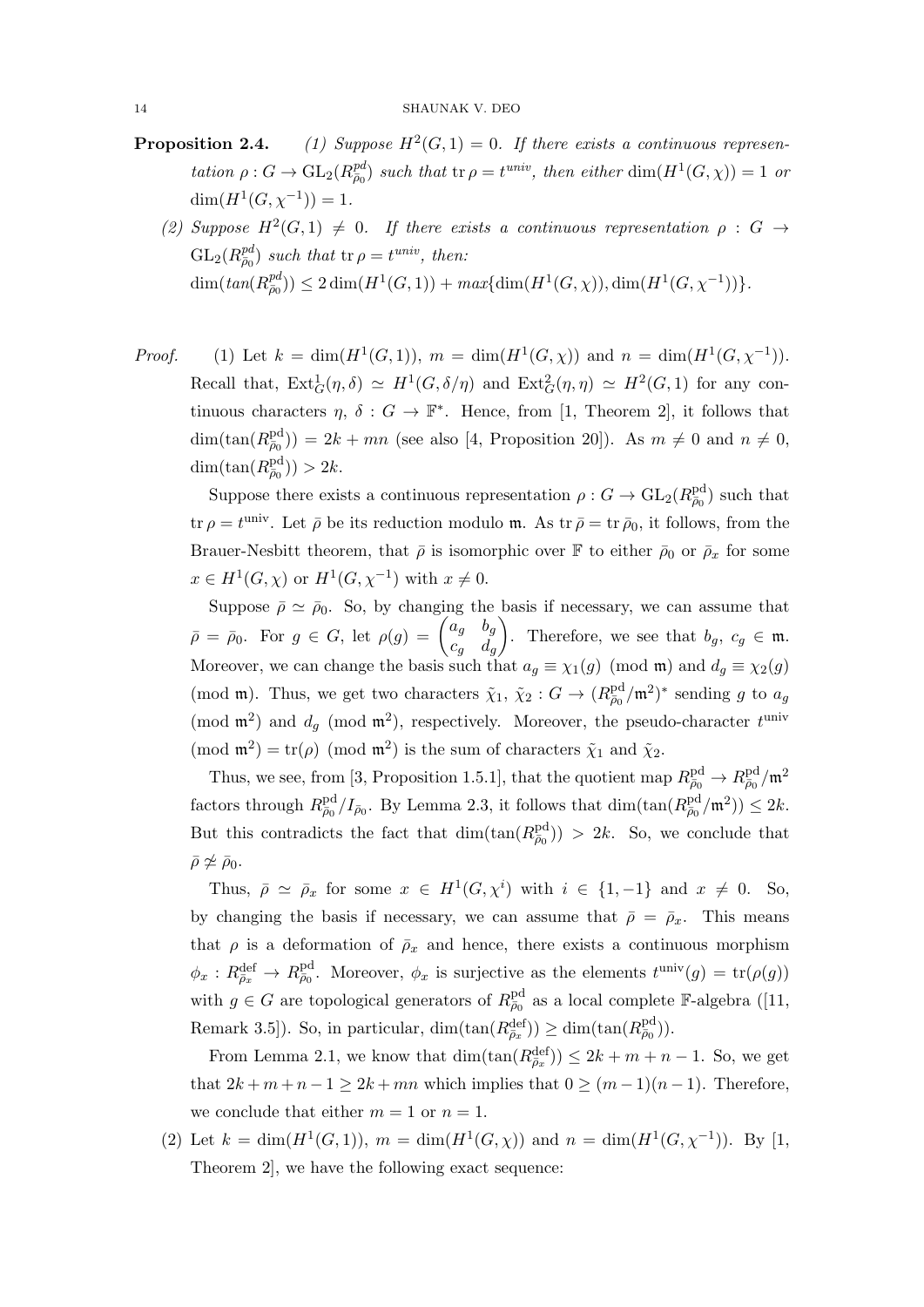**Proposition 2.4.** *(1) Suppose $H^2(G,1) = 0$. If there exists a continuous representation $\rho : G \to \mathrm{GL}_2(R^{pd}_{\bar\rho_0})$ such that $\mathrm{tr}\,\rho = t^{univ}$, then either $\dim(H^1(G,\chi)) = 1$ or $\dim(H^1(G,\chi^{-1})) = 1$.*

*(2) Suppose $H^2(G,1) \neq 0$. If there exists a continuous representation $\rho : G \to \mathrm{GL}_2(R^{pd}_{\bar\rho_0})$ such that $\mathrm{tr}\,\rho = t^{univ}$, then:*
*$\dim(tan(R^{pd}_{\bar\rho_0})) \leq 2\dim(H^1(G,1)) + max\{\dim(H^1(G,\chi)), \dim(H^1(G,\chi^{-1}))\}$.*

*Proof.* (1) Let $k = \dim(H^1(G,1))$, $m = \dim(H^1(G,\chi))$ and $n = \dim(H^1(G,\chi^{-1}))$. Recall that, $\mathrm{Ext}^1_G(\eta,\delta) \simeq H^1(G,\delta/\eta)$ and $\mathrm{Ext}^2_G(\eta,\eta) \simeq H^2(G,1)$ for any continuous characters $\eta$, $\delta : G \to \mathbb{F}^*$. Hence, from [1, Theorem 2], it follows that $\dim(\tan(R^{\mathrm{pd}}_{\bar\rho_0})) = 2k + mn$ (see also [4, Proposition 20]). As $m \neq 0$ and $n \neq 0$, $\dim(\tan(R^{\mathrm{pd}}_{\bar\rho_0})) > 2k$.

Suppose there exists a continuous representation $\rho : G \to \mathrm{GL}_2(R^{\mathrm{pd}}_{\bar\rho_0})$ such that $\mathrm{tr}\,\rho = t^{\mathrm{univ}}$. Let $\bar\rho$ be its reduction modulo $\mathfrak{m}$. As $\mathrm{tr}\,\bar\rho = \mathrm{tr}\,\bar\rho_0$, it follows, from the Brauer-Nesbitt theorem, that $\bar\rho$ is isomorphic over $\mathbb{F}$ to either $\bar\rho_0$ or $\bar\rho_x$ for some $x \in H^1(G,\chi)$ or $H^1(G,\chi^{-1})$ with $x \neq 0$.

Suppose $\bar\rho \simeq \bar\rho_0$. So, by changing the basis if necessary, we can assume that $\bar\rho = \bar\rho_0$. For $g \in G$, let $\rho(g) = \begin{pmatrix} a_g & b_g \\ c_g & d_g \end{pmatrix}$. Therefore, we see that $b_g$, $c_g \in \mathfrak{m}$. Moreover, we can change the basis such that $a_g \equiv \chi_1(g) \pmod{\mathfrak{m}}$ and $d_g \equiv \chi_2(g) \pmod{\mathfrak{m}}$. Thus, we get two characters $\tilde\chi_1$, $\tilde\chi_2 : G \to (R^{\mathrm{pd}}_{\bar\rho_0}/\mathfrak{m}^2)^*$ sending $g$ to $a_g \pmod{\mathfrak{m}^2}$ and $d_g \pmod{\mathfrak{m}^2}$, respectively. Moreover, the pseudo-character $t^{\mathrm{univ}} \pmod{\mathfrak{m}^2} = \mathrm{tr}(\rho) \pmod{\mathfrak{m}^2}$ is the sum of characters $\tilde\chi_1$ and $\tilde\chi_2$.

Thus, we see, from [3, Proposition 1.5.1], that the quotient map $R^{\mathrm{pd}}_{\bar\rho_0} \to R^{\mathrm{pd}}_{\bar\rho_0}/\mathfrak{m}^2$ factors through $R^{\mathrm{pd}}_{\bar\rho_0}/I_{\bar\rho_0}$. By Lemma 2.3, it follows that $\dim(\tan(R^{\mathrm{pd}}_{\bar\rho_0}/\mathfrak{m}^2)) \leq 2k$. But this contradicts the fact that $\dim(\tan(R^{\mathrm{pd}}_{\bar\rho_0})) > 2k$. So, we conclude that $\bar\rho \not\simeq \bar\rho_0$.

Thus, $\bar\rho \simeq \bar\rho_x$ for some $x \in H^1(G,\chi^i)$ with $i \in \{1,-1\}$ and $x \neq 0$. So, by changing the basis if necessary, we can assume that $\bar\rho = \bar\rho_x$. This means that $\rho$ is a deformation of $\bar\rho_x$ and hence, there exists a continuous morphism $\phi_x : R^{\mathrm{def}}_{\bar\rho_x} \to R^{\mathrm{pd}}_{\bar\rho_0}$. Moreover, $\phi_x$ is surjective as the elements $t^{\mathrm{univ}}(g) = \mathrm{tr}(\rho(g))$ with $g \in G$ are topological generators of $R^{\mathrm{pd}}_{\bar\rho_0}$ as a local complete $\mathbb{F}$-algebra ([11, Remark 3.5]). So, in particular, $\dim(\tan(R^{\mathrm{def}}_{\bar\rho_x})) \geq \dim(\tan(R^{\mathrm{pd}}_{\bar\rho_0}))$.

From Lemma 2.1, we know that $\dim(\tan(R^{\mathrm{def}}_{\bar\rho_x})) \leq 2k + m + n - 1$. So, we get that $2k + m + n - 1 \geq 2k + mn$ which implies that $0 \geq (m-1)(n-1)$. Therefore, we conclude that either $m = 1$ or $n = 1$.

(2) Let $k = \dim(H^1(G,1))$, $m = \dim(H^1(G,\chi))$ and $n = \dim(H^1(G,\chi^{-1}))$. By [1, Theorem 2], we have the following exact sequence: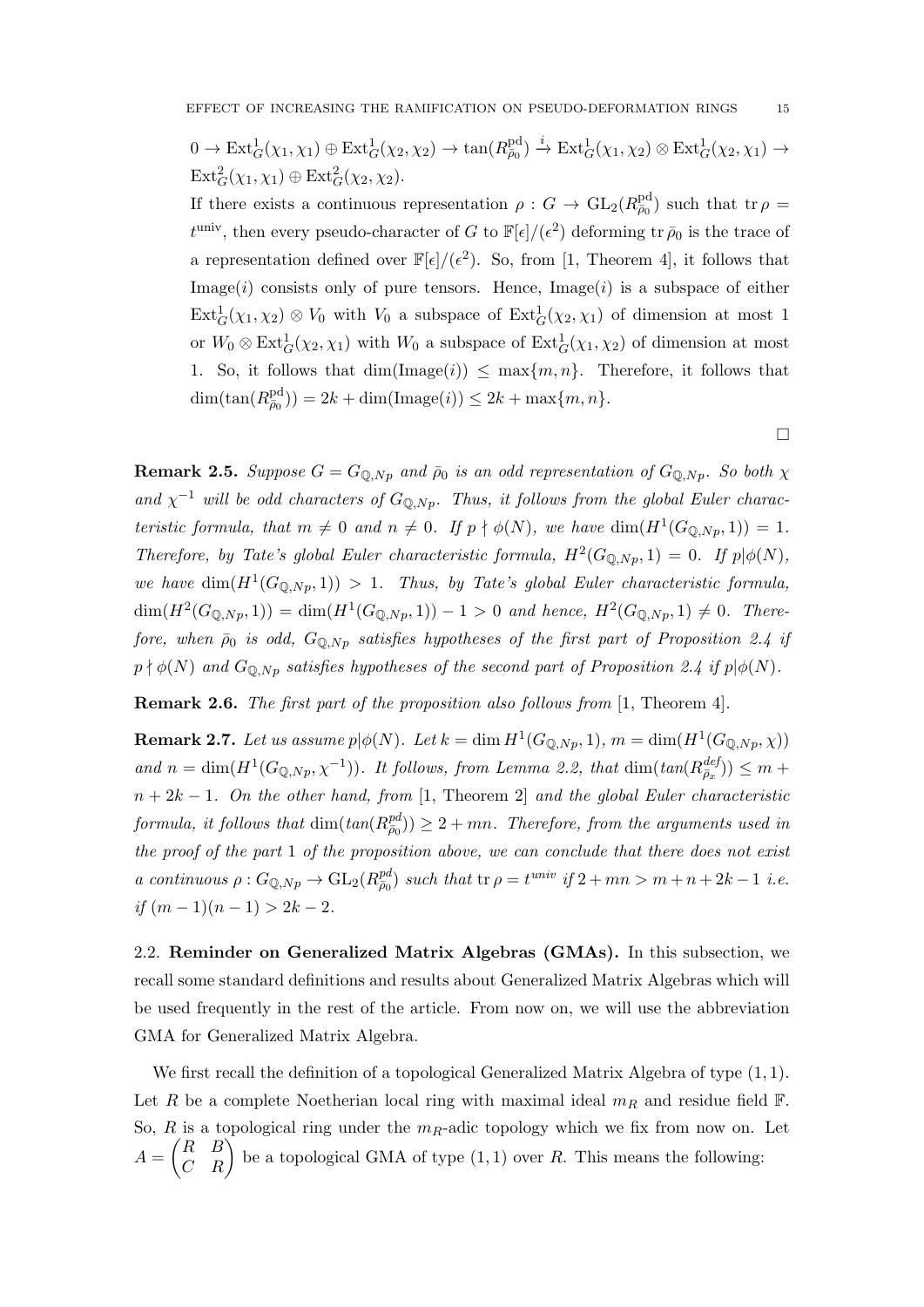$0 \to \mathrm{Ext}^1_G(\chi_1,\chi_1) \oplus \mathrm{Ext}^1_G(\chi_2,\chi_2) \to \tan(R^{\mathrm{pd}}_{\bar\rho_0}) \xrightarrow{i} \mathrm{Ext}^1_G(\chi_1,\chi_2) \otimes \mathrm{Ext}^1_G(\chi_2,\chi_1) \to \mathrm{Ext}^2_G(\chi_1,\chi_1) \oplus \mathrm{Ext}^2_G(\chi_2,\chi_2)$.

If there exists a continuous representation $\rho : G \to \mathrm{GL}_2(R^{\mathrm{pd}}_{\bar\rho_0})$ such that $\mathrm{tr}\,\rho = t^{\mathrm{univ}}$, then every pseudo-character of $G$ to $\mathbb{F}[\epsilon]/(\epsilon^2)$ deforming $\mathrm{tr}\,\bar\rho_0$ is the trace of a representation defined over $\mathbb{F}[\epsilon]/(\epsilon^2)$. So, from [1, Theorem 4], it follows that Image$(i)$ consists only of pure tensors. Hence, Image$(i)$ is a subspace of either $\mathrm{Ext}^1_G(\chi_1,\chi_2) \otimes V_0$ with $V_0$ a subspace of $\mathrm{Ext}^1_G(\chi_2,\chi_1)$ of dimension at most 1 or $W_0 \otimes \mathrm{Ext}^1_G(\chi_2,\chi_1)$ with $W_0$ a subspace of $\mathrm{Ext}^1_G(\chi_1,\chi_2)$ of dimension at most 1. So, it follows that $\dim(\mathrm{Image}(i)) \le \max\{m,n\}$. Therefore, it follows that $\dim(\tan(R^{\mathrm{pd}}_{\bar\rho_0})) = 2k + \dim(\mathrm{Image}(i)) \le 2k + \max\{m,n\}$.

□

**Remark 2.5.** *Suppose $G = G_{\mathbb{Q},Np}$ and $\bar\rho_0$ is an odd representation of $G_{\mathbb{Q},Np}$. So both $\chi$ and $\chi^{-1}$ will be odd characters of $G_{\mathbb{Q},Np}$. Thus, it follows from the global Euler characteristic formula, that $m \neq 0$ and $n \neq 0$. If $p \nmid \phi(N)$, we have $\dim(H^1(G_{\mathbb{Q},Np},1)) = 1$. Therefore, by Tate's global Euler characteristic formula, $H^2(G_{\mathbb{Q},Np},1) = 0$. If $p|\phi(N)$, we have $\dim(H^1(G_{\mathbb{Q},Np},1)) > 1$. Thus, by Tate's global Euler characteristic formula, $\dim(H^2(G_{\mathbb{Q},Np},1)) = \dim(H^1(G_{\mathbb{Q},Np},1)) - 1 > 0$ and hence, $H^2(G_{\mathbb{Q},Np},1) \neq 0$. Therefore, when $\bar\rho_0$ is odd, $G_{\mathbb{Q},Np}$ satisfies hypotheses of the first part of Proposition 2.4 if $p \nmid \phi(N)$ and $G_{\mathbb{Q},Np}$ satisfies hypotheses of the second part of Proposition 2.4 if $p|\phi(N)$.*

**Remark 2.6.** *The first part of the proposition also follows from* [1, Theorem 4].

**Remark 2.7.** *Let us assume $p|\phi(N)$. Let $k = \dim H^1(G_{\mathbb{Q},Np},1)$, $m = \dim(H^1(G_{\mathbb{Q},Np},\chi))$ and $n = \dim(H^1(G_{\mathbb{Q},Np},\chi^{-1}))$. It follows, from Lemma 2.2, that $\dim(tan(R^{def}_{\bar\rho_x})) \le m + n + 2k - 1$. On the other hand, from* [1, Theorem 2] *and the global Euler characteristic formula, it follows that $\dim(tan(R^{pd}_{\bar\rho_0})) \ge 2 + mn$. Therefore, from the arguments used in the proof of the part 1 of the proposition above, we can conclude that there does not exist a continuous $\rho : G_{\mathbb{Q},Np} \to \mathrm{GL}_2(R^{pd}_{\bar\rho_0})$ such that $\mathrm{tr}\,\rho = t^{univ}$ if $2 + mn > m + n + 2k - 1$ i.e. if $(m-1)(n-1) > 2k - 2$.*

2.2. **Reminder on Generalized Matrix Algebras (GMAs).** In this subsection, we recall some standard definitions and results about Generalized Matrix Algebras which will be used frequently in the rest of the article. From now on, we will use the abbreviation GMA for Generalized Matrix Algebra.

We first recall the definition of a topological Generalized Matrix Algebra of type $(1,1)$. Let $R$ be a complete Noetherian local ring with maximal ideal $m_R$ and residue field $\mathbb{F}$. So, $R$ is a topological ring under the $m_R$-adic topology which we fix from now on. Let $A = \begin{pmatrix} R & B \\ C & R \end{pmatrix}$ be a topological GMA of type $(1,1)$ over $R$. This means the following: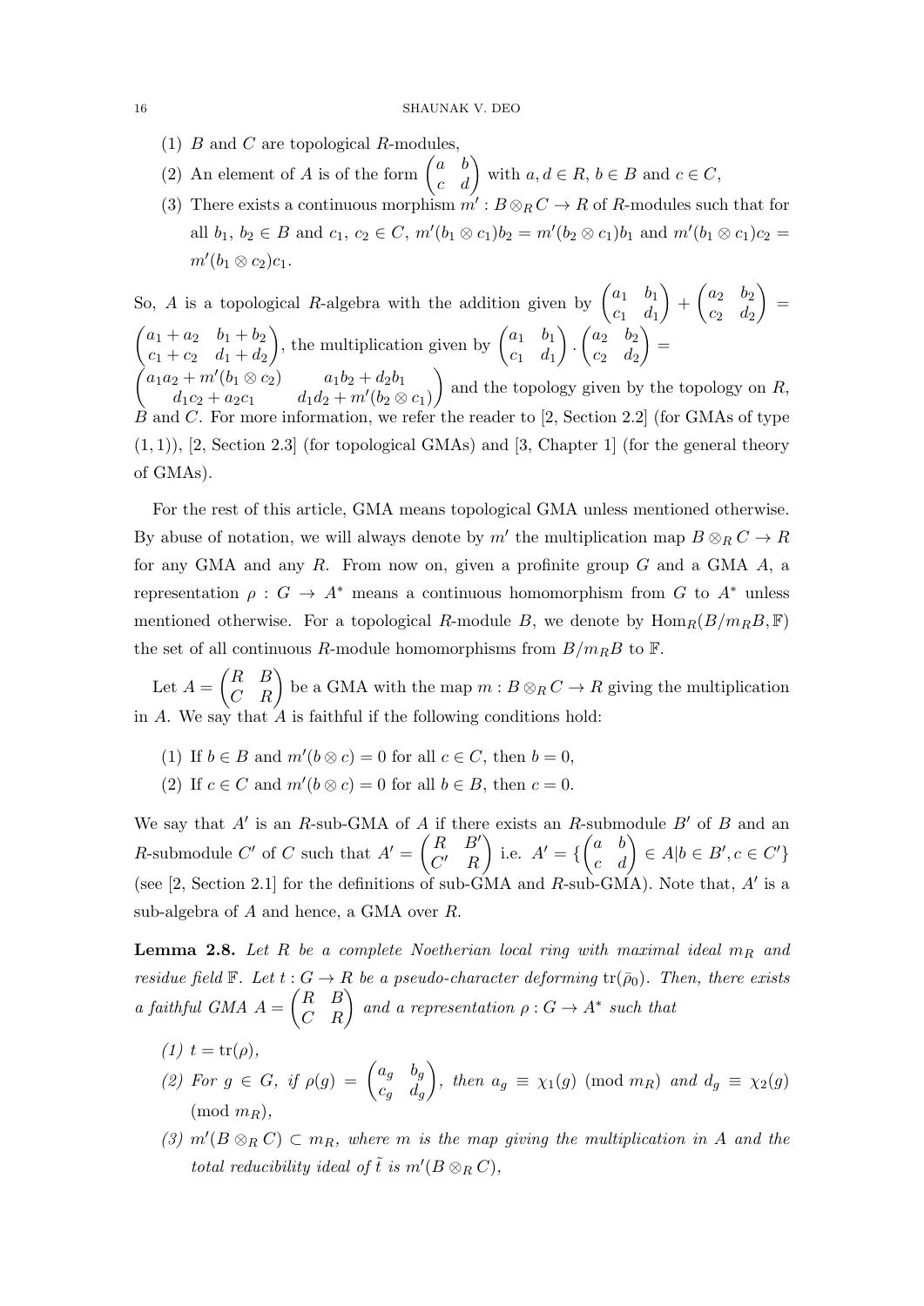(1) $B$ and $C$ are topological $R$-modules,

(2) An element of $A$ is of the form $\begin{pmatrix} a & b \\ c & d \end{pmatrix}$ with $a, d \in R$, $b \in B$ and $c \in C$,

(3) There exists a continuous morphism $m' : B \otimes_R C \to R$ of $R$-modules such that for all $b_1$, $b_2 \in B$ and $c_1$, $c_2 \in C$, $m'(b_1 \otimes c_1)b_2 = m'(b_2 \otimes c_1)b_1$ and $m'(b_1 \otimes c_1)c_2 = m'(b_1 \otimes c_2)c_1$.

So, $A$ is a topological $R$-algebra with the addition given by $\begin{pmatrix} a_1 & b_1 \\ c_1 & d_1 \end{pmatrix} + \begin{pmatrix} a_2 & b_2 \\ c_2 & d_2 \end{pmatrix} = \begin{pmatrix} a_1 + a_2 & b_1 + b_2 \\ c_1 + c_2 & d_1 + d_2 \end{pmatrix}$, the multiplication given by $\begin{pmatrix} a_1 & b_1 \\ c_1 & d_1 \end{pmatrix} \cdot \begin{pmatrix} a_2 & b_2 \\ c_2 & d_2 \end{pmatrix} = \begin{pmatrix} a_1a_2 + m'(b_1 \otimes c_2) & a_1b_2 + d_2b_1 \\ d_1c_2 + a_2c_1 & d_1d_2 + m'(b_2 \otimes c_1) \end{pmatrix}$ and the topology given by the topology on $R$, $B$ and $C$. For more information, we refer the reader to [2, Section 2.2] (for GMAs of type $(1, 1)$), [2, Section 2.3] (for topological GMAs) and [3, Chapter 1] (for the general theory of GMAs).

For the rest of this article, GMA means topological GMA unless mentioned otherwise. By abuse of notation, we will always denote by $m'$ the multiplication map $B \otimes_R C \to R$ for any GMA and any $R$. From now on, given a profinite group $G$ and a GMA $A$, a representation $\rho : G \to A^*$ means a continuous homomorphism from $G$ to $A^*$ unless mentioned otherwise. For a topological $R$-module $B$, we denote by $\mathrm{Hom}_R(B/m_RB, \mathbb{F})$ the set of all continuous $R$-module homomorphisms from $B/m_RB$ to $\mathbb{F}$.

Let $A = \begin{pmatrix} R & B \\ C & R \end{pmatrix}$ be a GMA with the map $m : B \otimes_R C \to R$ giving the multiplication in $A$. We say that $A$ is faithful if the following conditions hold:

(1) If $b \in B$ and $m'(b \otimes c) = 0$ for all $c \in C$, then $b = 0$,

(2) If $c \in C$ and $m'(b \otimes c) = 0$ for all $b \in B$, then $c = 0$.

We say that $A'$ is an $R$-sub-GMA of $A$ if there exists an $R$-submodule $B'$ of $B$ and an $R$-submodule $C'$ of $C$ such that $A' = \begin{pmatrix} R & B' \\ C' & R \end{pmatrix}$ i.e. $A' = \{\begin{pmatrix} a & b \\ c & d \end{pmatrix} \in A | b \in B', c \in C'\}$ (see [2, Section 2.1] for the definitions of sub-GMA and $R$-sub-GMA). Note that, $A'$ is a sub-algebra of $A$ and hence, a GMA over $R$.

**Lemma 2.8.** *Let $R$ be a complete Noetherian local ring with maximal ideal $m_R$ and residue field $\mathbb{F}$. Let $t : G \to R$ be a pseudo-character deforming $\mathrm{tr}(\bar{\rho}_0)$. Then, there exists a faithful GMA $A = \begin{pmatrix} R & B \\ C & R \end{pmatrix}$ and a representation $\rho : G \to A^*$ such that*

*(1) $t = \mathrm{tr}(\rho)$,*

*(2) For $g \in G$, if $\rho(g) = \begin{pmatrix} a_g & b_g \\ c_g & d_g \end{pmatrix}$, then $a_g \equiv \chi_1(g) \pmod{m_R}$ and $d_g \equiv \chi_2(g)$ $\pmod{m_R}$,*

*(3) $m'(B \otimes_R C) \subset m_R$, where $m$ is the map giving the multiplication in $A$ and the total reducibility ideal of $\tilde{t}$ is $m'(B \otimes_R C)$,*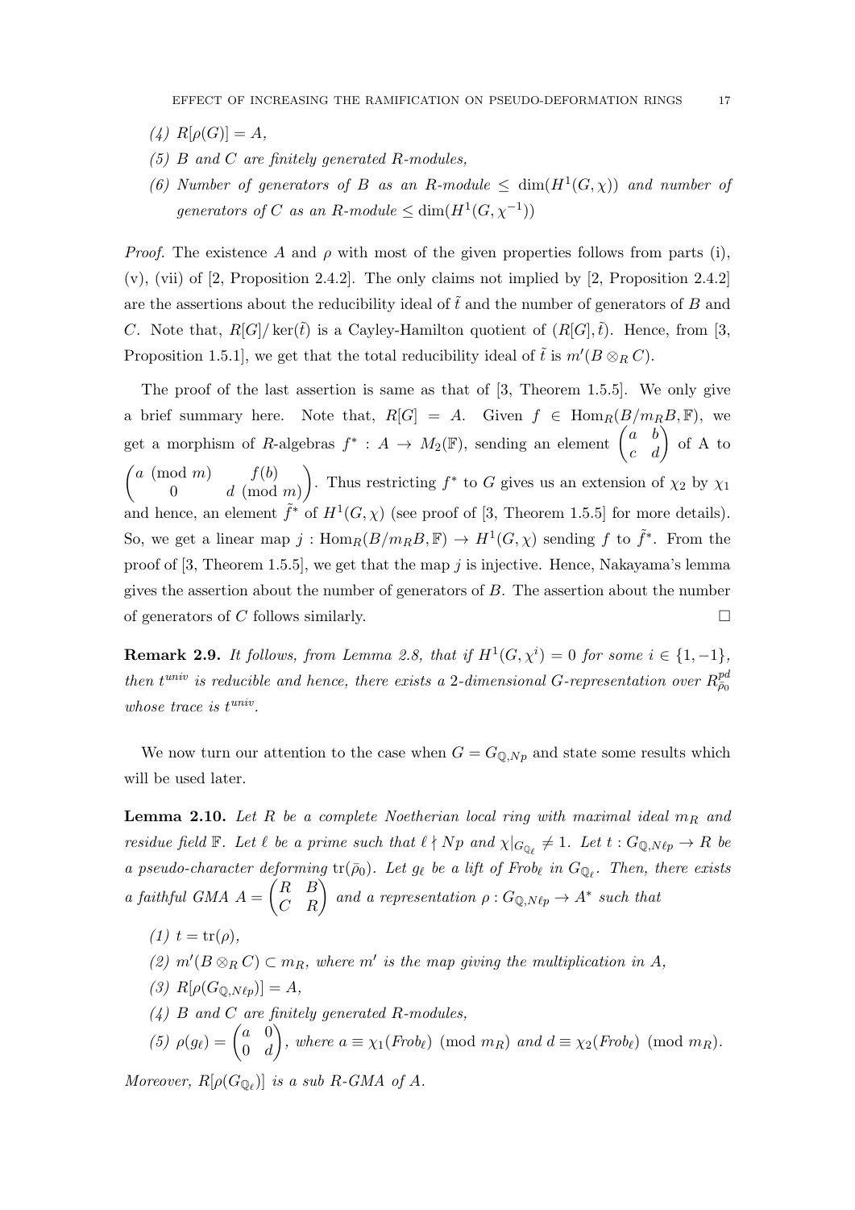*(4) $R[\rho(G)] = A$,*

*(5) $B$ and $C$ are finitely generated $R$-modules,*

*(6) Number of generators of $B$ as an $R$-module $\leq \dim(H^1(G,\chi))$ and number of generators of $C$ as an $R$-module $\leq \dim(H^1(G,\chi^{-1}))$*

*Proof.* The existence $A$ and $\rho$ with most of the given properties follows from parts (i), (v), (vii) of [2, Proposition 2.4.2]. The only claims not implied by [2, Proposition 2.4.2] are the assertions about the reducibility ideal of $\tilde{t}$ and the number of generators of $B$ and $C$. Note that, $R[G]/\ker(\tilde{t})$ is a Cayley-Hamilton quotient of $(R[G],\tilde{t})$. Hence, from [3, Proposition 1.5.1], we get that the total reducibility ideal of $\tilde{t}$ is $m'(B \otimes_R C)$.

The proof of the last assertion is same as that of [3, Theorem 1.5.5]. We only give a brief summary here. Note that, $R[G] = A$. Given $f \in \mathrm{Hom}_R(B/m_R B, \mathbb{F})$, we get a morphism of $R$-algebras $f^* : A \to M_2(\mathbb{F})$, sending an element $\begin{pmatrix} a & b \\ c & d \end{pmatrix}$ of A to $\begin{pmatrix} a \pmod{m} & f(b) \\ 0 & d \pmod{m} \end{pmatrix}$. Thus restricting $f^*$ to $G$ gives us an extension of $\chi_2$ by $\chi_1$ and hence, an element $\tilde{f}^*$ of $H^1(G,\chi)$ (see proof of [3, Theorem 1.5.5] for more details). So, we get a linear map $j : \mathrm{Hom}_R(B/m_R B, \mathbb{F}) \to H^1(G,\chi)$ sending $f$ to $\tilde{f}^*$. From the proof of [3, Theorem 1.5.5], we get that the map $j$ is injective. Hence, Nakayama's lemma gives the assertion about the number of generators of $B$. The assertion about the number of generators of $C$ follows similarly. $\square$

**Remark 2.9.** *It follows, from Lemma 2.8, that if $H^1(G,\chi^i) = 0$ for some $i \in \{1,-1\}$, then $t^{univ}$ is reducible and hence, there exists a 2-dimensional $G$-representation over $R^{pd}_{\bar{\rho}_0}$ whose trace is $t^{univ}$.*

We now turn our attention to the case when $G = G_{\mathbb{Q},Np}$ and state some results which will be used later.

**Lemma 2.10.** *Let $R$ be a complete Noetherian local ring with maximal ideal $m_R$ and residue field $\mathbb{F}$. Let $\ell$ be a prime such that $\ell \nmid Np$ and $\chi|_{G_{\mathbb{Q}_\ell}} \neq 1$. Let $t : G_{\mathbb{Q},N\ell p} \to R$ be a pseudo-character deforming $\mathrm{tr}(\bar{\rho}_0)$. Let $g_\ell$ be a lift of $Frob_\ell$ in $G_{\mathbb{Q}_\ell}$. Then, there exists a faithful GMA $A = \begin{pmatrix} R & B \\ C & R \end{pmatrix}$ and a representation $\rho : G_{\mathbb{Q},N\ell p} \to A^*$ such that*

*(1) $t = \mathrm{tr}(\rho)$,*

*(2) $m'(B \otimes_R C) \subset m_R$, where $m'$ is the map giving the multiplication in $A$,*

*(3) $R[\rho(G_{\mathbb{Q},N\ell p})] = A$,*

*(4) $B$ and $C$ are finitely generated $R$-modules,*

*(5) $\rho(g_\ell) = \begin{pmatrix} a & 0 \\ 0 & d \end{pmatrix}$, where $a \equiv \chi_1(Frob_\ell) \pmod{m_R}$ and $d \equiv \chi_2(Frob_\ell) \pmod{m_R}$.*

*Moreover, $R[\rho(G_{\mathbb{Q}_\ell})]$ is a sub $R$-GMA of $A$.*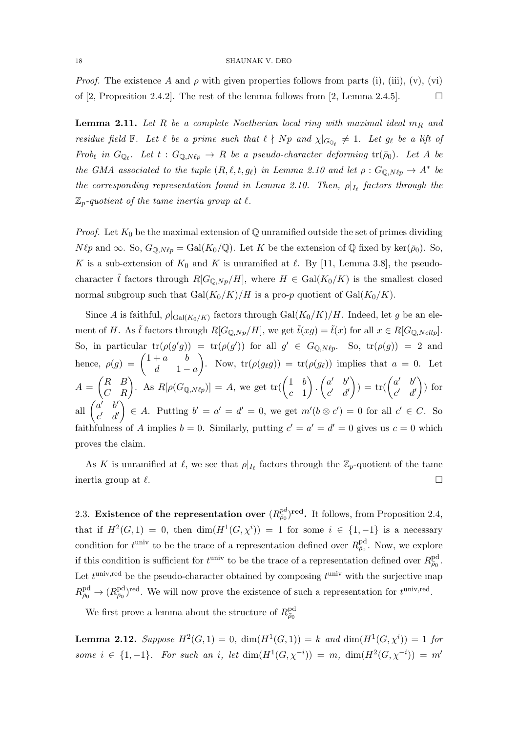*Proof.* The existence $A$ and $\rho$ with given properties follows from parts (i), (iii), (v), (vi) of [2, Proposition 2.4.2]. The rest of the lemma follows from [2, Lemma 2.4.5]. $\square$

**Lemma 2.11.** *Let $R$ be a complete Noetherian local ring with maximal ideal $m_R$ and residue field $\mathbb{F}$. Let $\ell$ be a prime such that $\ell \nmid Np$ and $\chi|_{G_{\mathbb{Q}_\ell}} \neq 1$. Let $g_\ell$ be a lift of $Frob_\ell$ in $G_{\mathbb{Q}_\ell}$. Let $t : G_{\mathbb{Q},N\ell p} \to R$ be a pseudo-character deforming $\mathrm{tr}(\bar{\rho}_0)$. Let $A$ be the GMA associated to the tuple $(R, \ell, t, g_\ell)$ in Lemma 2.10 and let $\rho : G_{\mathbb{Q},N\ell p} \to A^*$ be the corresponding representation found in Lemma 2.10. Then, $\rho|_{I_\ell}$ factors through the $\mathbb{Z}_p$-quotient of the tame inertia group at $\ell$.*

*Proof.* Let $K_0$ be the maximal extension of $\mathbb{Q}$ unramified outside the set of primes dividing $N\ell p$ and $\infty$. So, $G_{\mathbb{Q},N\ell p} = \mathrm{Gal}(K_0/\mathbb{Q})$. Let $K$ be the extension of $\mathbb{Q}$ fixed by $\ker(\bar{\rho}_0)$. So, $K$ is a sub-extension of $K_0$ and $K$ is unramified at $\ell$. By [11, Lemma 3.8], the pseudo-character $\tilde{t}$ factors through $R[G_{\mathbb{Q},Np}/H]$, where $H \in \mathrm{Gal}(K_0/K)$ is the smallest closed normal subgroup such that $\mathrm{Gal}(K_0/K)/H$ is a pro-$p$ quotient of $\mathrm{Gal}(K_0/K)$.

Since $A$ is faithful, $\rho|_{\mathrm{Gal}(K_0/K)}$ factors through $\mathrm{Gal}(K_0/K)/H$. Indeed, let $g$ be an element of $H$. As $\tilde{t}$ factors through $R[G_{\mathbb{Q},Np}/H]$, we get $\tilde{t}(xg) = \tilde{t}(x)$ for all $x \in R[G_{\mathbb{Q},Nellp}]$. So, in particular $\mathrm{tr}(\rho(g'g)) = \mathrm{tr}(\rho(g'))$ for all $g' \in G_{\mathbb{Q},N\ell p}$. So, $\mathrm{tr}(\rho(g)) = 2$ and hence, $\rho(g) = \begin{pmatrix} 1+a & b \\ d & 1-a \end{pmatrix}$. Now, $\mathrm{tr}(\rho(g_\ell g)) = \mathrm{tr}(\rho(g_\ell))$ implies that $a = 0$. Let $A = \begin{pmatrix} R & B \\ C & R \end{pmatrix}$. As $R[\rho(G_{\mathbb{Q},N\ell p})] = A$, we get $\mathrm{tr}(\begin{pmatrix} 1 & b \\ c & 1 \end{pmatrix} \cdot \begin{pmatrix} a' & b' \\ c' & d' \end{pmatrix}) = \mathrm{tr}(\begin{pmatrix} a' & b' \\ c' & d' \end{pmatrix})$ for all $\begin{pmatrix} a' & b' \\ c' & d' \end{pmatrix} \in A$. Putting $b' = a' = d' = 0$, we get $m'(b \otimes c') = 0$ for all $c' \in C$. So faithfulness of $A$ implies $b = 0$. Similarly, putting $c' = a' = d' = 0$ gives us $c = 0$ which proves the claim.

As $K$ is unramified at $\ell$, we see that $\rho|_{I_\ell}$ factors through the $\mathbb{Z}_p$-quotient of the tame inertia group at $\ell$. $\square$

## 2.3. Existence of the representation over $(R^{pd}_{\bar{\rho}_0})^{\mathrm{red}}$.

It follows, from Proposition 2.4, that if $H^2(G, 1) = 0$, then $\dim(H^1(G, \chi^i)) = 1$ for some $i \in \{1, -1\}$ is a necessary condition for $t^{\mathrm{univ}}$ to be the trace of a representation defined over $R^{\mathrm{pd}}_{\bar{\rho}_0}$. Now, we explore if this condition is sufficient for $t^{\mathrm{univ}}$ to be the trace of a representation defined over $R^{\mathrm{pd}}_{\bar{\rho}_0}$. Let $t^{\mathrm{univ,red}}$ be the pseudo-character obtained by composing $t^{\mathrm{univ}}$ with the surjective map $R^{\mathrm{pd}}_{\bar{\rho}_0} \to (R^{\mathrm{pd}}_{\bar{\rho}_0})^{\mathrm{red}}$. We will now prove the existence of such a representation for $t^{\mathrm{univ,red}}$.

We first prove a lemma about the structure of $R^{\mathrm{pd}}_{\bar{\rho}_0}$

**Lemma 2.12.** *Suppose $H^2(G, 1) = 0$, $\dim(H^1(G, 1)) = k$ and $\dim(H^1(G, \chi^i)) = 1$ for some $i \in \{1, -1\}$. For such an $i$, let $\dim(H^1(G, \chi^{-i})) = m$, $\dim(H^2(G, \chi^{-i})) = m'$*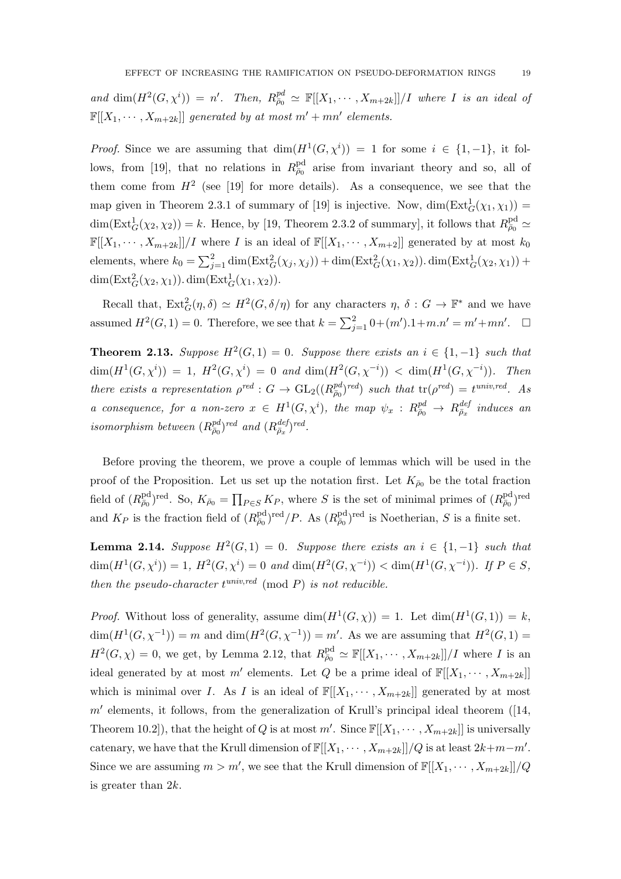*and* $\dim(H^2(G,\chi^i)) = n'$. *Then,* $R^{pd}_{\bar\rho_0} \simeq \mathbb{F}[[X_1,\cdots,X_{m+2k}]]/I$ *where* $I$ *is an ideal of* $\mathbb{F}[[X_1,\cdots,X_{m+2k}]]$ *generated by at most* $m'+mn'$ *elements.*

*Proof.* Since we are assuming that $\dim(H^1(G,\chi^i)) = 1$ for some $i \in \{1,-1\}$, it follows, from [19], that no relations in $R^{\rm pd}_{\bar\rho_0}$ arise from invariant theory and so, all of them come from $H^2$ (see [19] for more details). As a consequence, we see that the map given in Theorem 2.3.1 of summary of [19] is injective. Now, $\dim(\mathrm{Ext}^1_G(\chi_1,\chi_1)) = \dim(\mathrm{Ext}^1_G(\chi_2,\chi_2)) = k$. Hence, by [19, Theorem 2.3.2 of summary], it follows that $R^{\rm pd}_{\bar\rho_0} \simeq \mathbb{F}[[X_1,\cdots,X_{m+2k}]]/I$ where $I$ is an ideal of $\mathbb{F}[[X_1,\cdots,X_{m+2}]]$ generated by at most $k_0$ elements, where $k_0 = \sum_{j=1}^{2}\dim(\mathrm{Ext}^2_G(\chi_j,\chi_j)) + \dim(\mathrm{Ext}^2_G(\chi_1,\chi_2)).\dim(\mathrm{Ext}^1_G(\chi_2,\chi_1)) + \dim(\mathrm{Ext}^2_G(\chi_2,\chi_1)).\dim(\mathrm{Ext}^1_G(\chi_1,\chi_2))$.

Recall that, $\mathrm{Ext}^2_G(\eta,\delta) \simeq H^2(G,\delta/\eta)$ for any characters $\eta$, $\delta : G \to \mathbb{F}^*$ and we have assumed $H^2(G,1) = 0$. Therefore, we see that $k = \sum_{j=1}^{2} 0 + (m').1 + m.n' = m' + mn'$. $\square$

**Theorem 2.13.** *Suppose* $H^2(G,1) = 0$. *Suppose there exists an* $i \in \{1,-1\}$ *such that* $\dim(H^1(G,\chi^i)) = 1$, $H^2(G,\chi^i) = 0$ *and* $\dim(H^2(G,\chi^{-i})) < \dim(H^1(G,\chi^{-i}))$. *Then there exists a representation* $\rho^{red} : G \to \mathrm{GL}_2((R^{pd}_{\bar\rho_0})^{red})$ *such that* $\mathrm{tr}(\rho^{red}) = t^{univ,red}$. *As a consequence, for a non-zero* $x \in H^1(G,\chi^i)$, *the map* $\psi_x : R^{pd}_{\bar\rho_0} \to R^{def}_{\bar\rho_x}$ *induces an isomorphism between* $(R^{pd}_{\bar\rho_0})^{red}$ *and* $(R^{def}_{\bar\rho_x})^{red}$.

Before proving the theorem, we prove a couple of lemmas which will be used in the proof of the Proposition. Let us set up the notation first. Let $K_{\bar\rho_0}$ be the total fraction field of $(R^{\rm pd}_{\bar\rho_0})^{\rm red}$. So, $K_{\bar\rho_0} = \prod_{P\in S} K_P$, where $S$ is the set of minimal primes of $(R^{\rm pd}_{\bar\rho_0})^{\rm red}$ and $K_P$ is the fraction field of $(R^{\rm pd}_{\bar\rho_0})^{\rm red}/P$. As $(R^{\rm pd}_{\bar\rho_0})^{\rm red}$ is Noetherian, $S$ is a finite set.

**Lemma 2.14.** *Suppose* $H^2(G,1) = 0$. *Suppose there exists an* $i \in \{1,-1\}$ *such that* $\dim(H^1(G,\chi^i)) = 1$, $H^2(G,\chi^i) = 0$ *and* $\dim(H^2(G,\chi^{-i})) < \dim(H^1(G,\chi^{-i}))$. *If* $P \in S$, *then the pseudo-character* $t^{univ,red} \pmod P$ *is not reducible.*

*Proof.* Without loss of generality, assume $\dim(H^1(G,\chi)) = 1$. Let $\dim(H^1(G,1)) = k$, $\dim(H^1(G,\chi^{-1})) = m$ and $\dim(H^2(G,\chi^{-1})) = m'$. As we are assuming that $H^2(G,1) = H^2(G,\chi) = 0$, we get, by Lemma 2.12, that $R^{\rm pd}_{\bar\rho_0} \simeq \mathbb{F}[[X_1,\cdots,X_{m+2k}]]/I$ where $I$ is an ideal generated by at most $m'$ elements. Let $Q$ be a prime ideal of $\mathbb{F}[[X_1,\cdots,X_{m+2k}]]$ which is minimal over $I$. As $I$ is an ideal of $\mathbb{F}[[X_1,\cdots,X_{m+2k}]]$ generated by at most $m'$ elements, it follows, from the generalization of Krull's principal ideal theorem ([14, Theorem 10.2]), that the height of $Q$ is at most $m'$. Since $\mathbb{F}[[X_1,\cdots,X_{m+2k}]]$ is universally catenary, we have that the Krull dimension of $\mathbb{F}[[X_1,\cdots,X_{m+2k}]]/Q$ is at least $2k+m-m'$. Since we are assuming $m > m'$, we see that the Krull dimension of $\mathbb{F}[[X_1,\cdots,X_{m+2k}]]/Q$ is greater than $2k$.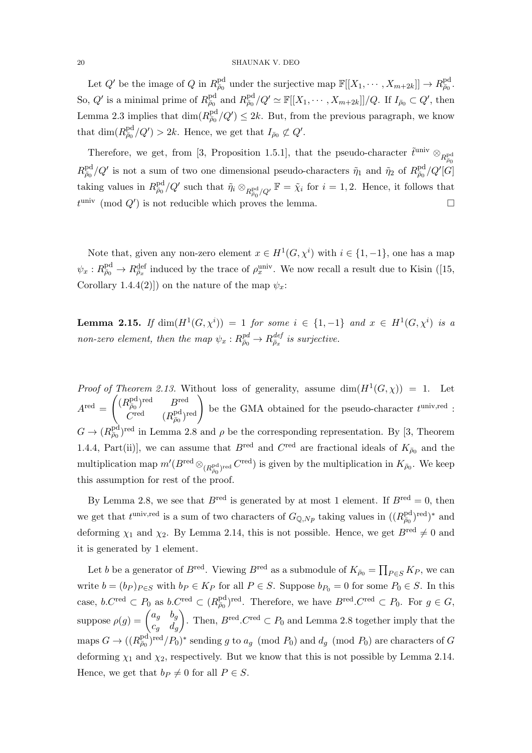Let $Q'$ be the image of $Q$ in $R^{\mathrm{pd}}_{\bar\rho_0}$ under the surjective map $\mathbb{F}[[X_1, \cdots, X_{m+2k}]] \to R^{\mathrm{pd}}_{\bar\rho_0}$. So, $Q'$ is a minimal prime of $R^{\mathrm{pd}}_{\bar\rho_0}$ and $R^{\mathrm{pd}}_{\bar\rho_0}/Q' \simeq \mathbb{F}[[X_1, \cdots, X_{m+2k}]]/Q$. If $I_{\bar\rho_0} \subset Q'$, then Lemma 2.3 implies that $\dim(R^{\mathrm{pd}}_{\bar\rho_0}/Q') \leq 2k$. But, from the previous paragraph, we know that $\dim(R^{\mathrm{pd}}_{\bar\rho_0}/Q') > 2k$. Hence, we get that $I_{\bar\rho_0} \not\subset Q'$.

Therefore, we get, from [3, Proposition 1.5.1], that the pseudo-character $\tilde{t}^{\mathrm{univ}} \otimes_{R^{\mathrm{pd}}_{\bar\rho_0}} R^{\mathrm{pd}}_{\bar\rho_0}/Q'$ is not a sum of two one dimensional pseudo-characters $\tilde\eta_1$ and $\tilde\eta_2$ of $R^{\mathrm{pd}}_{\bar\rho_0}/Q'[G]$ taking values in $R^{\mathrm{pd}}_{\bar\rho_0}/Q'$ such that $\tilde\eta_i \otimes_{R^{\mathrm{pd}}_{\bar\rho_0}/Q'} \mathbb{F} = \tilde\chi_i$ for $i = 1, 2$. Hence, it follows that $t^{\mathrm{univ}} \pmod{Q'}$ is not reducible which proves the lemma. $\square$

Note that, given any non-zero element $x \in H^1(G, \chi^i)$ with $i \in \{1, -1\}$, one has a map $\psi_x : R^{\mathrm{pd}}_{\bar\rho_0} \to R^{\mathrm{def}}_{\bar\rho_x}$ induced by the trace of $\rho^{\mathrm{univ}}_x$. We now recall a result due to Kisin ([15, Corollary 1.4.4(2)]) on the nature of the map $\psi_x$:

**Lemma 2.15.** *If $\dim(H^1(G, \chi^i)) = 1$ for some $i \in \{1, -1\}$ and $x \in H^1(G, \chi^i)$ is a non-zero element, then the map $\psi_x : R^{pd}_{\bar\rho_0} \to R^{def}_{\bar\rho_x}$ is surjective.*

*Proof of Theorem 2.13.* Without loss of generality, assume $\dim(H^1(G, \chi)) = 1$. Let $A^{\mathrm{red}} = \begin{pmatrix} (R^{\mathrm{pd}}_{\bar\rho_0})^{\mathrm{red}} & B^{\mathrm{red}} \\ C^{\mathrm{red}} & (R^{\mathrm{pd}}_{\bar\rho_0})^{\mathrm{red}} \end{pmatrix}$ be the GMA obtained for the pseudo-character $t^{\mathrm{univ,red}} : G \to (R^{\mathrm{pd}}_{\bar\rho_0})^{\mathrm{red}}$ in Lemma 2.8 and $\rho$ be the corresponding representation. By [3, Theorem 1.4.4, Part(ii)], we can assume that $B^{\mathrm{red}}$ and $C^{\mathrm{red}}$ are fractional ideals of $K_{\bar\rho_0}$ and the multiplication map $m'(B^{\mathrm{red}} \otimes_{(R^{\mathrm{pd}}_{\bar\rho_0})^{\mathrm{red}}} C^{\mathrm{red}})$ is given by the multiplication in $K_{\bar\rho_0}$. We keep this assumption for rest of the proof.

By Lemma 2.8, we see that $B^{\mathrm{red}}$ is generated by at most 1 element. If $B^{\mathrm{red}} = 0$, then we get that $t^{\mathrm{univ,red}}$ is a sum of two characters of $G_{\mathbb{Q},Np}$ taking values in $((R^{\mathrm{pd}}_{\bar\rho_0})^{\mathrm{red}})^*$ and deforming $\chi_1$ and $\chi_2$. By Lemma 2.14, this is not possible. Hence, we get $B^{\mathrm{red}} \neq 0$ and it is generated by 1 element.

Let $b$ be a generator of $B^{\mathrm{red}}$. Viewing $B^{\mathrm{red}}$ as a submodule of $K_{\bar\rho_0} = \prod_{P \in S} K_P$, we can write $b = (b_P)_{P \in S}$ with $b_P \in K_P$ for all $P \in S$. Suppose $b_{P_0} = 0$ for some $P_0 \in S$. In this case, $b.C^{\mathrm{red}} \subset P_0$ as $b.C^{\mathrm{red}} \subset (R^{\mathrm{pd}}_{\bar\rho_0})^{\mathrm{red}}$. Therefore, we have $B^{\mathrm{red}}.C^{\mathrm{red}} \subset P_0$. For $g \in G$, suppose $\rho(g) = \begin{pmatrix} a_g & b_g \\ c_g & d_g \end{pmatrix}$. Then, $B^{\mathrm{red}}.C^{\mathrm{red}} \subset P_0$ and Lemma 2.8 together imply that the maps $G \to ((R^{\mathrm{pd}}_{\bar\rho_0})^{\mathrm{red}}/P_0)^*$ sending $g$ to $a_g \pmod{P_0}$ and $d_g \pmod{P_0}$ are characters of $G$ deforming $\chi_1$ and $\chi_2$, respectively. But we know that this is not possible by Lemma 2.14. Hence, we get that $b_P \neq 0$ for all $P \in S$.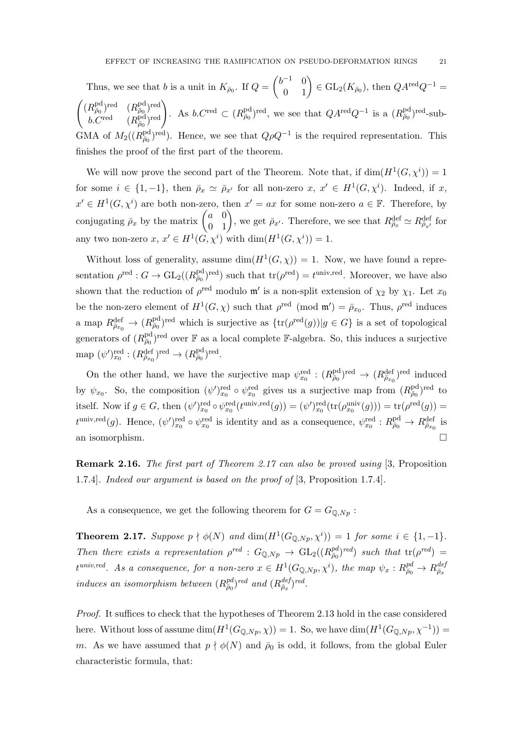Thus, we see that $b$ is a unit in $K_{\bar{\rho}_0}$. If $Q = \begin{pmatrix} b^{-1} & 0 \\ 0 & 1 \end{pmatrix} \in \mathrm{GL}_2(K_{\bar{\rho}_0})$, then $QA^{\mathrm{red}}Q^{-1} = \begin{pmatrix} (R^{\mathrm{pd}}_{\bar{\rho}_0})^{\mathrm{red}} & (R^{\mathrm{pd}}_{\bar{\rho}_0})^{\mathrm{red}} \\ b.C^{\mathrm{red}} & (R^{\mathrm{pd}}_{\bar{\rho}_0})^{\mathrm{red}} \end{pmatrix}$. As $b.C^{\mathrm{red}} \subset (R^{\mathrm{pd}}_{\bar{\rho}_0})^{\mathrm{red}}$, we see that $QA^{\mathrm{red}}Q^{-1}$ is a $(R^{\mathrm{pd}}_{\bar{\rho}_0})^{\mathrm{red}}$-sub-GMA of $M_2((R^{\mathrm{pd}}_{\bar{\rho}_0})^{\mathrm{red}})$. Hence, we see that $Q\rho Q^{-1}$ is the required representation. This finishes the proof of the first part of the theorem.

We will now prove the second part of the Theorem. Note that, if $\dim(H^1(G,\chi^i)) = 1$ for some $i \in \{1,-1\}$, then $\bar{\rho}_x \simeq \bar{\rho}_{x'}$ for all non-zero $x$, $x' \in H^1(G,\chi^i)$. Indeed, if $x$, $x' \in H^1(G,\chi^i)$ are both non-zero, then $x' = ax$ for some non-zero $a \in \mathbb{F}$. Therefore, by conjugating $\bar{\rho}_x$ by the matrix $\begin{pmatrix} a & 0 \\ 0 & 1 \end{pmatrix}$, we get $\bar{\rho}_{x'}$. Therefore, we see that $R^{\mathrm{def}}_{\bar{\rho}_x} \simeq R^{\mathrm{def}}_{\bar{\rho}_{x'}}$ for any two non-zero $x$, $x' \in H^1(G,\chi^i)$ with $\dim(H^1(G,\chi^i)) = 1$.

Without loss of generality, assume $\dim(H^1(G,\chi)) = 1$. Now, we have found a representation $\rho^{\mathrm{red}} : G \to \mathrm{GL}_2((R^{\mathrm{pd}}_{\bar{\rho}_0})^{\mathrm{red}})$ such that $\mathrm{tr}(\rho^{\mathrm{red}}) = t^{\mathrm{univ,red}}$. Moreover, we have also shown that the reduction of $\rho^{\mathrm{red}}$ modulo $\mathfrak{m}'$ is a non-split extension of $\chi_2$ by $\chi_1$. Let $x_0$ be the non-zero element of $H^1(G,\chi)$ such that $\rho^{\mathrm{red}} \pmod{\mathfrak{m}'} = \bar{\rho}_{x_0}$. Thus, $\rho^{\mathrm{red}}$ induces a map $R^{\mathrm{def}}_{\bar{\rho}_{x_0}} \to (R^{\mathrm{pd}}_{\bar{\rho}_0})^{\mathrm{red}}$ which is surjective as $\{\mathrm{tr}(\rho^{\mathrm{red}}(g)) | g \in G\}$ is a set of topological generators of $(R^{\mathrm{pd}}_{\bar{\rho}_0})^{\mathrm{red}}$ over $\mathbb{F}$ as a local complete $\mathbb{F}$-algebra. So, this induces a surjective map $(\psi')^{\mathrm{red}}_{x_0} : (R^{\mathrm{def}}_{\bar{\rho}_{x_0}})^{\mathrm{red}} \to (R^{\mathrm{pd}}_{\bar{\rho}_0})^{\mathrm{red}}$.

On the other hand, we have the surjective map $\psi^{\mathrm{red}}_{x_0} : (R^{\mathrm{pd}}_{\bar{\rho}_0})^{\mathrm{red}} \to (R^{\mathrm{def}}_{\bar{\rho}_{x_0}})^{\mathrm{red}}$ induced by $\psi_{x_0}$. So, the composition $(\psi')^{\mathrm{red}}_{x_0} \circ \psi^{\mathrm{red}}_{x_0}$ gives us a surjective map from $(R^{\mathrm{pd}}_{\bar{\rho}_0})^{\mathrm{red}}$ to itself. Now if $g \in G$, then $(\psi')^{\mathrm{red}}_{x_0} \circ \psi^{\mathrm{red}}_{x_0}(t^{\mathrm{univ,red}}(g)) = (\psi')^{\mathrm{red}}_{x_0}(\mathrm{tr}(\rho^{\mathrm{univ}}_{x_0}(g))) = \mathrm{tr}(\rho^{\mathrm{red}}(g)) = t^{\mathrm{univ,red}}(g)$. Hence, $(\psi')^{\mathrm{red}}_{x_0} \circ \psi^{\mathrm{red}}_{x_0}$ is identity and as a consequence, $\psi^{\mathrm{red}}_{x_0} : R^{\mathrm{pd}}_{\bar{\rho}_0} \to R^{\mathrm{def}}_{\bar{\rho}_{x_0}}$ is an isomorphism. $\square$

**Remark 2.16.** *The first part of Theorem 2.17 can also be proved using* [3, Proposition 1.7.4]*. Indeed our argument is based on the proof of* [3, Proposition 1.7.4]*.*

As a consequence, we get the following theorem for $G = G_{\mathbb{Q},Np}$ :

**Theorem 2.17.** *Suppose $p \nmid \phi(N)$ and $\dim(H^1(G_{\mathbb{Q},Np},\chi^i)) = 1$ for some $i \in \{1,-1\}$. Then there exists a representation $\rho^{red} : G_{\mathbb{Q},Np} \to \mathrm{GL}_2((R^{pd}_{\bar{\rho}_0})^{red})$ such that $\mathrm{tr}(\rho^{red}) = t^{univ,red}$. As a consequence, for a non-zero $x \in H^1(G_{\mathbb{Q},Np},\chi^i)$, the map $\psi_x : R^{pd}_{\bar{\rho}_0} \to R^{def}_{\bar{\rho}_x}$ induces an isomorphism between $(R^{pd}_{\bar{\rho}_0})^{red}$ and $(R^{def}_{\bar{\rho}_x})^{red}$.*

*Proof.* It suffices to check that the hypotheses of Theorem 2.13 hold in the case considered here. Without loss of assume $\dim(H^1(G_{\mathbb{Q},Np},\chi)) = 1$. So, we have $\dim(H^1(G_{\mathbb{Q},Np},\chi^{-1})) = m$. As we have assumed that $p \nmid \phi(N)$ and $\bar{\rho}_0$ is odd, it follows, from the global Euler characteristic formula, that: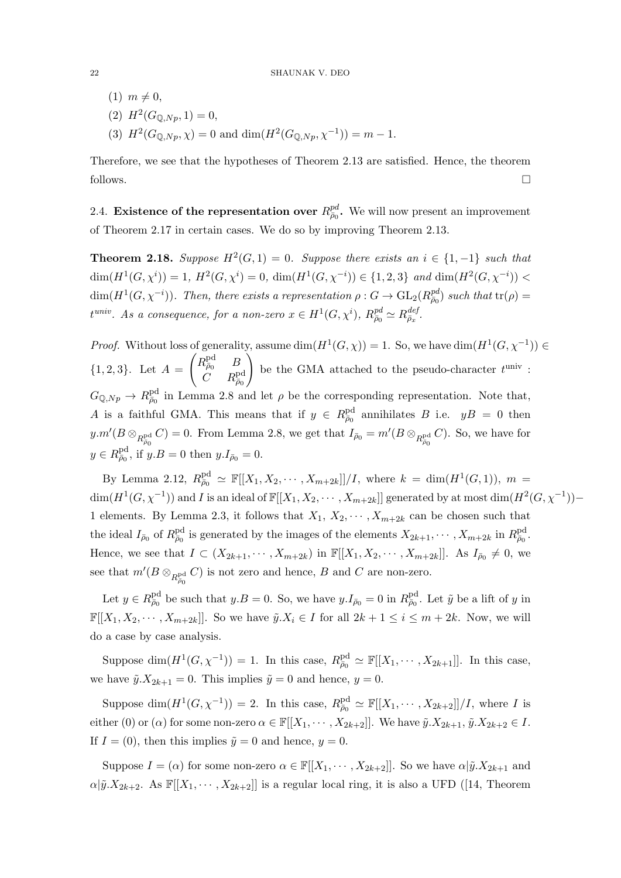(1) $m \neq 0$,

(2) $H^2(G_{\mathbb{Q},Np}, 1) = 0$,

(3) $H^2(G_{\mathbb{Q},Np}, \chi) = 0$ and $\dim(H^2(G_{\mathbb{Q},Np}, \chi^{-1})) = m - 1$.

Therefore, we see that the hypotheses of Theorem 2.13 are satisfied. Hence, the theorem follows. $\square$

## 2.4. Existence of the representation over $R^{pd}_{\bar{\rho}_0}$.

We will now present an improvement of Theorem 2.17 in certain cases. We do so by improving Theorem 2.13.

**Theorem 2.18.** *Suppose $H^2(G, 1) = 0$. Suppose there exists an $i \in \{1, -1\}$ such that $\dim(H^1(G, \chi^i)) = 1$, $H^2(G, \chi^i) = 0$, $\dim(H^1(G, \chi^{-i})) \in \{1, 2, 3\}$ and $\dim(H^2(G, \chi^{-i})) < \dim(H^1(G, \chi^{-i}))$. Then, there exists a representation $\rho : G \to \mathrm{GL}_2(R^{pd}_{\bar{\rho}_0})$ such that $\mathrm{tr}(\rho) = t^{univ}$. As a consequence, for a non-zero $x \in H^1(G, \chi^i)$, $R^{pd}_{\bar{\rho}_0} \simeq R^{def}_{\bar{\rho}_x}$.*

*Proof.* Without loss of generality, assume $\dim(H^1(G, \chi)) = 1$. So, we have $\dim(H^1(G, \chi^{-1})) \in \{1, 2, 3\}$. Let $A = \begin{pmatrix} R^{\mathrm{pd}}_{\bar{\rho}_0} & B \\ C & R^{\mathrm{pd}}_{\bar{\rho}_0} \end{pmatrix}$ be the GMA attached to the pseudo-character $t^{\mathrm{univ}} : G_{\mathbb{Q},Np} \to R^{\mathrm{pd}}_{\bar{\rho}_0}$ in Lemma 2.8 and let $\rho$ be the corresponding representation. Note that, $A$ is a faithful GMA. This means that if $y \in R^{\mathrm{pd}}_{\bar{\rho}_0}$ annihilates $B$ i.e. $yB = 0$ then $y.m'(B \otimes_{R^{\mathrm{pd}}_{\bar{\rho}_0}} C) = 0$. From Lemma 2.8, we get that $I_{\bar{\rho}_0} = m'(B \otimes_{R^{\mathrm{pd}}_{\bar{\rho}_0}} C)$. So, we have for $y \in R^{\mathrm{pd}}_{\bar{\rho}_0}$, if $y.B = 0$ then $y.I_{\bar{\rho}_0} = 0$.

By Lemma 2.12, $R^{\mathrm{pd}}_{\bar{\rho}_0} \simeq \mathbb{F}[[X_1, X_2, \cdots, X_{m+2k}]]/I$, where $k = \dim(H^1(G, 1))$, $m = \dim(H^1(G, \chi^{-1}))$ and $I$ is an ideal of $\mathbb{F}[[X_1, X_2, \cdots, X_{m+2k}]]$ generated by at most $\dim(H^2(G, \chi^{-1})) - 1$ elements. By Lemma 2.3, it follows that $X_1, X_2, \cdots, X_{m+2k}$ can be chosen such that the ideal $I_{\bar{\rho}_0}$ of $R^{\mathrm{pd}}_{\bar{\rho}_0}$ is generated by the images of the elements $X_{2k+1}, \cdots, X_{m+2k}$ in $R^{\mathrm{pd}}_{\bar{\rho}_0}$. Hence, we see that $I \subset (X_{2k+1}, \cdots, X_{m+2k})$ in $\mathbb{F}[[X_1, X_2, \cdots, X_{m+2k}]]$. As $I_{\bar{\rho}_0} \neq 0$, we see that $m'(B \otimes_{R^{\mathrm{pd}}_{\bar{\rho}_0}} C)$ is not zero and hence, $B$ and $C$ are non-zero.

Let $y \in R^{\mathrm{pd}}_{\bar{\rho}_0}$ be such that $y.B = 0$. So, we have $y.I_{\bar{\rho}_0} = 0$ in $R^{\mathrm{pd}}_{\bar{\rho}_0}$. Let $\tilde{y}$ be a lift of $y$ in $\mathbb{F}[[X_1, X_2, \cdots, X_{m+2k}]]$. So we have $\tilde{y}.X_i \in I$ for all $2k+1 \leq i \leq m+2k$. Now, we will do a case by case analysis.

Suppose $\dim(H^1(G, \chi^{-1})) = 1$. In this case, $R^{\mathrm{pd}}_{\bar{\rho}_0} \simeq \mathbb{F}[[X_1, \cdots, X_{2k+1}]]$. In this case, we have $\tilde{y}.X_{2k+1} = 0$. This implies $\tilde{y} = 0$ and hence, $y = 0$.

Suppose $\dim(H^1(G, \chi^{-1})) = 2$. In this case, $R^{\mathrm{pd}}_{\bar{\rho}_0} \simeq \mathbb{F}[[X_1, \cdots, X_{2k+2}]]/I$, where $I$ is either $(0)$ or $(\alpha)$ for some non-zero $\alpha \in \mathbb{F}[[X_1, \cdots, X_{2k+2}]]$. We have $\tilde{y}.X_{2k+1}, \tilde{y}.X_{2k+2} \in I$. If $I = (0)$, then this implies $\tilde{y} = 0$ and hence, $y = 0$.

Suppose $I = (\alpha)$ for some non-zero $\alpha \in \mathbb{F}[[X_1, \cdots, X_{2k+2}]]$. So we have $\alpha | \tilde{y}.X_{2k+1}$ and $\alpha | \tilde{y}.X_{2k+2}$. As $\mathbb{F}[[X_1, \cdots, X_{2k+2}]]$ is a regular local ring, it is also a UFD ([14, Theorem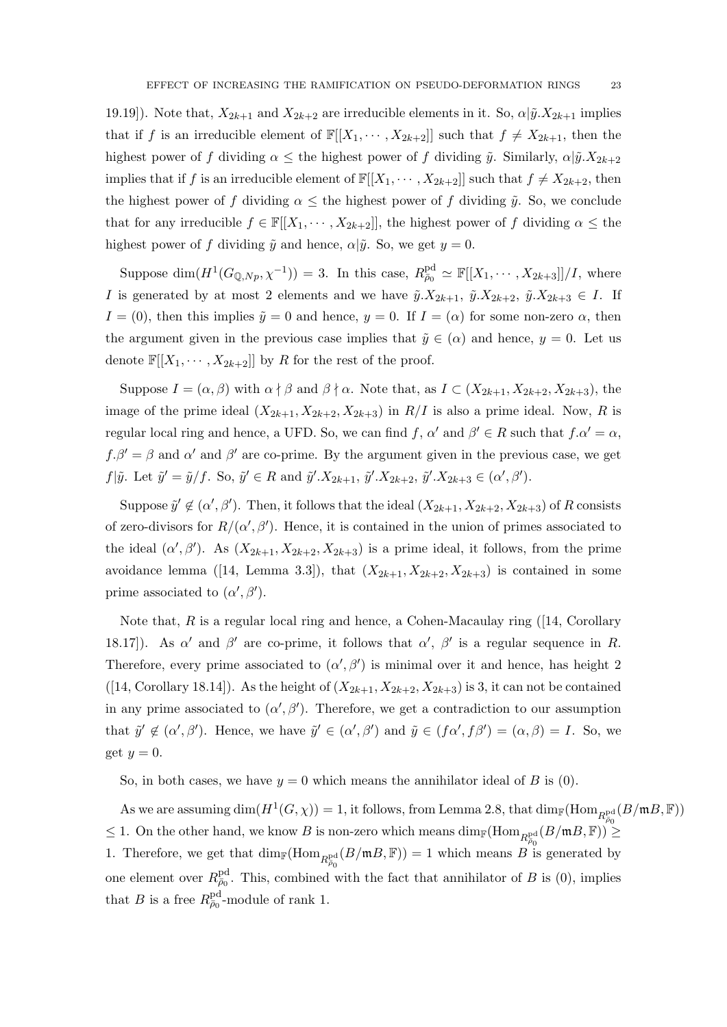19.19]). Note that, $X_{2k+1}$ and $X_{2k+2}$ are irreducible elements in it. So, $\alpha | \tilde{y}.X_{2k+1}$ implies that if $f$ is an irreducible element of $\mathbb{F}[[X_1, \cdots, X_{2k+2}]]$ such that $f \neq X_{2k+1}$, then the highest power of $f$ dividing $\alpha \leq$ the highest power of $f$ dividing $\tilde{y}$. Similarly, $\alpha | \tilde{y}.X_{2k+2}$ implies that if $f$ is an irreducible element of $\mathbb{F}[[X_1, \cdots, X_{2k+2}]]$ such that $f \neq X_{2k+2}$, then the highest power of $f$ dividing $\alpha \leq$ the highest power of $f$ dividing $\tilde{y}$. So, we conclude that for any irreducible $f \in \mathbb{F}[[X_1, \cdots, X_{2k+2}]]$, the highest power of $f$ dividing $\alpha \leq$ the highest power of $f$ dividing $\tilde{y}$ and hence, $\alpha | \tilde{y}$. So, we get $y = 0$.

Suppose $\dim(H^1(G_{\mathbb{Q},Np}, \chi^{-1})) = 3$. In this case, $R^{\text{pd}}_{\bar{\rho}_0} \simeq \mathbb{F}[[X_1, \cdots, X_{2k+3}]]/I$, where $I$ is generated by at most 2 elements and we have $\tilde{y}.X_{2k+1}$, $\tilde{y}.X_{2k+2}$, $\tilde{y}.X_{2k+3} \in I$. If $I = (0)$, then this implies $\tilde{y} = 0$ and hence, $y = 0$. If $I = (\alpha)$ for some non-zero $\alpha$, then the argument given in the previous case implies that $\tilde{y} \in (\alpha)$ and hence, $y = 0$. Let us denote $\mathbb{F}[[X_1, \cdots, X_{2k+2}]]$ by $R$ for the rest of the proof.

Suppose $I = (\alpha, \beta)$ with $\alpha \nmid \beta$ and $\beta \nmid \alpha$. Note that, as $I \subset (X_{2k+1}, X_{2k+2}, X_{2k+3})$, the image of the prime ideal $(X_{2k+1}, X_{2k+2}, X_{2k+3})$ in $R/I$ is also a prime ideal. Now, $R$ is regular local ring and hence, a UFD. So, we can find $f$, $\alpha'$ and $\beta' \in R$ such that $f.\alpha' = \alpha$, $f.\beta' = \beta$ and $\alpha'$ and $\beta'$ are co-prime. By the argument given in the previous case, we get $f | \tilde{y}$. Let $\tilde{y}' = \tilde{y}/f$. So, $\tilde{y}' \in R$ and $\tilde{y}'.X_{2k+1}$, $\tilde{y}'.X_{2k+2}$, $\tilde{y}'.X_{2k+3} \in (\alpha', \beta')$.

Suppose $\tilde{y}' \notin (\alpha', \beta')$. Then, it follows that the ideal $(X_{2k+1}, X_{2k+2}, X_{2k+3})$ of $R$ consists of zero-divisors for $R/(\alpha', \beta')$. Hence, it is contained in the union of primes associated to the ideal $(\alpha', \beta')$. As $(X_{2k+1}, X_{2k+2}, X_{2k+3})$ is a prime ideal, it follows, from the prime avoidance lemma ([14, Lemma 3.3]), that $(X_{2k+1}, X_{2k+2}, X_{2k+3})$ is contained in some prime associated to $(\alpha', \beta')$.

Note that, $R$ is a regular local ring and hence, a Cohen-Macaulay ring ([14, Corollary 18.17]). As $\alpha'$ and $\beta'$ are co-prime, it follows that $\alpha'$, $\beta'$ is a regular sequence in $R$. Therefore, every prime associated to $(\alpha', \beta')$ is minimal over it and hence, has height 2 ([14, Corollary 18.14]). As the height of $(X_{2k+1}, X_{2k+2}, X_{2k+3})$ is 3, it can not be contained in any prime associated to $(\alpha', \beta')$. Therefore, we get a contradiction to our assumption that $\tilde{y}' \notin (\alpha', \beta')$. Hence, we have $\tilde{y}' \in (\alpha', \beta')$ and $\tilde{y} \in (f\alpha', f\beta') = (\alpha, \beta) = I$. So, we get $y = 0$.

So, in both cases, we have $y = 0$ which means the annihilator ideal of $B$ is $(0)$.

As we are assuming $\dim(H^1(G, \chi)) = 1$, it follows, from Lemma 2.8, that $\dim_{\mathbb{F}}(\text{Hom}_{R^{\text{pd}}_{\bar{\rho}_0}}(B/\mathfrak{m}B, \mathbb{F})) \leq 1$. On the other hand, we know $B$ is non-zero which means $\dim_{\mathbb{F}}(\text{Hom}_{R^{\text{pd}}_{\bar{\rho}_0}}(B/\mathfrak{m}B, \mathbb{F})) \geq 1$. Therefore, we get that $\dim_{\mathbb{F}}(\text{Hom}_{R^{\text{pd}}_{\bar{\rho}_0}}(B/\mathfrak{m}B, \mathbb{F})) = 1$ which means $B$ is generated by one element over $R^{\text{pd}}_{\bar{\rho}_0}$. This, combined with the fact that annihilator of $B$ is $(0)$, implies that $B$ is a free $R^{\text{pd}}_{\bar{\rho}_0}$-module of rank 1.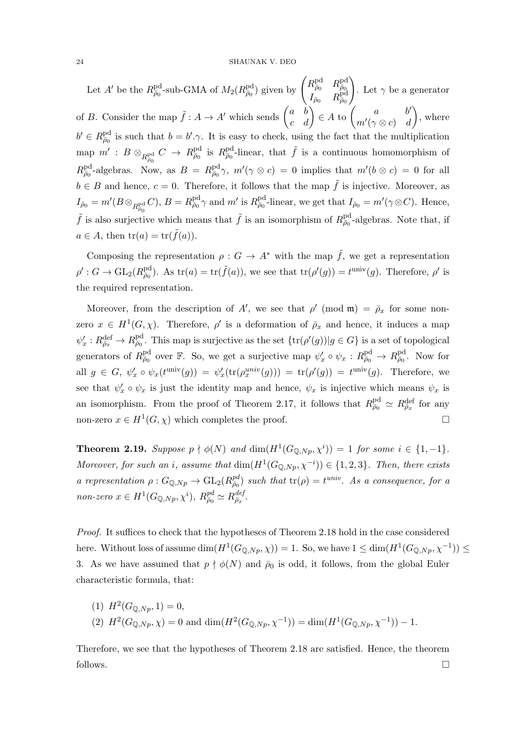Let $A'$ be the $R^{\mathrm{pd}}_{\bar\rho_0}$-sub-GMA of $M_2(R^{\mathrm{pd}}_{\bar\rho_0})$ given by $\begin{pmatrix} R^{\mathrm{pd}}_{\bar\rho_0} & R^{\mathrm{pd}}_{\bar\rho_0} \\ I_{\bar\rho_0} & R^{\mathrm{pd}}_{\bar\rho_0}\end{pmatrix}$. Let $\gamma$ be a generator of $B$. Consider the map $\tilde f : A \to A'$ which sends $\begin{pmatrix} a & b \\ c & d\end{pmatrix} \in A$ to $\begin{pmatrix} a & b' \\ m'(\gamma\otimes c) & d\end{pmatrix}$, where $b' \in R^{\mathrm{pd}}_{\bar\rho_0}$ is such that $b = b'.\gamma$. It is easy to check, using the fact that the multiplication map $m' : B \otimes_{R^{\mathrm{pd}}_{\bar\rho_0}} C \to R^{\mathrm{pd}}_{\bar\rho_0}$ is $R^{\mathrm{pd}}_{\bar\rho_0}$-linear, that $\tilde f$ is a continuous homomorphism of $R^{\mathrm{pd}}_{\bar\rho_0}$-algebras. Now, as $B = R^{\mathrm{pd}}_{\bar\rho_0}\gamma$, $m'(\gamma\otimes c) = 0$ implies that $m'(b\otimes c) = 0$ for all $b \in B$ and hence, $c = 0$. Therefore, it follows that the map $\tilde f$ is injective. Moreover, as $I_{\bar\rho_0} = m'(B\otimes_{R^{\mathrm{pd}}_{\bar\rho_0}} C)$, $B = R^{\mathrm{pd}}_{\bar\rho_0}\gamma$ and $m'$ is $R^{\mathrm{pd}}_{\bar\rho_0}$-linear, we get that $I_{\bar\rho_0} = m'(\gamma\otimes C)$. Hence, $\tilde f$ is also surjective which means that $\tilde f$ is an isomorphism of $R^{\mathrm{pd}}_{\bar\rho_0}$-algebras. Note that, if $a \in A$, then $\mathrm{tr}(a) = \mathrm{tr}(\tilde f(a))$.

Composing the representation $\rho : G \to A^*$ with the map $\tilde f$, we get a representation $\rho' : G \to \mathrm{GL}_2(R^{\mathrm{pd}}_{\bar\rho_0})$. As $\mathrm{tr}(a) = \mathrm{tr}(\tilde f(a))$, we see that $\mathrm{tr}(\rho'(g)) = t^{\mathrm{univ}}(g)$. Therefore, $\rho'$ is the required representation.

Moreover, from the description of $A'$, we see that $\rho' \pmod{\mathfrak m} = \bar\rho_x$ for some non-zero $x \in H^1(G,\chi)$. Therefore, $\rho'$ is a deformation of $\bar\rho_x$ and hence, it induces a map $\psi'_x : R^{\mathrm{def}}_{\bar\rho_x} \to R^{\mathrm{pd}}_{\bar\rho_0}$. This map is surjective as the set $\{\mathrm{tr}(\rho'(g)) | g \in G\}$ is a set of topological generators of $R^{\mathrm{pd}}_{\bar\rho_0}$ over $\mathbb F$. So, we get a surjective map $\psi'_x \circ \psi_x : R^{\mathrm{pd}}_{\bar\rho_0} \to R^{\mathrm{pd}}_{\bar\rho_0}$. Now for all $g \in G$, $\psi'_x\circ\psi_x(t^{\mathrm{univ}}(g)) = \psi'_x(\mathrm{tr}(\rho^{univ}_x(g))) = \mathrm{tr}(\rho'(g)) = t^{\mathrm{univ}}(g)$. Therefore, we see that $\psi'_x\circ\psi_x$ is just the identity map and hence, $\psi_x$ is injective which means $\psi_x$ is an isomorphism. From the proof of Theorem 2.17, it follows that $R^{\mathrm{pd}}_{\bar\rho_0} \simeq R^{\mathrm{def}}_{\bar\rho_x}$ for any non-zero $x \in H^1(G,\chi)$ which completes the proof. $\square$

**Theorem 2.19.** *Suppose $p \nmid \phi(N)$ and $\dim(H^1(G_{\mathbb Q,Np},\chi^i)) = 1$ for some $i \in \{1,-1\}$. Moreover, for such an $i$, assume that $\dim(H^1(G_{\mathbb Q,Np},\chi^{-i})) \in \{1,2,3\}$. Then, there exists a representation $\rho : G_{\mathbb Q,Np} \to \mathrm{GL}_2(R^{pd}_{\bar\rho_0})$ such that $\mathrm{tr}(\rho) = t^{univ}$. As a consequence, for a non-zero $x \in H^1(G_{\mathbb Q,Np},\chi^i)$, $R^{pd}_{\bar\rho_0} \simeq R^{def}_{\bar\rho_x}$.*

*Proof.* It suffices to check that the hypotheses of Theorem 2.18 hold in the case considered here. Without loss of assume $\dim(H^1(G_{\mathbb Q,Np},\chi)) = 1$. So, we have $1 \le \dim(H^1(G_{\mathbb Q,Np},\chi^{-1})) \le 3$. As we have assumed that $p \nmid \phi(N)$ and $\bar\rho_0$ is odd, it follows, from the global Euler characteristic formula, that:

(1) $H^2(G_{\mathbb Q,Np},1) = 0$,
(2) $H^2(G_{\mathbb Q,Np},\chi) = 0$ and $\dim(H^2(G_{\mathbb Q,Np},\chi^{-1})) = \dim(H^1(G_{\mathbb Q,Np},\chi^{-1})) - 1$.

Therefore, we see that the hypotheses of Theorem 2.18 are satisfied. Hence, the theorem follows. $\square$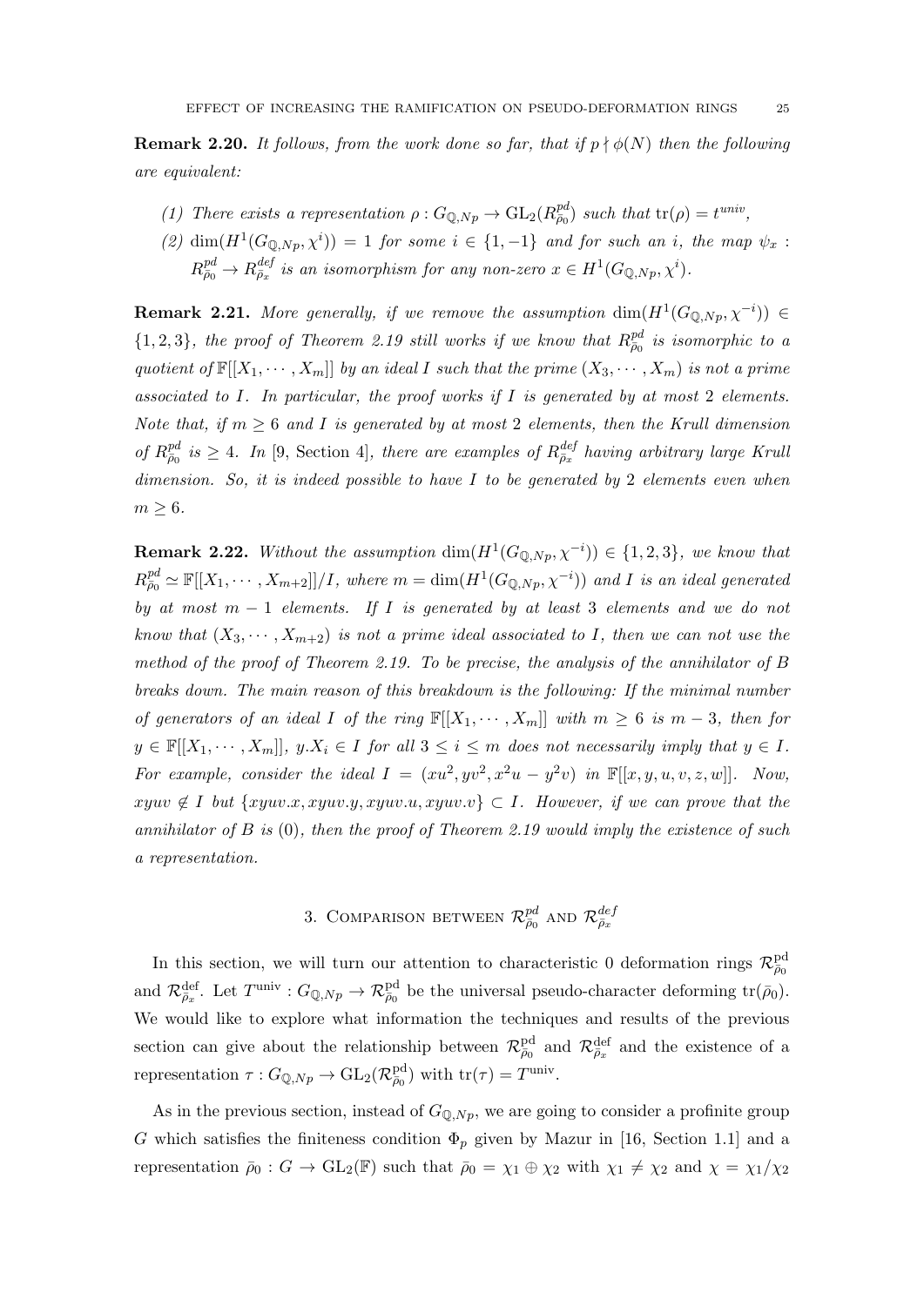**Remark 2.20.** *It follows, from the work done so far, that if $p \nmid \phi(N)$ then the following are equivalent:*

1. *There exists a representation $\rho : G_{\mathbb{Q},Np} \to \mathrm{GL}_2(R^{pd}_{\bar{\rho}_0})$ such that $\mathrm{tr}(\rho) = t^{univ}$,*
2. *$\dim(H^1(G_{\mathbb{Q},Np}, \chi^i)) = 1$ for some $i \in \{1, -1\}$ and for such an $i$, the map $\psi_x : R^{pd}_{\bar{\rho}_0} \to R^{def}_{\bar{\rho}_x}$ is an isomorphism for any non-zero $x \in H^1(G_{\mathbb{Q},Np}, \chi^i)$.*

**Remark 2.21.** *More generally, if we remove the assumption $\dim(H^1(G_{\mathbb{Q},Np}, \chi^{-i})) \in \{1, 2, 3\}$, the proof of Theorem 2.19 still works if we know that $R^{pd}_{\bar{\rho}_0}$ is isomorphic to a quotient of $\mathbb{F}[[X_1, \cdots, X_m]]$ by an ideal $I$ such that the prime $(X_3, \cdots, X_m)$ is not a prime associated to $I$. In particular, the proof works if $I$ is generated by at most 2 elements. Note that, if $m \geq 6$ and $I$ is generated by at most 2 elements, then the Krull dimension of $R^{pd}_{\bar{\rho}_0}$ is $\geq 4$. In [9, Section 4], there are examples of $R^{def}_{\bar{\rho}_x}$ having arbitrary large Krull dimension. So, it is indeed possible to have $I$ to be generated by 2 elements even when $m \geq 6$.*

**Remark 2.22.** *Without the assumption $\dim(H^1(G_{\mathbb{Q},Np}, \chi^{-i})) \in \{1, 2, 3\}$, we know that $R^{pd}_{\bar{\rho}_0} \simeq \mathbb{F}[[X_1, \cdots, X_{m+2}]]/I$, where $m = \dim(H^1(G_{\mathbb{Q},Np}, \chi^{-i}))$ and $I$ is an ideal generated by at most $m - 1$ elements. If $I$ is generated by at least 3 elements and we do not know that $(X_3, \cdots, X_{m+2})$ is not a prime ideal associated to $I$, then we can not use the method of the proof of Theorem 2.19. To be precise, the analysis of the annihilator of $B$ breaks down. The main reason of this breakdown is the following: If the minimal number of generators of an ideal $I$ of the ring $\mathbb{F}[[X_1, \cdots, X_m]]$ with $m \geq 6$ is $m - 3$, then for $y \in \mathbb{F}[[X_1, \cdots, X_m]]$, $y.X_i \in I$ for all $3 \leq i \leq m$ does not necessarily imply that $y \in I$. For example, consider the ideal $I = (xu^2, yv^2, x^2u - y^2v)$ in $\mathbb{F}[[x, y, u, v, z, w]]$. Now, $xyuv \notin I$ but $\{xyuv.x, xyuv.y, xyuv.u, xyuv.v\} \subset I$. However, if we can prove that the annihilator of $B$ is $(0)$, then the proof of Theorem 2.19 would imply the existence of such a representation.*

## 3. Comparison between $\mathcal{R}^{pd}_{\bar{\rho}_0}$ and $\mathcal{R}^{def}_{\bar{\rho}_x}$

In this section, we will turn our attention to characteristic 0 deformation rings $\mathcal{R}^{\mathrm{pd}}_{\bar{\rho}_0}$ and $\mathcal{R}^{\mathrm{def}}_{\bar{\rho}_x}$. Let $T^{\mathrm{univ}} : G_{\mathbb{Q},Np} \to \mathcal{R}^{\mathrm{pd}}_{\bar{\rho}_0}$ be the universal pseudo-character deforming $\mathrm{tr}(\bar{\rho}_0)$. We would like to explore what information the techniques and results of the previous section can give about the relationship between $\mathcal{R}^{\mathrm{pd}}_{\bar{\rho}_0}$ and $\mathcal{R}^{\mathrm{def}}_{\bar{\rho}_x}$ and the existence of a representation $\tau : G_{\mathbb{Q},Np} \to \mathrm{GL}_2(\mathcal{R}^{\mathrm{pd}}_{\bar{\rho}_0})$ with $\mathrm{tr}(\tau) = T^{\mathrm{univ}}$.

As in the previous section, instead of $G_{\mathbb{Q},Np}$, we are going to consider a profinite group $G$ which satisfies the finiteness condition $\Phi_p$ given by Mazur in [16, Section 1.1] and a representation $\bar{\rho}_0 : G \to \mathrm{GL}_2(\mathbb{F})$ such that $\bar{\rho}_0 = \chi_1 \oplus \chi_2$ with $\chi_1 \neq \chi_2$ and $\chi = \chi_1/\chi_2$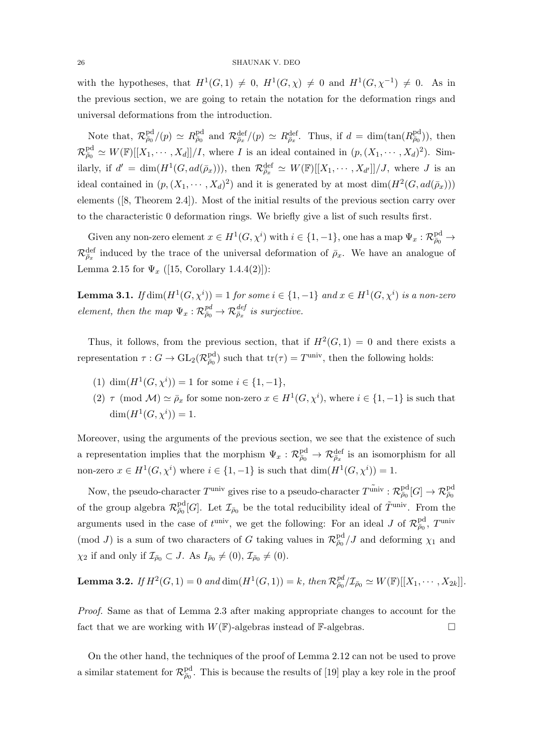with the hypotheses, that $H^1(G,1) \neq 0$, $H^1(G,\chi) \neq 0$ and $H^1(G,\chi^{-1}) \neq 0$. As in the previous section, we are going to retain the notation for the deformation rings and universal deformations from the introduction.

Note that, $\mathcal{R}^{\mathrm{pd}}_{\bar{\rho}_0}/(p) \simeq R^{\mathrm{pd}}_{\bar{\rho}_0}$ and $\mathcal{R}^{\mathrm{def}}_{\bar{\rho}_x}/(p) \simeq R^{\mathrm{def}}_{\bar{\rho}_x}$. Thus, if $d = \dim(\tan(R^{\mathrm{pd}}_{\bar{\rho}_0}))$, then $\mathcal{R}^{\mathrm{pd}}_{\bar{\rho}_0} \simeq W(\mathbb{F})[[X_1,\cdots,X_d]]/I$, where $I$ is an ideal contained in $(p,(X_1,\cdots,X_d)^2)$. Similarly, if $d' = \dim(H^1(G,ad(\bar{\rho}_x)))$, then $\mathcal{R}^{\mathrm{def}}_{\bar{\rho}_x} \simeq W(\mathbb{F})[[X_1,\cdots,X_{d'}]]/J$, where $J$ is an ideal contained in $(p,(X_1,\cdots,X_d)^2)$ and it is generated by at most $\dim(H^2(G,ad(\bar{\rho}_x)))$ elements ([8, Theorem 2.4]). Most of the initial results of the previous section carry over to the characteristic 0 deformation rings. We briefly give a list of such results first.

Given any non-zero element $x \in H^1(G,\chi^i)$ with $i \in \{1,-1\}$, one has a map $\Psi_x : \mathcal{R}^{\mathrm{pd}}_{\bar{\rho}_0} \to \mathcal{R}^{\mathrm{def}}_{\bar{\rho}_x}$ induced by the trace of the universal deformation of $\bar{\rho}_x$. We have an analogue of Lemma 2.15 for $\Psi_x$ ([15, Corollary 1.4.4(2)]):

**Lemma 3.1.** *If $\dim(H^1(G,\chi^i)) = 1$ for some $i \in \{1,-1\}$ and $x \in H^1(G,\chi^i)$ is a non-zero element, then the map $\Psi_x : \mathcal{R}^{pd}_{\bar{\rho}_0} \to \mathcal{R}^{def}_{\bar{\rho}_x}$ is surjective.*

Thus, it follows, from the previous section, that if $H^2(G,1) = 0$ and there exists a representation $\tau : G \to \mathrm{GL}_2(\mathcal{R}^{\mathrm{pd}}_{\bar{\rho}_0})$ such that $\mathrm{tr}(\tau) = T^{\mathrm{univ}}$, then the following holds:

1. $\dim(H^1(G,\chi^i)) = 1$ for some $i \in \{1,-1\}$,
2. $\tau \pmod{\mathcal{M}} \simeq \bar{\rho}_x$ for some non-zero $x \in H^1(G,\chi^i)$, where $i \in \{1,-1\}$ is such that $\dim(H^1(G,\chi^i)) = 1$.

Moreover, using the arguments of the previous section, we see that the existence of such a representation implies that the morphism $\Psi_x : \mathcal{R}^{\mathrm{pd}}_{\bar{\rho}_0} \to \mathcal{R}^{\mathrm{def}}_{\bar{\rho}_x}$ is an isomorphism for all non-zero $x \in H^1(G,\chi^i)$ where $i \in \{1,-1\}$ is such that $\dim(H^1(G,\chi^i)) = 1$.

Now, the pseudo-character $T^{\mathrm{univ}}$ gives rise to a pseudo-character $\tilde{T^{\mathrm{univ}}} : \mathcal{R}^{\mathrm{pd}}_{\bar{\rho}_0}[G] \to \mathcal{R}^{\mathrm{pd}}_{\bar{\rho}_0}$ of the group algebra $\mathcal{R}^{\mathrm{pd}}_{\bar{\rho}_0}[G]$. Let $\mathcal{I}_{\bar{\rho}_0}$ be the total reducibility ideal of $\tilde{T}^{\mathrm{univ}}$. From the arguments used in the case of $t^{\mathrm{univ}}$, we get the following: For an ideal $J$ of $\mathcal{R}^{\mathrm{pd}}_{\bar{\rho}_0}$, $T^{\mathrm{univ}} \pmod{J}$ is a sum of two characters of $G$ taking values in $\mathcal{R}^{\mathrm{pd}}_{\bar{\rho}_0}/J$ and deforming $\chi_1$ and $\chi_2$ if and only if $\mathcal{I}_{\bar{\rho}_0} \subset J$. As $I_{\bar{\rho}_0} \neq (0)$, $\mathcal{I}_{\bar{\rho}_0} \neq (0)$.

**Lemma 3.2.** *If $H^2(G,1) = 0$ and $\dim(H^1(G,1)) = k$, then $\mathcal{R}^{pd}_{\bar{\rho}_0}/\mathcal{I}_{\bar{\rho}_0} \simeq W(\mathbb{F})[[X_1,\cdots,X_{2k}]]$.*

*Proof.* Same as that of Lemma 2.3 after making appropriate changes to account for the fact that we are working with $W(\mathbb{F})$-algebras instead of $\mathbb{F}$-algebras. $\square$

On the other hand, the techniques of the proof of Lemma 2.12 can not be used to prove a similar statement for $\mathcal{R}^{\mathrm{pd}}_{\bar{\rho}_0}$. This is because the results of [19] play a key role in the proof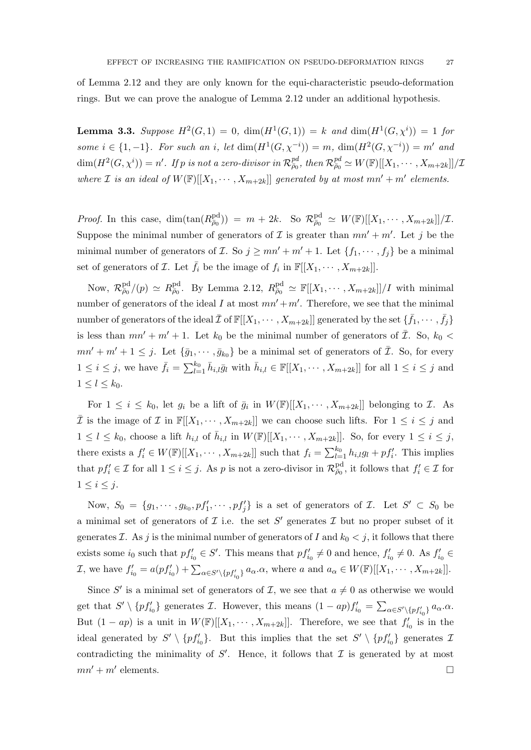of Lemma 2.12 and they are only known for the equi-characteristic pseudo-deformation rings. But we can prove the analogue of Lemma 2.12 under an additional hypothesis.

**Lemma 3.3.** *Suppose $H^2(G,1) = 0$, $\dim(H^1(G,1)) = k$ and $\dim(H^1(G,\chi^i)) = 1$ for some $i \in \{1,-1\}$. For such an $i$, let $\dim(H^1(G,\chi^{-i})) = m$, $\dim(H^2(G,\chi^{-i})) = m'$ and $\dim(H^2(G,\chi^i)) = n'$. If $p$ is not a zero-divisor in $\mathcal{R}^{pd}_{\bar\rho_0}$, then $\mathcal{R}^{pd}_{\bar\rho_0} \simeq W(\mathbb{F})[[X_1,\cdots,X_{m+2k}]]/\mathcal{I}$ where $\mathcal{I}$ is an ideal of $W(\mathbb{F})[[X_1,\cdots,X_{m+2k}]]$ generated by at most $mn'+m'$ elements.*

*Proof.* In this case, $\dim(\tan(R^{\mathrm{pd}}_{\bar\rho_0})) = m+2k$. So $\mathcal{R}^{\mathrm{pd}}_{\bar\rho_0} \simeq W(\mathbb{F})[[X_1,\cdots,X_{m+2k}]]/\mathcal{I}$. Suppose the minimal number of generators of $\mathcal{I}$ is greater than $mn'+m'$. Let $j$ be the minimal number of generators of $\mathcal{I}$. So $j \geq mn'+m'+1$. Let $\{f_1,\cdots,f_j\}$ be a minimal set of generators of $\mathcal{I}$. Let $\bar f_i$ be the image of $f_i$ in $\mathbb{F}[[X_1,\cdots,X_{m+2k}]]$.

Now, $\mathcal{R}^{\mathrm{pd}}_{\bar\rho_0}/(p) \simeq R^{\mathrm{pd}}_{\bar\rho_0}$. By Lemma 2.12, $R^{\mathrm{pd}}_{\bar\rho_0} \simeq \mathbb{F}[[X_1,\cdots,X_{m+2k}]]/I$ with minimal number of generators of the ideal $I$ at most $mn'+m'$. Therefore, we see that the minimal number of generators of the ideal $\bar{\mathcal{I}}$ of $\mathbb{F}[[X_1,\cdots,X_{m+2k}]]$ generated by the set $\{\bar f_1,\cdots,\bar f_j\}$ is less than $mn'+m'+1$. Let $k_0$ be the minimal number of generators of $\bar{\mathcal{I}}$. So, $k_0 < mn'+m'+1 \leq j$. Let $\{\bar g_1,\cdots,\bar g_{k_0}\}$ be a minimal set of generators of $\bar{\mathcal{I}}$. So, for every $1 \leq i \leq j$, we have $\bar f_i = \sum_{l=1}^{k_0} \bar h_{i,l}\bar g_l$ with $\bar h_{i,l} \in \mathbb{F}[[X_1,\cdots,X_{m+2k}]]$ for all $1 \leq i \leq j$ and $1 \leq l \leq k_0$.

For $1 \leq i \leq k_0$, let $g_i$ be a lift of $\bar g_i$ in $W(\mathbb{F})[[X_1,\cdots,X_{m+2k}]]$ belonging to $\mathcal{I}$. As $\bar{\mathcal{I}}$ is the image of $\mathcal{I}$ in $\mathbb{F}[[X_1,\cdots,X_{m+2k}]]$ we can choose such lifts. For $1 \leq i \leq j$ and $1 \leq l \leq k_0$, choose a lift $h_{i,l}$ of $\bar h_{i,l}$ in $W(\mathbb{F})[[X_1,\cdots,X_{m+2k}]]$. So, for every $1 \leq i \leq j$, there exists a $f'_i \in W(\mathbb{F})[[X_1,\cdots,X_{m+2k}]]$ such that $f_i = \sum_{l=1}^{k_0} h_{i,l}g_l + pf'_i$. This implies that $pf'_i \in \mathcal{I}$ for all $1 \leq i \leq j$. As $p$ is not a zero-divisor in $\mathcal{R}^{\mathrm{pd}}_{\bar\rho_0}$, it follows that $f'_i \in \mathcal{I}$ for $1 \leq i \leq j$.

Now, $S_0 = \{g_1,\cdots,g_{k_0},pf'_1,\cdots,pf'_j\}$ is a set of generators of $\mathcal{I}$. Let $S' \subset S_0$ be a minimal set of generators of $\mathcal{I}$ i.e. the set $S'$ generates $\mathcal{I}$ but no proper subset of it generates $\mathcal{I}$. As $j$ is the minimal number of generators of $I$ and $k_0 < j$, it follows that there exists some $i_0$ such that $pf'_{i_0} \in S'$. This means that $pf'_{i_0} \neq 0$ and hence, $f'_{i_0} \neq 0$. As $f'_{i_0} \in \mathcal{I}$, we have $f'_{i_0} = a(pf'_{i_0}) + \sum_{\alpha \in S' \setminus \{pf'_{i_0}\}} a_\alpha.\alpha$, where $a$ and $a_\alpha \in W(\mathbb{F})[[X_1,\cdots,X_{m+2k}]]$.

Since $S'$ is a minimal set of generators of $\mathcal{I}$, we see that $a \neq 0$ as otherwise we would get that $S' \setminus \{pf'_{i_0}\}$ generates $\mathcal{I}$. However, this means $(1-ap)f'_{i_0} = \sum_{\alpha \in S' \setminus \{pf'_{i_0}\}} a_\alpha.\alpha$. But $(1-ap)$ is a unit in $W(\mathbb{F})[[X_1,\cdots,X_{m+2k}]]$. Therefore, we see that $f'_{i_0}$ is in the ideal generated by $S' \setminus \{pf'_{i_0}\}$. But this implies that the set $S' \setminus \{pf'_{i_0}\}$ generates $\mathcal{I}$ contradicting the minimality of $S'$. Hence, it follows that $\mathcal{I}$ is generated by at most $mn'+m'$ elements. $\square$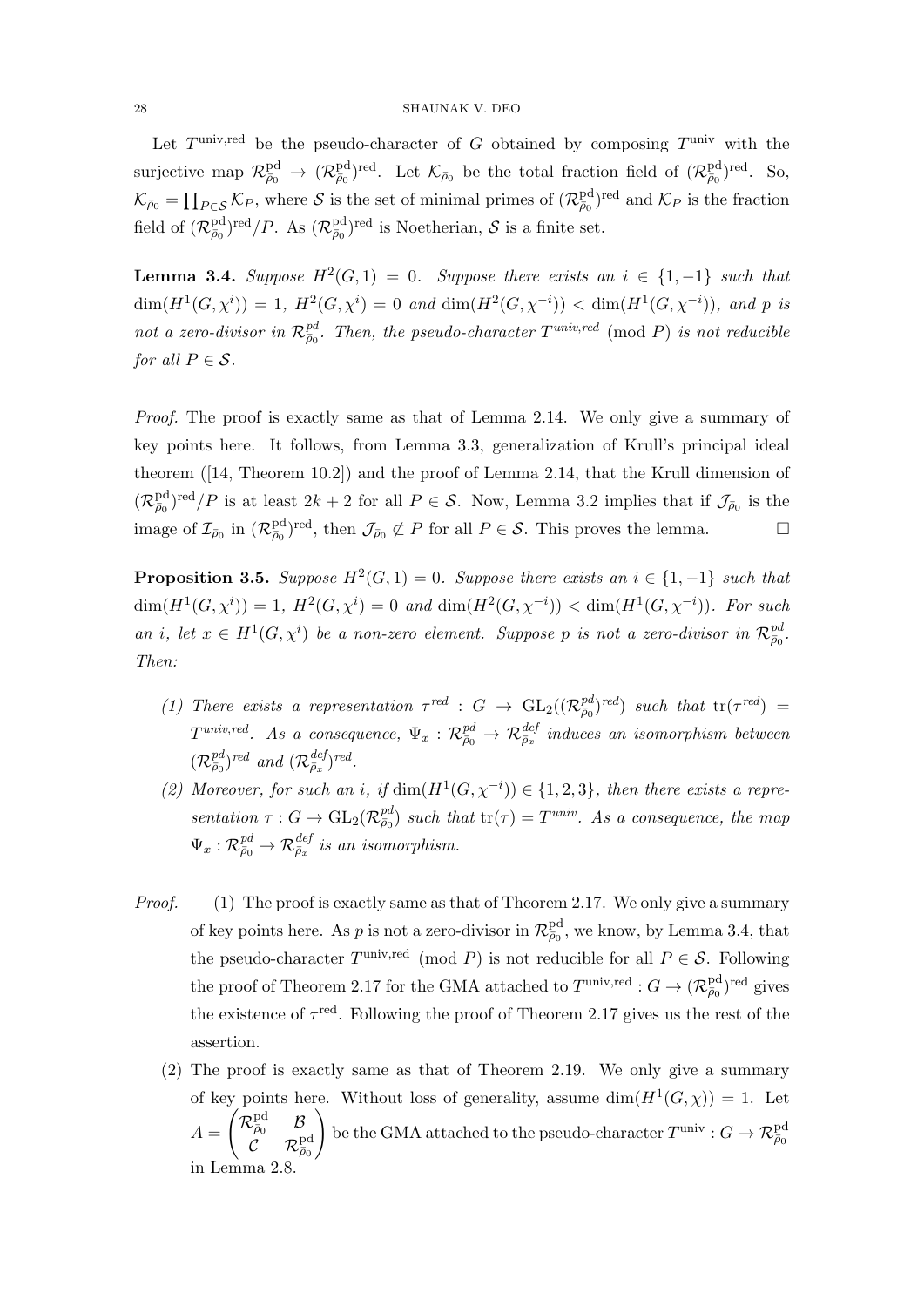Let $T^{\text{univ,red}}$ be the pseudo-character of $G$ obtained by composing $T^{\text{univ}}$ with the surjective map $\mathcal{R}^{\text{pd}}_{\bar\rho_0} \to (\mathcal{R}^{\text{pd}}_{\bar\rho_0})^{\text{red}}$. Let $\mathcal{K}_{\bar\rho_0}$ be the total fraction field of $(\mathcal{R}^{\text{pd}}_{\bar\rho_0})^{\text{red}}$. So, $\mathcal{K}_{\bar\rho_0} = \prod_{P \in \mathcal{S}} \mathcal{K}_P$, where $\mathcal{S}$ is the set of minimal primes of $(\mathcal{R}^{\text{pd}}_{\bar\rho_0})^{\text{red}}$ and $\mathcal{K}_P$ is the fraction field of $(\mathcal{R}^{\text{pd}}_{\bar\rho_0})^{\text{red}}/P$. As $(\mathcal{R}^{\text{pd}}_{\bar\rho_0})^{\text{red}}$ is Noetherian, $\mathcal{S}$ is a finite set.

**Lemma 3.4.** *Suppose $H^2(G,1) = 0$. Suppose there exists an $i \in \{1,-1\}$ such that $\dim(H^1(G,\chi^i)) = 1$, $H^2(G,\chi^i) = 0$ and $\dim(H^2(G,\chi^{-i})) < \dim(H^1(G,\chi^{-i}))$, and $p$ is not a zero-divisor in $\mathcal{R}^{pd}_{\bar\rho_0}$. Then, the pseudo-character $T^{univ,red} \pmod{P}$ is not reducible for all $P \in \mathcal{S}$.*

*Proof.* The proof is exactly same as that of Lemma 2.14. We only give a summary of key points here. It follows, from Lemma 3.3, generalization of Krull's principal ideal theorem ([14, Theorem 10.2]) and the proof of Lemma 2.14, that the Krull dimension of $(\mathcal{R}^{\text{pd}}_{\bar\rho_0})^{\text{red}}/P$ is at least $2k+2$ for all $P \in \mathcal{S}$. Now, Lemma 3.2 implies that if $\mathcal{J}_{\bar\rho_0}$ is the image of $\mathcal{I}_{\bar\rho_0}$ in $(\mathcal{R}^{\text{pd}}_{\bar\rho_0})^{\text{red}}$, then $\mathcal{J}_{\bar\rho_0} \not\subset P$ for all $P \in \mathcal{S}$. This proves the lemma. $\square$

**Proposition 3.5.** *Suppose $H^2(G,1) = 0$. Suppose there exists an $i \in \{1,-1\}$ such that $\dim(H^1(G,\chi^i)) = 1$, $H^2(G,\chi^i) = 0$ and $\dim(H^2(G,\chi^{-i})) < \dim(H^1(G,\chi^{-i}))$. For such an $i$, let $x \in H^1(G,\chi^i)$ be a non-zero element. Suppose $p$ is not a zero-divisor in $\mathcal{R}^{pd}_{\bar\rho_0}$. Then:*

1. *There exists a representation $\tau^{red} : G \to \mathrm{GL}_2((\mathcal{R}^{pd}_{\bar\rho_0})^{red})$ such that $\mathrm{tr}(\tau^{red}) = T^{univ,red}$. As a consequence, $\Psi_x : \mathcal{R}^{pd}_{\bar\rho_0} \to \mathcal{R}^{def}_{\bar\rho_x}$ induces an isomorphism between $(\mathcal{R}^{pd}_{\bar\rho_0})^{red}$ and $(\mathcal{R}^{def}_{\bar\rho_x})^{red}$.*
2. *Moreover, for such an $i$, if $\dim(H^1(G,\chi^{-i})) \in \{1,2,3\}$, then there exists a representation $\tau : G \to \mathrm{GL}_2(\mathcal{R}^{pd}_{\bar\rho_0})$ such that $\mathrm{tr}(\tau) = T^{univ}$. As a consequence, the map $\Psi_x : \mathcal{R}^{pd}_{\bar\rho_0} \to \mathcal{R}^{def}_{\bar\rho_x}$ is an isomorphism.*

*Proof.*

1. The proof is exactly same as that of Theorem 2.17. We only give a summary of key points here. As $p$ is not a zero-divisor in $\mathcal{R}^{\text{pd}}_{\bar\rho_0}$, we know, by Lemma 3.4, that the pseudo-character $T^{\text{univ,red}} \pmod{P}$ is not reducible for all $P \in \mathcal{S}$. Following the proof of Theorem 2.17 for the GMA attached to $T^{\text{univ,red}} : G \to (\mathcal{R}^{\text{pd}}_{\bar\rho_0})^{\text{red}}$ gives the existence of $\tau^{\text{red}}$. Following the proof of Theorem 2.17 gives us the rest of the assertion.
2. The proof is exactly same as that of Theorem 2.19. We only give a summary of key points here. Without loss of generality, assume $\dim(H^1(G,\chi)) = 1$. Let $A = \begin{pmatrix} \mathcal{R}^{\text{pd}}_{\bar\rho_0} & \mathcal{B} \\ \mathcal{C} & \mathcal{R}^{\text{pd}}_{\bar\rho_0} \end{pmatrix}$ be the GMA attached to the pseudo-character $T^{\text{univ}} : G \to \mathcal{R}^{\text{pd}}_{\bar\rho_0}$ in Lemma 2.8.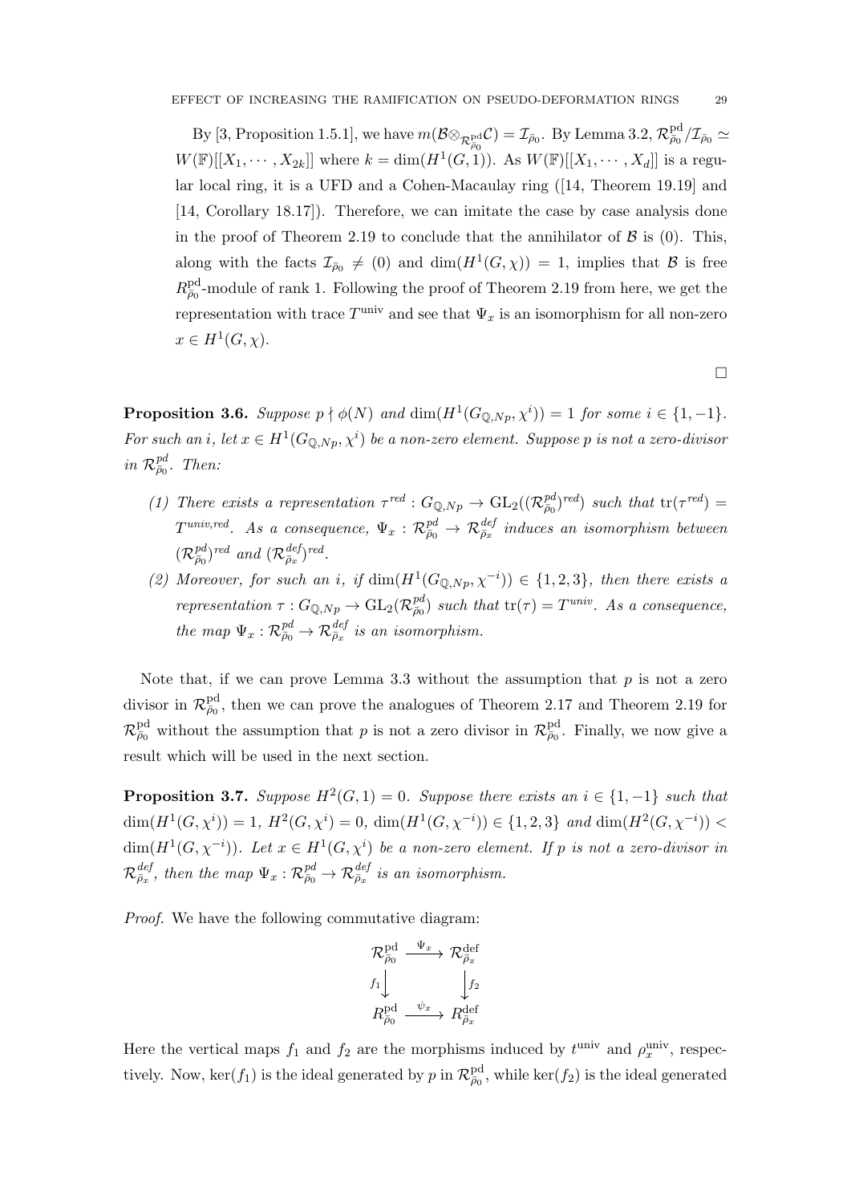By [3, Proposition 1.5.1], we have $m(\mathcal{B}\otimes_{\mathcal{R}^{\mathrm{pd}}_{\bar\rho_0}}\mathcal{C}) = \mathcal{I}_{\bar\rho_0}$. By Lemma 3.2, $\mathcal{R}^{\mathrm{pd}}_{\bar\rho_0}/\mathcal{I}_{\bar\rho_0} \simeq W(\mathbb{F})[[X_1,\cdots,X_{2k}]]$ where $k = \dim(H^1(G,1))$. As $W(\mathbb{F})[[X_1,\cdots,X_d]]$ is a regular local ring, it is a UFD and a Cohen-Macaulay ring ([14, Theorem 19.19] and [14, Corollary 18.17]). Therefore, we can imitate the case by case analysis done in the proof of Theorem 2.19 to conclude that the annihilator of $\mathcal{B}$ is $(0)$. This, along with the facts $\mathcal{I}_{\bar\rho_0} \neq (0)$ and $\dim(H^1(G,\chi)) = 1$, implies that $\mathcal{B}$ is free $R^{\mathrm{pd}}_{\bar\rho_0}$-module of rank 1. Following the proof of Theorem 2.19 from here, we get the representation with trace $T^{\mathrm{univ}}$ and see that $\Psi_x$ is an isomorphism for all non-zero $x \in H^1(G,\chi)$.

□

**Proposition 3.6.** *Suppose $p \nmid \phi(N)$ and $\dim(H^1(G_{\mathbb{Q},Np},\chi^i)) = 1$ for some $i \in \{1,-1\}$. For such an $i$, let $x \in H^1(G_{\mathbb{Q},Np},\chi^i)$ be a non-zero element. Suppose $p$ is not a zero-divisor in $\mathcal{R}^{pd}_{\bar\rho_0}$. Then:*

1. *There exists a representation $\tau^{red} : G_{\mathbb{Q},Np} \to \mathrm{GL}_2((\mathcal{R}^{pd}_{\bar\rho_0})^{red})$ such that $\mathrm{tr}(\tau^{red}) = T^{univ,red}$. As a consequence, $\Psi_x : \mathcal{R}^{pd}_{\bar\rho_0} \to \mathcal{R}^{def}_{\bar\rho_x}$ induces an isomorphism between $(\mathcal{R}^{pd}_{\bar\rho_0})^{red}$ and $(\mathcal{R}^{def}_{\bar\rho_x})^{red}$.*
2. *Moreover, for such an $i$, if $\dim(H^1(G_{\mathbb{Q},Np},\chi^{-i})) \in \{1,2,3\}$, then there exists a representation $\tau : G_{\mathbb{Q},Np} \to \mathrm{GL}_2(\mathcal{R}^{pd}_{\bar\rho_0})$ such that $\mathrm{tr}(\tau) = T^{univ}$. As a consequence, the map $\Psi_x : \mathcal{R}^{pd}_{\bar\rho_0} \to \mathcal{R}^{def}_{\bar\rho_x}$ is an isomorphism.*

Note that, if we can prove Lemma 3.3 without the assumption that $p$ is not a zero divisor in $\mathcal{R}^{\mathrm{pd}}_{\bar\rho_0}$, then we can prove the analogues of Theorem 2.17 and Theorem 2.19 for $\mathcal{R}^{\mathrm{pd}}_{\bar\rho_0}$ without the assumption that $p$ is not a zero divisor in $\mathcal{R}^{\mathrm{pd}}_{\bar\rho_0}$. Finally, we now give a result which will be used in the next section.

**Proposition 3.7.** *Suppose $H^2(G,1) = 0$. Suppose there exists an $i \in \{1,-1\}$ such that $\dim(H^1(G,\chi^i)) = 1$, $H^2(G,\chi^i) = 0$, $\dim(H^1(G,\chi^{-i})) \in \{1,2,3\}$ and $\dim(H^2(G,\chi^{-i})) < \dim(H^1(G,\chi^{-i}))$. Let $x \in H^1(G,\chi^i)$ be a non-zero element. If $p$ is not a zero-divisor in $\mathcal{R}^{def}_{\bar\rho_x}$, then the map $\Psi_x : \mathcal{R}^{pd}_{\bar\rho_0} \to \mathcal{R}^{def}_{\bar\rho_x}$ is an isomorphism.*

*Proof.* We have the following commutative diagram:

$$\begin{array}{ccc} \mathcal{R}^{\mathrm{pd}}_{\bar\rho_0} & \xrightarrow{\Psi_x} & \mathcal{R}^{\mathrm{def}}_{\bar\rho_x} \\ {\scriptstyle f_1}\downarrow & & \downarrow{\scriptstyle f_2} \\ R^{\mathrm{pd}}_{\bar\rho_0} & \xrightarrow{\psi_x} & R^{\mathrm{def}}_{\bar\rho_x} \end{array}$$

Here the vertical maps $f_1$ and $f_2$ are the morphisms induced by $t^{\mathrm{univ}}$ and $\rho^{\mathrm{univ}}_x$, respectively. Now, $\ker(f_1)$ is the ideal generated by $p$ in $\mathcal{R}^{\mathrm{pd}}_{\bar\rho_0}$, while $\ker(f_2)$ is the ideal generated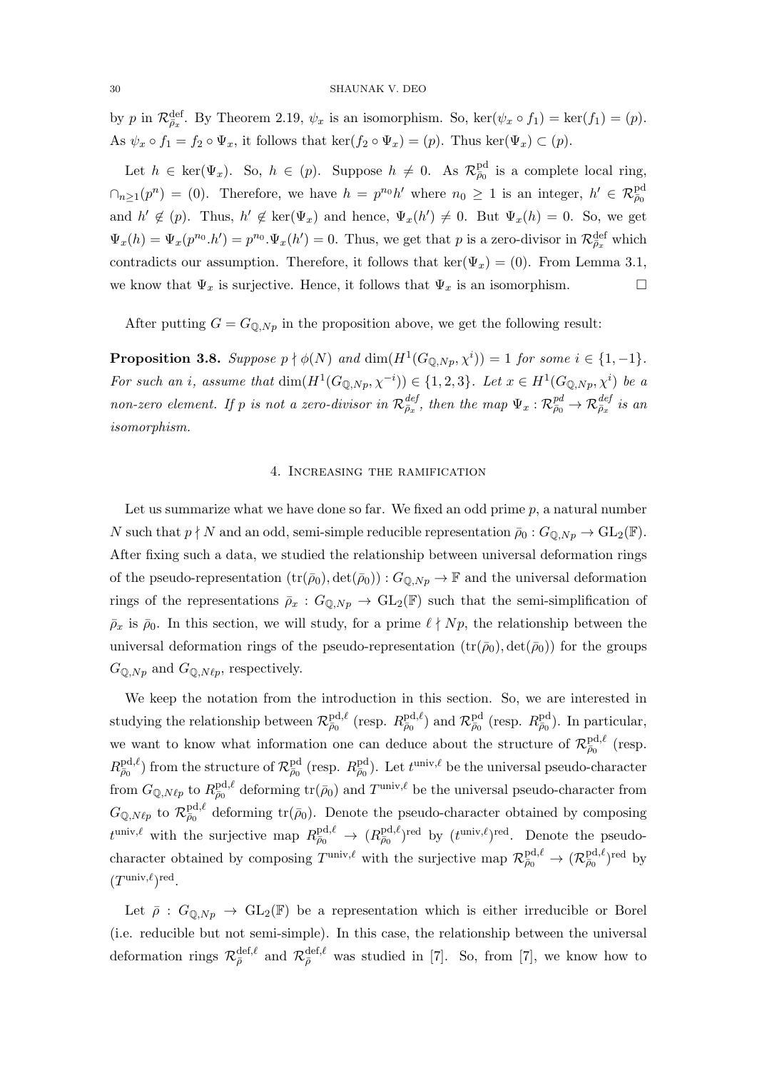by $p$ in $\mathcal{R}^{\text{def}}_{\bar\rho_x}$. By Theorem 2.19, $\psi_x$ is an isomorphism. So, $\ker(\psi_x \circ f_1) = \ker(f_1) = (p)$. As $\psi_x \circ f_1 = f_2 \circ \Psi_x$, it follows that $\ker(f_2 \circ \Psi_x) = (p)$. Thus $\ker(\Psi_x) \subset (p)$.

Let $h \in \ker(\Psi_x)$. So, $h \in (p)$. Suppose $h \neq 0$. As $\mathcal{R}^{\text{pd}}_{\bar\rho_0}$ is a complete local ring, $\cap_{n \geq 1}(p^n) = (0)$. Therefore, we have $h = p^{n_0}h'$ where $n_0 \geq 1$ is an integer, $h' \in \mathcal{R}^{\text{pd}}_{\bar\rho_0}$ and $h' \notin (p)$. Thus, $h' \notin \ker(\Psi_x)$ and hence, $\Psi_x(h') \neq 0$. But $\Psi_x(h) = 0$. So, we get $\Psi_x(h) = \Psi_x(p^{n_0}.h') = p^{n_0}.\Psi_x(h') = 0$. Thus, we get that $p$ is a zero-divisor in $\mathcal{R}^{\text{def}}_{\bar\rho_x}$ which contradicts our assumption. Therefore, it follows that $\ker(\Psi_x) = (0)$. From Lemma 3.1, we know that $\Psi_x$ is surjective. Hence, it follows that $\Psi_x$ is an isomorphism. $\square$

After putting $G = G_{\mathbb{Q},Np}$ in the proposition above, we get the following result:

**Proposition 3.8.** *Suppose $p \nmid \phi(N)$ and $\dim(H^1(G_{\mathbb{Q},Np}, \chi^i)) = 1$ for some $i \in \{1, -1\}$. For such an $i$, assume that $\dim(H^1(G_{\mathbb{Q},Np}, \chi^{-i})) \in \{1, 2, 3\}$. Let $x \in H^1(G_{\mathbb{Q},Np}, \chi^i)$ be a non-zero element. If $p$ is not a zero-divisor in $\mathcal{R}^{def}_{\bar\rho_x}$, then the map $\Psi_x : \mathcal{R}^{pd}_{\bar\rho_0} \to \mathcal{R}^{def}_{\bar\rho_x}$ is an isomorphism.*

## 4. Increasing the ramification

Let us summarize what we have done so far. We fixed an odd prime $p$, a natural number $N$ such that $p \nmid N$ and an odd, semi-simple reducible representation $\bar\rho_0 : G_{\mathbb{Q},Np} \to \text{GL}_2(\mathbb{F})$. After fixing such a data, we studied the relationship between universal deformation rings of the pseudo-representation $(\text{tr}(\bar\rho_0), \det(\bar\rho_0)) : G_{\mathbb{Q},Np} \to \mathbb{F}$ and the universal deformation rings of the representations $\bar\rho_x : G_{\mathbb{Q},Np} \to \text{GL}_2(\mathbb{F})$ such that the semi-simplification of $\bar\rho_x$ is $\bar\rho_0$. In this section, we will study, for a prime $\ell \nmid Np$, the relationship between the universal deformation rings of the pseudo-representation $(\text{tr}(\bar\rho_0), \det(\bar\rho_0))$ for the groups $G_{\mathbb{Q},Np}$ and $G_{\mathbb{Q},N\ell p}$, respectively.

We keep the notation from the introduction in this section. So, we are interested in studying the relationship between $\mathcal{R}^{\text{pd},\ell}_{\bar\rho_0}$ (resp. $R^{\text{pd},\ell}_{\bar\rho_0}$) and $\mathcal{R}^{\text{pd}}_{\bar\rho_0}$ (resp. $R^{\text{pd}}_{\bar\rho_0}$). In particular, we want to know what information one can deduce about the structure of $\mathcal{R}^{\text{pd},\ell}_{\bar\rho_0}$ (resp. $R^{\text{pd},\ell}_{\bar\rho_0}$) from the structure of $\mathcal{R}^{\text{pd}}_{\bar\rho_0}$ (resp. $R^{\text{pd}}_{\bar\rho_0}$). Let $t^{\text{univ},\ell}$ be the universal pseudo-character from $G_{\mathbb{Q},N\ell p}$ to $R^{\text{pd},\ell}_{\bar\rho_0}$ deforming $\text{tr}(\bar\rho_0)$ and $T^{\text{univ},\ell}$ be the universal pseudo-character from $G_{\mathbb{Q},N\ell p}$ to $\mathcal{R}^{\text{pd},\ell}_{\bar\rho_0}$ deforming $\text{tr}(\bar\rho_0)$. Denote the pseudo-character obtained by composing $t^{\text{univ},\ell}$ with the surjective map $R^{\text{pd},\ell}_{\bar\rho_0} \to (R^{\text{pd},\ell}_{\bar\rho_0})^{\text{red}}$ by $(t^{\text{univ},\ell})^{\text{red}}$. Denote the pseudo-character obtained by composing $T^{\text{univ},\ell}$ with the surjective map $\mathcal{R}^{\text{pd},\ell}_{\bar\rho_0} \to (\mathcal{R}^{\text{pd},\ell}_{\bar\rho_0})^{\text{red}}$ by $(T^{\text{univ},\ell})^{\text{red}}$.

Let $\bar\rho : G_{\mathbb{Q},Np} \to \text{GL}_2(\mathbb{F})$ be a representation which is either irreducible or Borel (i.e. reducible but not semi-simple). In this case, the relationship between the universal deformation rings $\mathcal{R}^{\text{def},\ell}_{\bar\rho}$ and $\mathcal{R}^{\text{def},\ell}_{\bar\rho}$ was studied in [7]. So, from [7], we know how to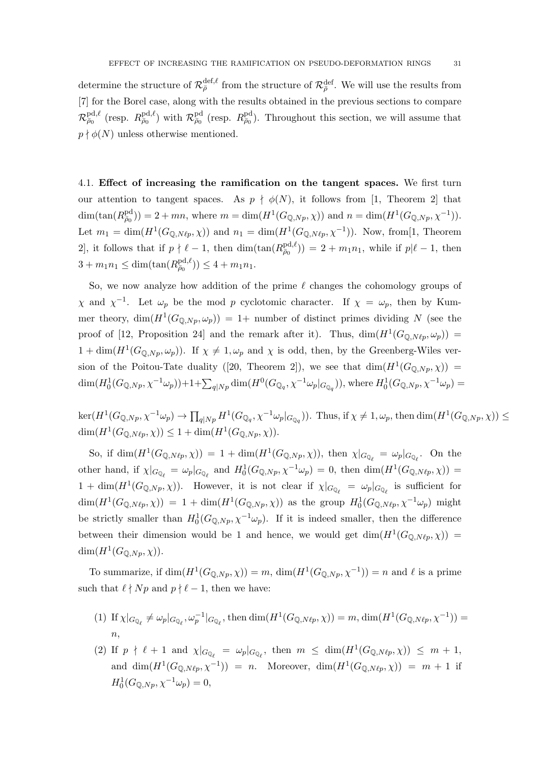determine the structure of $\mathcal{R}^{\text{def},\ell}_{\bar\rho}$ from the structure of $\mathcal{R}^{\text{def}}_{\bar\rho}$. We will use the results from [7] for the Borel case, along with the results obtained in the previous sections to compare $\mathcal{R}^{\text{pd},\ell}_{\bar\rho_0}$ (resp. $R^{\text{pd},\ell}_{\bar\rho_0}$) with $\mathcal{R}^{\text{pd}}_{\bar\rho_0}$ (resp. $R^{\text{pd}}_{\bar\rho_0}$). Throughout this section, we will assume that $p \nmid \phi(N)$ unless otherwise mentioned.

## 4.1. Effect of increasing the ramification on the tangent spaces.

We first turn our attention to tangent spaces. As $p \nmid \phi(N)$, it follows from [1, Theorem 2] that $\dim(\tan(R^{\text{pd}}_{\bar\rho_0})) = 2 + mn$, where $m = \dim(H^1(G_{\mathbb{Q},Np}, \chi))$ and $n = \dim(H^1(G_{\mathbb{Q},Np}, \chi^{-1}))$. Let $m_1 = \dim(H^1(G_{\mathbb{Q},N\ell p}, \chi))$ and $n_1 = \dim(H^1(G_{\mathbb{Q},N\ell p}, \chi^{-1}))$. Now, from[1, Theorem 2], it follows that if $p \nmid \ell - 1$, then $\dim(\tan(R^{\text{pd},\ell}_{\bar\rho_0})) = 2 + m_1 n_1$, while if $p | \ell - 1$, then $3 + m_1 n_1 \leq \dim(\tan(R^{\text{pd},\ell}_{\bar\rho_0})) \leq 4 + m_1 n_1$.

So, we now analyze how addition of the prime $\ell$ changes the cohomology groups of $\chi$ and $\chi^{-1}$. Let $\omega_p$ be the mod $p$ cyclotomic character. If $\chi = \omega_p$, then by Kummer theory, $\dim(H^1(G_{\mathbb{Q},Np}, \omega_p)) = 1+$ number of distinct primes dividing $N$ (see the proof of [12, Proposition 24] and the remark after it). Thus, $\dim(H^1(G_{\mathbb{Q},N\ell p}, \omega_p)) = 1 + \dim(H^1(G_{\mathbb{Q},Np}, \omega_p))$. If $\chi \neq 1, \omega_p$ and $\chi$ is odd, then, by the Greenberg-Wiles version of the Poitou-Tate duality ([20, Theorem 2]), we see that $\dim(H^1(G_{\mathbb{Q},Np}, \chi)) = \dim(H^1_0(G_{\mathbb{Q},Np}, \chi^{-1}\omega_p)) + 1 + \sum_{q|Np} \dim(H^0(G_{\mathbb{Q}_q}, \chi^{-1}\omega_p|_{G_{\mathbb{Q}_q}}))$, where $H^1_0(G_{\mathbb{Q},Np}, \chi^{-1}\omega_p) =$

$\ker(H^1(G_{\mathbb{Q},Np}, \chi^{-1}\omega_p) \to \prod_{q|Np} H^1(G_{\mathbb{Q}_q}, \chi^{-1}\omega_p|_{G_{\mathbb{Q}_q}}))$. Thus, if $\chi \neq 1, \omega_p$, then $\dim(H^1(G_{\mathbb{Q},Np}, \chi)) \leq \dim(H^1(G_{\mathbb{Q},N\ell p}, \chi)) \leq 1 + \dim(H^1(G_{\mathbb{Q},Np}, \chi))$.

So, if $\dim(H^1(G_{\mathbb{Q},N\ell p}, \chi)) = 1 + \dim(H^1(G_{\mathbb{Q},Np}, \chi))$, then $\chi|_{G_{\mathbb{Q}_\ell}} = \omega_p|_{G_{\mathbb{Q}_\ell}}$. On the other hand, if $\chi|_{G_{\mathbb{Q}_\ell}} = \omega_p|_{G_{\mathbb{Q}_\ell}}$ and $H^1_0(G_{\mathbb{Q},Np}, \chi^{-1}\omega_p) = 0$, then $\dim(H^1(G_{\mathbb{Q},N\ell p}, \chi)) = 1 + \dim(H^1(G_{\mathbb{Q},Np}, \chi))$. However, it is not clear if $\chi|_{G_{\mathbb{Q}_\ell}} = \omega_p|_{G_{\mathbb{Q}_\ell}}$ is sufficient for $\dim(H^1(G_{\mathbb{Q},N\ell p}, \chi)) = 1 + \dim(H^1(G_{\mathbb{Q},Np}, \chi))$ as the group $H^1_0(G_{\mathbb{Q},N\ell p}, \chi^{-1}\omega_p)$ might be strictly smaller than $H^1_0(G_{\mathbb{Q},Np}, \chi^{-1}\omega_p)$. If it is indeed smaller, then the difference between their dimension would be 1 and hence, we would get $\dim(H^1(G_{\mathbb{Q},N\ell p}, \chi)) = \dim(H^1(G_{\mathbb{Q},Np}, \chi))$.

To summarize, if $\dim(H^1(G_{\mathbb{Q},Np}, \chi)) = m$, $\dim(H^1(G_{\mathbb{Q},Np}, \chi^{-1})) = n$ and $\ell$ is a prime such that $\ell \nmid Np$ and $p \nmid \ell - 1$, then we have:

(1) If $\chi|_{G_{\mathbb{Q}_\ell}} \neq \omega_p|_{G_{\mathbb{Q}_\ell}}, \omega_p^{-1}|_{G_{\mathbb{Q}_\ell}}$, then $\dim(H^1(G_{\mathbb{Q},N\ell p}, \chi)) = m$, $\dim(H^1(G_{\mathbb{Q},N\ell p}, \chi^{-1})) = n$,

(2) If $p \nmid \ell + 1$ and $\chi|_{G_{\mathbb{Q}_\ell}} = \omega_p|_{G_{\mathbb{Q}_\ell}}$, then $m \leq \dim(H^1(G_{\mathbb{Q},N\ell p}, \chi)) \leq m + 1$, and $\dim(H^1(G_{\mathbb{Q},N\ell p}, \chi^{-1})) = n$. Moreover, $\dim(H^1(G_{\mathbb{Q},N\ell p}, \chi)) = m + 1$ if $H^1_0(G_{\mathbb{Q},Np}, \chi^{-1}\omega_p) = 0$,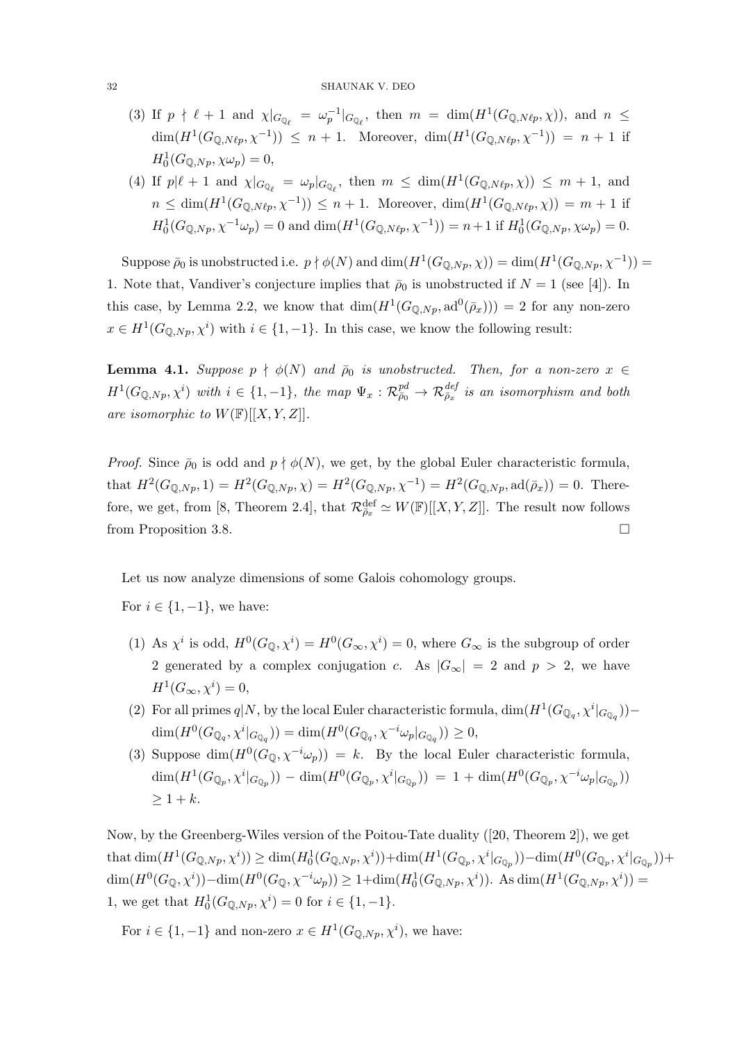(3) If $p \nmid \ell+1$ and $\chi|_{G_{\mathbb{Q}_\ell}} = \omega_p^{-1}|_{G_{\mathbb{Q}_\ell}}$, then $m = \dim(H^1(G_{\mathbb{Q},N\ell p}, \chi))$, and $n \leq \dim(H^1(G_{\mathbb{Q},N\ell p}, \chi^{-1})) \leq n+1$. Moreover, $\dim(H^1(G_{\mathbb{Q},N\ell p}, \chi^{-1})) = n+1$ if $H^1_0(G_{\mathbb{Q},Np}, \chi\omega_p) = 0$,

(4) If $p | \ell+1$ and $\chi|_{G_{\mathbb{Q}_\ell}} = \omega_p|_{G_{\mathbb{Q}_\ell}}$, then $m \leq \dim(H^1(G_{\mathbb{Q},N\ell p}, \chi)) \leq m+1$, and $n \leq \dim(H^1(G_{\mathbb{Q},N\ell p}, \chi^{-1})) \leq n+1$. Moreover, $\dim(H^1(G_{\mathbb{Q},N\ell p}, \chi)) = m+1$ if $H^1_0(G_{\mathbb{Q},Np}, \chi^{-1}\omega_p) = 0$ and $\dim(H^1(G_{\mathbb{Q},N\ell p}, \chi^{-1})) = n+1$ if $H^1_0(G_{\mathbb{Q},Np}, \chi\omega_p) = 0$.

Suppose $\bar\rho_0$ is unobstructed i.e. $p \nmid \phi(N)$ and $\dim(H^1(G_{\mathbb{Q},Np}, \chi)) = \dim(H^1(G_{\mathbb{Q},Np}, \chi^{-1})) = 1$. Note that, Vandiver's conjecture implies that $\bar\rho_0$ is unobstructed if $N = 1$ (see [4]). In this case, by Lemma 2.2, we know that $\dim(H^1(G_{\mathbb{Q},Np}, \mathrm{ad}^0(\bar\rho_x))) = 2$ for any non-zero $x \in H^1(G_{\mathbb{Q},Np}, \chi^i)$ with $i \in \{1,-1\}$. In this case, we know the following result:

**Lemma 4.1.** *Suppose $p \nmid \phi(N)$ and $\bar\rho_0$ is unobstructed. Then, for a non-zero $x \in H^1(G_{\mathbb{Q},Np}, \chi^i)$ with $i \in \{1,-1\}$, the map $\Psi_x : \mathcal{R}^{pd}_{\bar\rho_0} \to \mathcal{R}^{def}_{\bar\rho_x}$ is an isomorphism and both are isomorphic to $W(\mathbb{F})[[X,Y,Z]]$.*

*Proof.* Since $\bar\rho_0$ is odd and $p \nmid \phi(N)$, we get, by the global Euler characteristic formula, that $H^2(G_{\mathbb{Q},Np}, 1) = H^2(G_{\mathbb{Q},Np}, \chi) = H^2(G_{\mathbb{Q},Np}, \chi^{-1}) = H^2(G_{\mathbb{Q},Np}, \mathrm{ad}(\bar\rho_x)) = 0$. Therefore, we get, from [8, Theorem 2.4], that $\mathcal{R}^{\mathrm{def}}_{\bar\rho_x} \simeq W(\mathbb{F})[[X,Y,Z]]$. The result now follows from Proposition 3.8. $\square$

Let us now analyze dimensions of some Galois cohomology groups.

For $i \in \{1,-1\}$, we have:

(1) As $\chi^i$ is odd, $H^0(G_{\mathbb{Q}}, \chi^i) = H^0(G_\infty, \chi^i) = 0$, where $G_\infty$ is the subgroup of order 2 generated by a complex conjugation $c$. As $|G_\infty| = 2$ and $p > 2$, we have $H^1(G_\infty, \chi^i) = 0$,

(2) For all primes $q | N$, by the local Euler characteristic formula, $\dim(H^1(G_{\mathbb{Q}_q}, \chi^i|_{G_{\mathbb{Q}_q}})) - \dim(H^0(G_{\mathbb{Q}_q}, \chi^i|_{G_{\mathbb{Q}_q}})) = \dim(H^0(G_{\mathbb{Q}_q}, \chi^{-i}\omega_p|_{G_{\mathbb{Q}_q}})) \geq 0$,

(3) Suppose $\dim(H^0(G_{\mathbb{Q}}, \chi^{-i}\omega_p)) = k$. By the local Euler characteristic formula, $\dim(H^1(G_{\mathbb{Q}_p}, \chi^i|_{G_{\mathbb{Q}_p}})) - \dim(H^0(G_{\mathbb{Q}_p}, \chi^i|_{G_{\mathbb{Q}_p}})) = 1 + \dim(H^0(G_{\mathbb{Q}_p}, \chi^{-i}\omega_p|_{G_{\mathbb{Q}_p}})) \geq 1+k$.

Now, by the Greenberg-Wiles version of the Poitou-Tate duality ([20, Theorem 2]), we get that $\dim(H^1(G_{\mathbb{Q},Np}, \chi^i)) \geq \dim(H^1_0(G_{\mathbb{Q},Np}, \chi^i)) + \dim(H^1(G_{\mathbb{Q}_p}, \chi^i|_{G_{\mathbb{Q}_p}})) - \dim(H^0(G_{\mathbb{Q}_p}, \chi^i|_{G_{\mathbb{Q}_p}})) + \dim(H^0(G_{\mathbb{Q}}, \chi^i)) - \dim(H^0(G_{\mathbb{Q}}, \chi^{-i}\omega_p)) \geq 1 + \dim(H^1_0(G_{\mathbb{Q},Np}, \chi^i))$. As $\dim(H^1(G_{\mathbb{Q},Np}, \chi^i)) = 1$, we get that $H^1_0(G_{\mathbb{Q},Np}, \chi^i) = 0$ for $i \in \{1,-1\}$.

For $i \in \{1,-1\}$ and non-zero $x \in H^1(G_{\mathbb{Q},Np}, \chi^i)$, we have: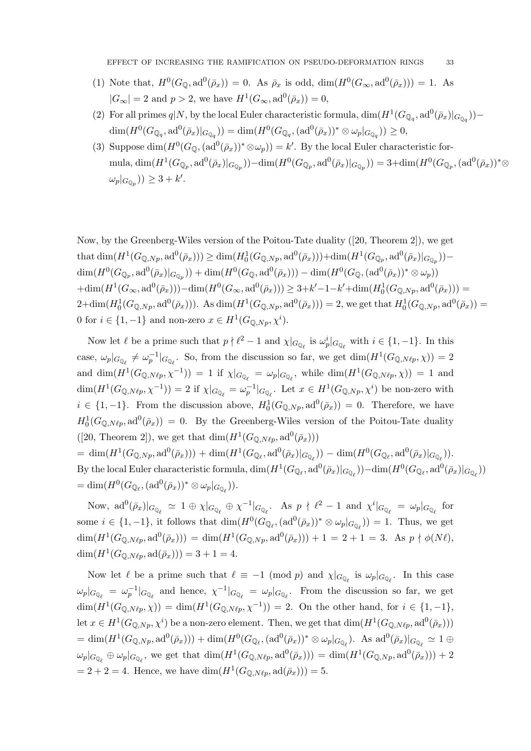(1) Note that, $H^0(G_{\mathbb{Q}}, \mathrm{ad}^0(\bar\rho_x)) = 0$. As $\bar\rho_x$ is odd, $\dim(H^0(G_\infty, \mathrm{ad}^0(\bar\rho_x))) = 1$. As $|G_\infty| = 2$ and $p > 2$, we have $H^1(G_\infty, \mathrm{ad}^0(\bar\rho_x)) = 0$,

(2) For all primes $q|N$, by the local Euler characteristic formula, $\dim(H^1(G_{\mathbb{Q}_q}, \mathrm{ad}^0(\bar\rho_x)|_{G_{\mathbb{Q}_q}})) - \dim(H^0(G_{\mathbb{Q}_q}, \mathrm{ad}^0(\bar\rho_x)|_{G_{\mathbb{Q}_q}})) = \dim(H^0(G_{\mathbb{Q}_q}, (\mathrm{ad}^0(\bar\rho_x))^* \otimes \omega_p|_{G_{\mathbb{Q}_q}})) \geq 0$,

(3) Suppose $\dim(H^0(G_{\mathbb{Q}}, (\mathrm{ad}^0(\bar\rho_x))^* \otimes \omega_p)) = k'$. By the local Euler characteristic formula, $\dim(H^1(G_{\mathbb{Q}_p}, \mathrm{ad}^0(\bar\rho_x)|_{G_{\mathbb{Q}_p}})) - \dim(H^0(G_{\mathbb{Q}_p}, \mathrm{ad}^0(\bar\rho_x)|_{G_{\mathbb{Q}_p}})) = 3 + \dim(H^0(G_{\mathbb{Q}_p}, (\mathrm{ad}^0(\bar\rho_x))^* \otimes \omega_p|_{G_{\mathbb{Q}_p}})) \geq 3 + k'$.

Now, by the Greenberg-Wiles version of the Poitou-Tate duality ([20, Theorem 2]), we get that $\dim(H^1(G_{\mathbb{Q},Np}, \mathrm{ad}^0(\bar\rho_x))) \geq \dim(H^1_0(G_{\mathbb{Q},Np}, \mathrm{ad}^0(\bar\rho_x))) + \dim(H^1(G_{\mathbb{Q}_p}, \mathrm{ad}^0(\bar\rho_x)|_{G_{\mathbb{Q}_p}})) - \dim(H^0(G_{\mathbb{Q}_p}, \mathrm{ad}^0(\bar\rho_x)|_{G_{\mathbb{Q}_p}})) + \dim(H^0(G_{\mathbb{Q}}, \mathrm{ad}^0(\bar\rho_x))) - \dim(H^0(G_{\mathbb{Q}}, (\mathrm{ad}^0(\bar\rho_x))^* \otimes \omega_p))$ $+ \dim(H^1(G_\infty, \mathrm{ad}^0(\bar\rho_x))) - \dim(H^0(G_\infty, \mathrm{ad}^0(\bar\rho_x))) \geq 3 + k' - 1 - k' + \dim(H^1_0(G_{\mathbb{Q},Np}, \mathrm{ad}^0(\bar\rho_x))) = 2 + \dim(H^1_0(G_{\mathbb{Q},Np}, \mathrm{ad}^0(\bar\rho_x)))$. As $\dim(H^1(G_{\mathbb{Q},Np}, \mathrm{ad}^0(\bar\rho_x))) = 2$, we get that $H^1_0(G_{\mathbb{Q},Np}, \mathrm{ad}^0(\bar\rho_x)) = 0$ for $i \in \{1, -1\}$ and non-zero $x \in H^1(G_{\mathbb{Q},Np}, \chi^i)$.

Now let $\ell$ be a prime such that $p \nmid \ell^2 - 1$ and $\chi|_{G_{\mathbb{Q}_\ell}}$ is $\omega_p^i|_{G_{\mathbb{Q}_\ell}}$ with $i \in \{1, -1\}$. In this case, $\omega_p|_{G_{\mathbb{Q}_\ell}} \neq \omega_p^{-1}|_{G_{\mathbb{Q}_\ell}}$. So, from the discussion so far, we get $\dim(H^1(G_{\mathbb{Q},N\ell p}, \chi)) = 2$ and $\dim(H^1(G_{\mathbb{Q},N\ell p}, \chi^{-1})) = 1$ if $\chi|_{G_{\mathbb{Q}_\ell}} = \omega_p|_{G_{\mathbb{Q}_\ell}}$, while $\dim(H^1(G_{\mathbb{Q},N\ell p}, \chi)) = 1$ and $\dim(H^1(G_{\mathbb{Q},N\ell p}, \chi^{-1})) = 2$ if $\chi|_{G_{\mathbb{Q}_\ell}} = \omega_p^{-1}|_{G_{\mathbb{Q}_\ell}}$. Let $x \in H^1(G_{\mathbb{Q},Np}, \chi^i)$ be non-zero with $i \in \{1, -1\}$. From the discussion above, $H^1_0(G_{\mathbb{Q},Np}, \mathrm{ad}^0(\bar\rho_x)) = 0$. Therefore, we have $H^1_0(G_{\mathbb{Q},N\ell p}, \mathrm{ad}^0(\bar\rho_x)) = 0$. By the Greenberg-Wiles version of the Poitou-Tate duality ([20, Theorem 2]), we get that $\dim(H^1(G_{\mathbb{Q},N\ell p}, \mathrm{ad}^0(\bar\rho_x)))$
$= \dim(H^1(G_{\mathbb{Q},Np}, \mathrm{ad}^0(\bar\rho_x))) + \dim(H^1(G_{\mathbb{Q}_\ell}, \mathrm{ad}^0(\bar\rho_x)|_{G_{\mathbb{Q}_\ell}})) - \dim(H^0(G_{\mathbb{Q}_\ell}, \mathrm{ad}^0(\bar\rho_x)|_{G_{\mathbb{Q}_\ell}}))$.
By the local Euler characteristic formula, $\dim(H^1(G_{\mathbb{Q}_\ell}, \mathrm{ad}^0(\bar\rho_x)|_{G_{\mathbb{Q}_\ell}})) - \dim(H^0(G_{\mathbb{Q}_\ell}, \mathrm{ad}^0(\bar\rho_x)|_{G_{\mathbb{Q}_\ell}}))$ $= \dim(H^0(G_{\mathbb{Q}_\ell}, (\mathrm{ad}^0(\bar\rho_x))^* \otimes \omega_p|_{G_{\mathbb{Q}_\ell}}))$.

Now, $\mathrm{ad}^0(\bar\rho_x)|_{G_{\mathbb{Q}_\ell}} \simeq 1 \oplus \chi|_{G_{\mathbb{Q}_\ell}} \oplus \chi^{-1}|_{G_{\mathbb{Q}_\ell}}$. As $p \nmid \ell^2 - 1$ and $\chi^i|_{G_{\mathbb{Q}_\ell}} = \omega_p|_{G_{\mathbb{Q}_\ell}}$ for some $i \in \{1, -1\}$, it follows that $\dim(H^0(G_{\mathbb{Q}_\ell}, (\mathrm{ad}^0(\bar\rho_x))^* \otimes \omega_p|_{G_{\mathbb{Q}_\ell}})) = 1$. Thus, we get $\dim(H^1(G_{\mathbb{Q},N\ell p}, \mathrm{ad}^0(\bar\rho_x))) = \dim(H^1(G_{\mathbb{Q},Np}, \mathrm{ad}^0(\bar\rho_x))) + 1 = 2 + 1 = 3$. As $p \nmid \phi(N\ell)$, $\dim(H^1(G_{\mathbb{Q},N\ell p}, \mathrm{ad}(\bar\rho_x))) = 3 + 1 = 4$.

Now let $\ell$ be a prime such that $\ell \equiv -1 \pmod p$ and $\chi|_{G_{\mathbb{Q}_\ell}}$ is $\omega_p|_{G_{\mathbb{Q}_\ell}}$. In this case $\omega_p|_{G_{\mathbb{Q}_\ell}} = \omega_p^{-1}|_{G_{\mathbb{Q}_\ell}}$ and hence, $\chi^{-1}|_{G_{\mathbb{Q}_\ell}} = \omega_p|_{G_{\mathbb{Q}_\ell}}$. From the discussion so far, we get $\dim(H^1(G_{\mathbb{Q},N\ell p}, \chi)) = \dim(H^1(G_{\mathbb{Q},N\ell p}, \chi^{-1})) = 2$. On the other hand, for $i \in \{1, -1\}$, let $x \in H^1(G_{\mathbb{Q},Np}, \chi^i)$ be a non-zero element. Then, we get that $\dim(H^1(G_{\mathbb{Q},N\ell p}, \mathrm{ad}^0(\bar\rho_x)))$ $= \dim(H^1(G_{\mathbb{Q},Np}, \mathrm{ad}^0(\bar\rho_x))) + \dim(H^0(G_{\mathbb{Q}_\ell}, (\mathrm{ad}^0(\bar\rho_x))^* \otimes \omega_p|_{G_{\mathbb{Q}_\ell}})$. As $\mathrm{ad}^0(\bar\rho_x)|_{G_{\mathbb{Q}_\ell}} \simeq 1 \oplus \omega_p|_{G_{\mathbb{Q}_\ell}} \oplus \omega_p|_{G_{\mathbb{Q}_\ell}}$, we get that $\dim(H^1(G_{\mathbb{Q},N\ell p}, \mathrm{ad}^0(\bar\rho_x))) = \dim(H^1(G_{\mathbb{Q},Np}, \mathrm{ad}^0(\bar\rho_x))) + 2$ $= 2 + 2 = 4$. Hence, we have $\dim(H^1(G_{\mathbb{Q},N\ell p}, \mathrm{ad}(\bar\rho_x))) = 5$.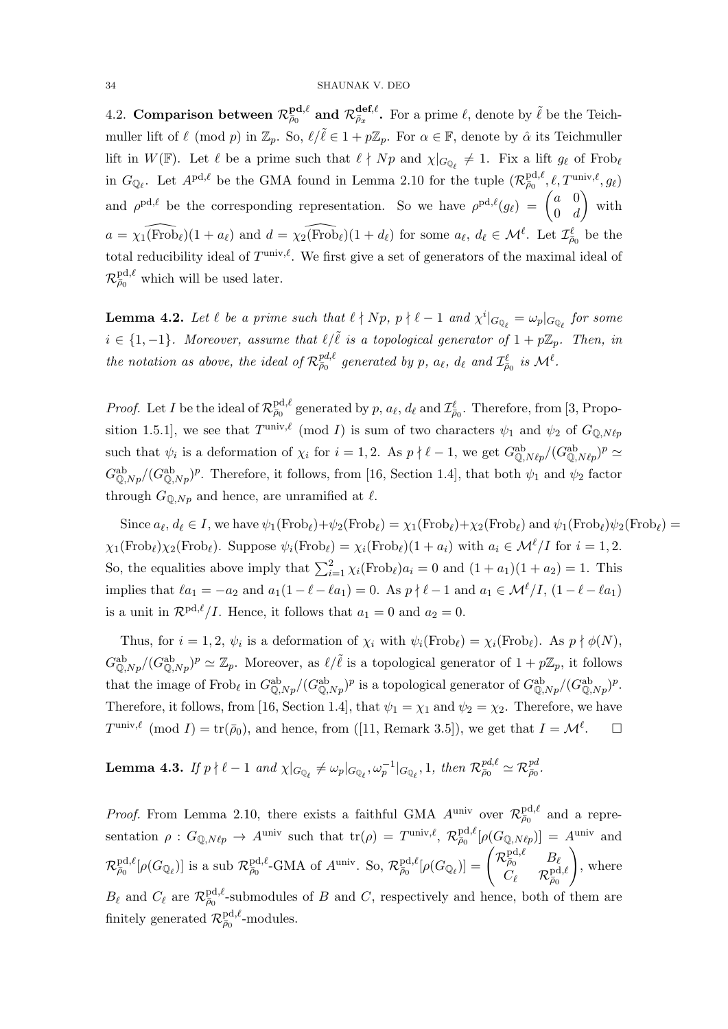4.2. **Comparison between $\mathcal{R}^{\mathbf{pd},\ell}_{\bar\rho_0}$ and $\mathcal{R}^{\mathbf{def},\ell}_{\bar\rho_x}$.** For a prime $\ell$, denote by $\tilde\ell$ be the Teichmuller lift of $\ell \pmod p$ in $\mathbb{Z}_p$. So, $\ell/\tilde\ell \in 1+p\mathbb{Z}_p$. For $\alpha \in \mathbb{F}$, denote by $\hat\alpha$ its Teichmuller lift in $W(\mathbb{F})$. Let $\ell$ be a prime such that $\ell \nmid Np$ and $\chi|_{G_{\mathbb{Q}_\ell}} \neq 1$. Fix a lift $g_\ell$ of $\mathrm{Frob}_\ell$ in $G_{\mathbb{Q}_\ell}$. Let $A^{\mathrm{pd},\ell}$ be the GMA found in Lemma 2.10 for the tuple $(\mathcal{R}^{\mathrm{pd},\ell}_{\bar\rho_0}, \ell, T^{\mathrm{univ},\ell}, g_\ell)$ and $\rho^{\mathrm{pd},\ell}$ be the corresponding representation. So we have $\rho^{\mathrm{pd},\ell}(g_\ell) = \begin{pmatrix} a & 0 \\ 0 & d\end{pmatrix}$ with $a = \widehat{\chi_1(\mathrm{Frob}_\ell)}(1+a_\ell)$ and $d = \widehat{\chi_2(\mathrm{Frob}_\ell)}(1+d_\ell)$ for some $a_\ell, d_\ell \in \mathcal{M}^\ell$. Let $\mathcal{I}^\ell_{\bar\rho_0}$ be the total reducibility ideal of $T^{\mathrm{univ},\ell}$. We first give a set of generators of the maximal ideal of $\mathcal{R}^{\mathrm{pd},\ell}_{\bar\rho_0}$ which will be used later.

**Lemma 4.2.** *Let $\ell$ be a prime such that $\ell \nmid Np$, $p \nmid \ell - 1$ and $\chi^i|_{G_{\mathbb{Q}_\ell}} = \omega_p|_{G_{\mathbb{Q}_\ell}}$ for some $i \in \{1,-1\}$. Moreover, assume that $\ell/\tilde\ell$ is a topological generator of $1+p\mathbb{Z}_p$. Then, in the notation as above, the ideal of $\mathcal{R}^{pd,\ell}_{\bar\rho_0}$ generated by $p$, $a_\ell$, $d_\ell$ and $\mathcal{I}^\ell_{\bar\rho_0}$ is $\mathcal{M}^\ell$.*

*Proof.* Let $I$ be the ideal of $\mathcal{R}^{\mathrm{pd},\ell}_{\bar\rho_0}$ generated by $p$, $a_\ell$, $d_\ell$ and $\mathcal{I}^\ell_{\bar\rho_0}$. Therefore, from [3, Proposition 1.5.1], we see that $T^{\mathrm{univ},\ell} \pmod I$ is sum of two characters $\psi_1$ and $\psi_2$ of $G_{\mathbb{Q},N\ell p}$ such that $\psi_i$ is a deformation of $\chi_i$ for $i=1,2$. As $p \nmid \ell - 1$, we get $G^{\mathrm{ab}}_{\mathbb{Q},N\ell p}/(G^{\mathrm{ab}}_{\mathbb{Q},N\ell p})^p \simeq G^{\mathrm{ab}}_{\mathbb{Q},Np}/(G^{\mathrm{ab}}_{\mathbb{Q},Np})^p$. Therefore, it follows, from [16, Section 1.4], that both $\psi_1$ and $\psi_2$ factor through $G_{\mathbb{Q},Np}$ and hence, are unramified at $\ell$.

Since $a_\ell, d_\ell \in I$, we have $\psi_1(\mathrm{Frob}_\ell)+\psi_2(\mathrm{Frob}_\ell) = \chi_1(\mathrm{Frob}_\ell)+\chi_2(\mathrm{Frob}_\ell)$ and $\psi_1(\mathrm{Frob}_\ell)\psi_2(\mathrm{Frob}_\ell) = \chi_1(\mathrm{Frob}_\ell)\chi_2(\mathrm{Frob}_\ell)$. Suppose $\psi_i(\mathrm{Frob}_\ell) = \chi_i(\mathrm{Frob}_\ell)(1+a_i)$ with $a_i \in \mathcal{M}^\ell/I$ for $i=1,2$. So, the equalities above imply that $\sum_{i=1}^2 \chi_i(\mathrm{Frob}_\ell)a_i = 0$ and $(1+a_1)(1+a_2) = 1$. This implies that $\ell a_1 = -a_2$ and $a_1(1-\ell-\ell a_1) = 0$. As $p \nmid \ell - 1$ and $a_1 \in \mathcal{M}^\ell/I$, $(1-\ell-\ell a_1)$ is a unit in $\mathcal{R}^{\mathrm{pd},\ell}/I$. Hence, it follows that $a_1 = 0$ and $a_2 = 0$.

Thus, for $i = 1,2$, $\psi_i$ is a deformation of $\chi_i$ with $\psi_i(\mathrm{Frob}_\ell) = \chi_i(\mathrm{Frob}_\ell)$. As $p \nmid \phi(N)$, $G^{\mathrm{ab}}_{\mathbb{Q},Np}/(G^{\mathrm{ab}}_{\mathbb{Q},Np})^p \simeq \mathbb{Z}_p$. Moreover, as $\ell/\tilde\ell$ is a topological generator of $1+p\mathbb{Z}_p$, it follows that the image of $\mathrm{Frob}_\ell$ in $G^{\mathrm{ab}}_{\mathbb{Q},Np}/(G^{\mathrm{ab}}_{\mathbb{Q},Np})^p$ is a topological generator of $G^{\mathrm{ab}}_{\mathbb{Q},Np}/(G^{\mathrm{ab}}_{\mathbb{Q},Np})^p$. Therefore, it follows, from [16, Section 1.4], that $\psi_1 = \chi_1$ and $\psi_2 = \chi_2$. Therefore, we have $T^{\mathrm{univ},\ell} \pmod I = \mathrm{tr}(\bar\rho_0)$, and hence, from ([11, Remark 3.5]), we get that $I = \mathcal{M}^\ell$. $\square$

**Lemma 4.3.** *If $p \nmid \ell - 1$ and $\chi|_{G_{\mathbb{Q}_\ell}} \neq \omega_p|_{G_{\mathbb{Q}_\ell}}, \omega_p^{-1}|_{G_{\mathbb{Q}_\ell}}, 1$, then $\mathcal{R}^{pd,\ell}_{\bar\rho_0} \simeq \mathcal{R}^{pd}_{\bar\rho_0}$.*

*Proof.* From Lemma 2.10, there exists a faithful GMA $A^{\mathrm{univ}}$ over $\mathcal{R}^{\mathrm{pd},\ell}_{\bar\rho_0}$ and a representation $\rho : G_{\mathbb{Q},N\ell p} \to A^{\mathrm{univ}}$ such that $\mathrm{tr}(\rho) = T^{\mathrm{univ},\ell}$, $\mathcal{R}^{\mathrm{pd},\ell}_{\bar\rho_0}[\rho(G_{\mathbb{Q},N\ell p})] = A^{\mathrm{univ}}$ and $\mathcal{R}^{\mathrm{pd},\ell}_{\bar\rho_0}[\rho(G_{\mathbb{Q}_\ell})]$ is a sub $\mathcal{R}^{\mathrm{pd},\ell}_{\bar\rho_0}$-GMA of $A^{\mathrm{univ}}$. So, $\mathcal{R}^{\mathrm{pd},\ell}_{\bar\rho_0}[\rho(G_{\mathbb{Q}_\ell})] = \begin{pmatrix} \mathcal{R}^{\mathrm{pd},\ell}_{\bar\rho_0} & B_\ell \\ C_\ell & \mathcal{R}^{\mathrm{pd},\ell}_{\bar\rho_0}\end{pmatrix}$, where $B_\ell$ and $C_\ell$ are $\mathcal{R}^{\mathrm{pd},\ell}_{\bar\rho_0}$-submodules of $B$ and $C$, respectively and hence, both of them are finitely generated $\mathcal{R}^{\mathrm{pd},\ell}_{\bar\rho_0}$-modules.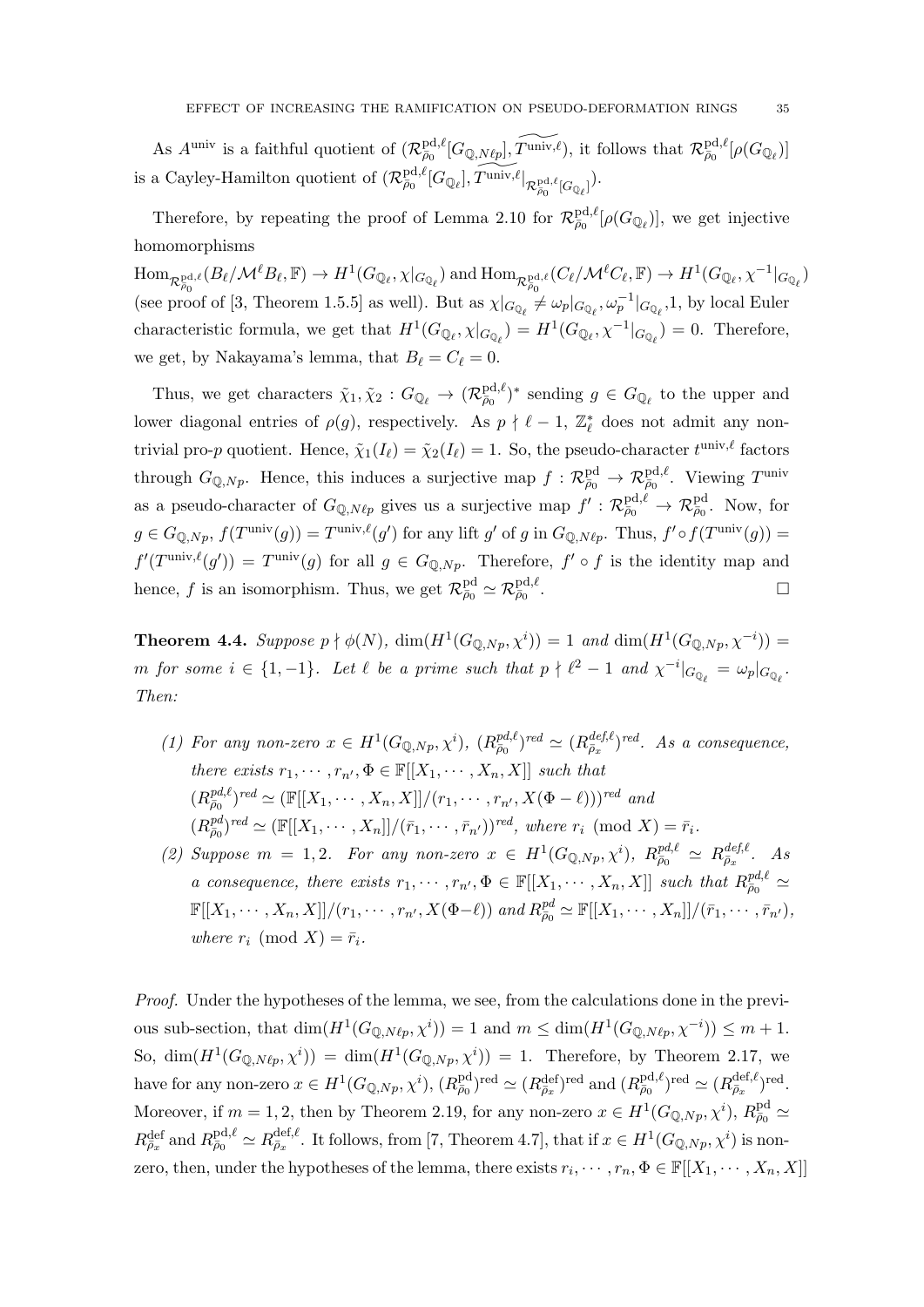As $A^{\text{univ}}$ is a faithful quotient of $(\mathcal{R}^{\text{pd},\ell}_{\bar\rho_0}[G_{\mathbb{Q},N\ell p}], \widetilde{T^{\text{univ},\ell}})$, it follows that $\mathcal{R}^{\text{pd},\ell}_{\bar\rho_0}[\rho(G_{\mathbb{Q}_\ell})]$ is a Cayley-Hamilton quotient of $(\mathcal{R}^{\text{pd},\ell}_{\bar\rho_0}[G_{\mathbb{Q}_\ell}], \widetilde{T^{\text{univ},\ell}|_{\mathcal{R}^{\text{pd},\ell}_{\bar\rho_0}[G_{\mathbb{Q}_\ell}]}})$.

Therefore, by repeating the proof of Lemma 2.10 for $\mathcal{R}^{\text{pd},\ell}_{\bar\rho_0}[\rho(G_{\mathbb{Q}_\ell})]$, we get injective homomorphisms

$\text{Hom}_{\mathcal{R}^{\text{pd},\ell}_{\bar\rho_0}}(B_\ell/\mathcal{M}^\ell B_\ell, \mathbb{F}) \to H^1(G_{\mathbb{Q}_\ell}, \chi|_{G_{\mathbb{Q}_\ell}})$ and $\text{Hom}_{\mathcal{R}^{\text{pd},\ell}_{\bar\rho_0}}(C_\ell/\mathcal{M}^\ell C_\ell, \mathbb{F}) \to H^1(G_{\mathbb{Q}_\ell}, \chi^{-1}|_{G_{\mathbb{Q}_\ell}})$ (see proof of [3, Theorem 1.5.5] as well). But as $\chi|_{G_{\mathbb{Q}_\ell}} \neq \omega_p|_{G_{\mathbb{Q}_\ell}}, \omega_p^{-1}|_{G_{\mathbb{Q}_\ell}}, 1$, by local Euler characteristic formula, we get that $H^1(G_{\mathbb{Q}_\ell}, \chi|_{G_{\mathbb{Q}_\ell}}) = H^1(G_{\mathbb{Q}_\ell}, \chi^{-1}|_{G_{\mathbb{Q}_\ell}}) = 0$. Therefore, we get, by Nakayama's lemma, that $B_\ell = C_\ell = 0$.

Thus, we get characters $\tilde\chi_1, \tilde\chi_2 : G_{\mathbb{Q}_\ell} \to (\mathcal{R}^{\text{pd},\ell}_{\bar\rho_0})^*$ sending $g \in G_{\mathbb{Q}_\ell}$ to the upper and lower diagonal entries of $\rho(g)$, respectively. As $p \nmid \ell - 1$, $\mathbb{Z}_\ell^*$ does not admit any non-trivial pro-$p$ quotient. Hence, $\tilde\chi_1(I_\ell) = \tilde\chi_2(I_\ell) = 1$. So, the pseudo-character $t^{\text{univ},\ell}$ factors through $G_{\mathbb{Q},Np}$. Hence, this induces a surjective map $f : \mathcal{R}^{\text{pd}}_{\bar\rho_0} \to \mathcal{R}^{\text{pd},\ell}_{\bar\rho_0}$. Viewing $T^{\text{univ}}$ as a pseudo-character of $G_{\mathbb{Q},N\ell p}$ gives us a surjective map $f' : \mathcal{R}^{\text{pd},\ell}_{\bar\rho_0} \to \mathcal{R}^{\text{pd}}_{\bar\rho_0}$. Now, for $g \in G_{\mathbb{Q},Np}$, $f(T^{\text{univ}}(g)) = T^{\text{univ},\ell}(g')$ for any lift $g'$ of $g$ in $G_{\mathbb{Q},N\ell p}$. Thus, $f' \circ f(T^{\text{univ}}(g)) = f'(T^{\text{univ},\ell}(g')) = T^{\text{univ}}(g)$ for all $g \in G_{\mathbb{Q},Np}$. Therefore, $f' \circ f$ is the identity map and hence, $f$ is an isomorphism. Thus, we get $\mathcal{R}^{\text{pd}}_{\bar\rho_0} \simeq \mathcal{R}^{\text{pd},\ell}_{\bar\rho_0}$. $\square$

**Theorem 4.4.** *Suppose $p \nmid \phi(N)$, $\dim(H^1(G_{\mathbb{Q},Np}, \chi^i)) = 1$ and $\dim(H^1(G_{\mathbb{Q},Np}, \chi^{-i})) = m$ for some $i \in \{1, -1\}$. Let $\ell$ be a prime such that $p \nmid \ell^2 - 1$ and $\chi^{-i}|_{G_{\mathbb{Q}_\ell}} = \omega_p|_{G_{\mathbb{Q}_\ell}}$. Then:*

1. *For any non-zero $x \in H^1(G_{\mathbb{Q},Np}, \chi^i)$, $(R^{pd,\ell}_{\bar\rho_0})^{red} \simeq (R^{def,\ell}_{\bar\rho_x})^{red}$. As a consequence, there exists $r_1, \cdots, r_{n'}, \Phi \in \mathbb{F}[[X_1, \cdots, X_n, X]]$ such that $(R^{pd,\ell}_{\bar\rho_0})^{red} \simeq (\mathbb{F}[[X_1, \cdots, X_n, X]]/(r_1, \cdots, r_{n'}, X(\Phi - \ell)))^{red}$ and $(R^{pd}_{\bar\rho_0})^{red} \simeq (\mathbb{F}[[X_1, \cdots, X_n]]/(\bar r_1, \cdots, \bar r_{n'}))^{red}$, where $r_i \pmod X = \bar r_i$.*
2. *Suppose $m = 1, 2$. For any non-zero $x \in H^1(G_{\mathbb{Q},Np}, \chi^i)$, $R^{pd,\ell}_{\bar\rho_0} \simeq R^{def,\ell}_{\bar\rho_x}$. As a consequence, there exists $r_1, \cdots, r_{n'}, \Phi \in \mathbb{F}[[X_1, \cdots, X_n, X]]$ such that $R^{pd,\ell}_{\bar\rho_0} \simeq \mathbb{F}[[X_1, \cdots, X_n, X]]/(r_1, \cdots, r_{n'}, X(\Phi - \ell))$ and $R^{pd}_{\bar\rho_0} \simeq \mathbb{F}[[X_1, \cdots, X_n]]/(\bar r_1, \cdots, \bar r_{n'})$, where $r_i \pmod X = \bar r_i$.*

*Proof.* Under the hypotheses of the lemma, we see, from the calculations done in the previous sub-section, that $\dim(H^1(G_{\mathbb{Q},N\ell p}, \chi^i)) = 1$ and $m \leq \dim(H^1(G_{\mathbb{Q},N\ell p}, \chi^{-i})) \leq m + 1$. So, $\dim(H^1(G_{\mathbb{Q},N\ell p}, \chi^i)) = \dim(H^1(G_{\mathbb{Q},Np}, \chi^i)) = 1$. Therefore, by Theorem 2.17, we have for any non-zero $x \in H^1(G_{\mathbb{Q},Np}, \chi^i)$, $(R^{\text{pd}}_{\bar\rho_0})^{\text{red}} \simeq (R^{\text{def}}_{\bar\rho_x})^{\text{red}}$ and $(R^{\text{pd},\ell}_{\bar\rho_0})^{\text{red}} \simeq (R^{\text{def},\ell}_{\bar\rho_x})^{\text{red}}$. Moreover, if $m = 1, 2$, then by Theorem 2.19, for any non-zero $x \in H^1(G_{\mathbb{Q},Np}, \chi^i)$, $R^{\text{pd}}_{\bar\rho_0} \simeq R^{\text{def}}_{\bar\rho_x}$ and $R^{\text{pd},\ell}_{\bar\rho_0} \simeq R^{\text{def},\ell}_{\bar\rho_x}$. It follows, from [7, Theorem 4.7], that if $x \in H^1(G_{\mathbb{Q},Np}, \chi^i)$ is non-zero, then, under the hypotheses of the lemma, there exists $r_i, \cdots, r_n, \Phi \in \mathbb{F}[[X_1, \cdots, X_n, X]]$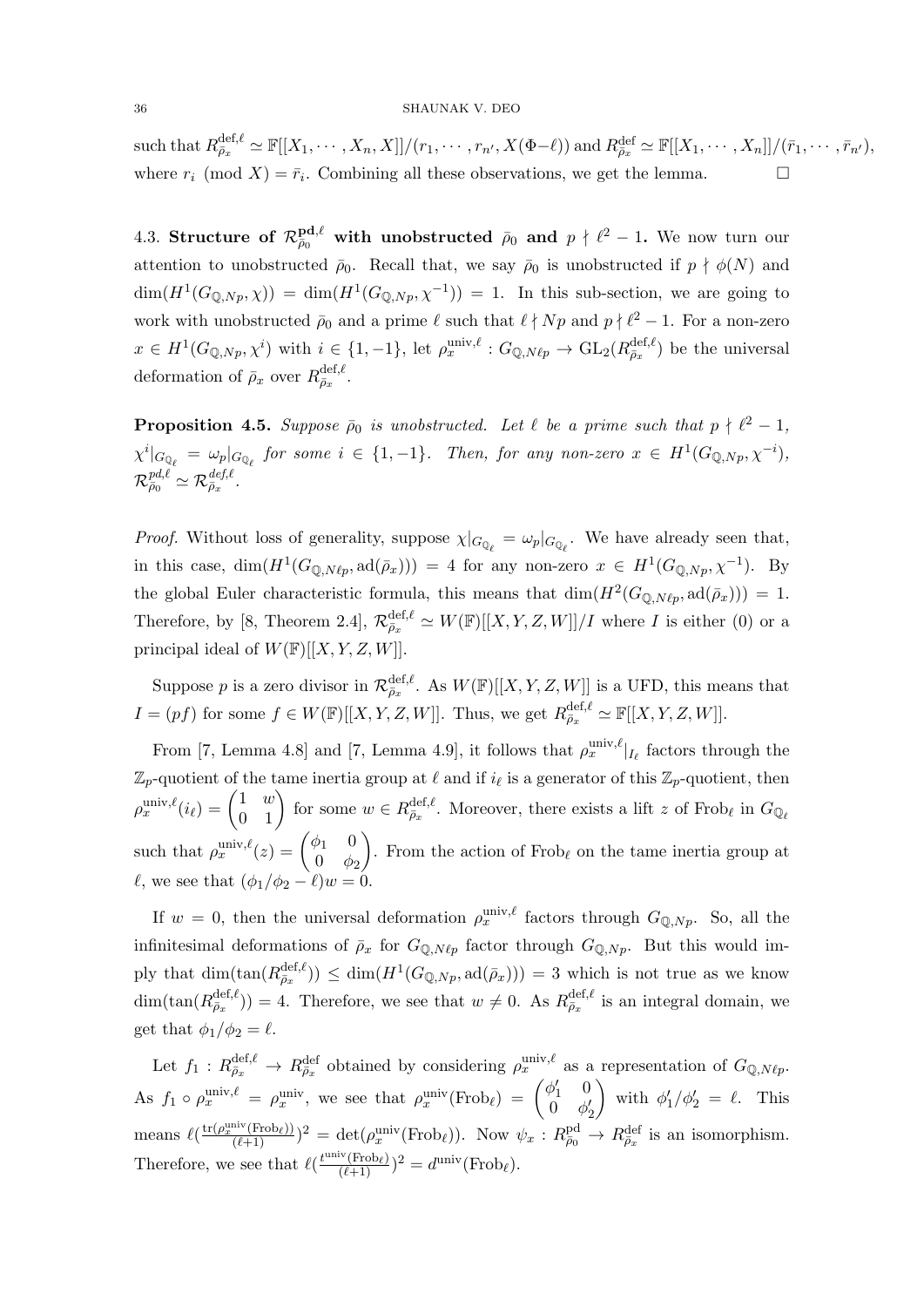such that $R^{\mathrm{def},\ell}_{\bar\rho_x} \simeq \mathbb{F}[[X_1,\cdots,X_n,X]]/(r_1,\cdots,r_{n'},X(\Phi-\ell))$ and $R^{\mathrm{def}}_{\bar\rho_x} \simeq \mathbb{F}[[X_1,\cdots,X_n]]/(\bar r_1,\cdots,\bar r_{n'})$, where $r_i \pmod X = \bar r_i$. Combining all these observations, we get the lemma. $\square$

### 4.3. Structure of $\mathcal{R}^{\mathbf{pd},\ell}_{\bar\rho_0}$ with unobstructed $\bar\rho_0$ and $p \nmid \ell^2-1$.

We now turn our attention to unobstructed $\bar\rho_0$. Recall that, we say $\bar\rho_0$ is unobstructed if $p \nmid \phi(N)$ and $\dim(H^1(G_{\mathbb{Q},Np},\chi)) = \dim(H^1(G_{\mathbb{Q},Np},\chi^{-1})) = 1$. In this sub-section, we are going to work with unobstructed $\bar\rho_0$ and a prime $\ell$ such that $\ell \nmid Np$ and $p \nmid \ell^2-1$. For a non-zero $x \in H^1(G_{\mathbb{Q},Np},\chi^i)$ with $i \in \{1,-1\}$, let $\rho^{\mathrm{univ},\ell}_x : G_{\mathbb{Q},N\ell p} \to \mathrm{GL}_2(R^{\mathrm{def},\ell}_{\bar\rho_x})$ be the universal deformation of $\bar\rho_x$ over $R^{\mathrm{def},\ell}_{\bar\rho_x}$.

**Proposition 4.5.** *Suppose $\bar\rho_0$ is unobstructed. Let $\ell$ be a prime such that $p \nmid \ell^2-1$, $\chi^i|_{G_{\mathbb{Q}_\ell}} = \omega_p|_{G_{\mathbb{Q}_\ell}}$ for some $i \in \{1,-1\}$. Then, for any non-zero $x \in H^1(G_{\mathbb{Q},Np},\chi^{-i})$, $\mathcal{R}^{pd,\ell}_{\bar\rho_0} \simeq \mathcal{R}^{def,\ell}_{\bar\rho_x}$.*

*Proof.* Without loss of generality, suppose $\chi|_{G_{\mathbb{Q}_\ell}} = \omega_p|_{G_{\mathbb{Q}_\ell}}$. We have already seen that, in this case, $\dim(H^1(G_{\mathbb{Q},N\ell p},\mathrm{ad}(\bar\rho_x))) = 4$ for any non-zero $x \in H^1(G_{\mathbb{Q},Np},\chi^{-1})$. By the global Euler characteristic formula, this means that $\dim(H^2(G_{\mathbb{Q},N\ell p},\mathrm{ad}(\bar\rho_x))) = 1$. Therefore, by [8, Theorem 2.4], $\mathcal{R}^{\mathrm{def},\ell}_{\bar\rho_x} \simeq W(\mathbb{F})[[X,Y,Z,W]]/I$ where $I$ is either $(0)$ or a principal ideal of $W(\mathbb{F})[[X,Y,Z,W]]$.

Suppose $p$ is a zero divisor in $\mathcal{R}^{\mathrm{def},\ell}_{\bar\rho_x}$. As $W(\mathbb{F})[[X,Y,Z,W]]$ is a UFD, this means that $I = (pf)$ for some $f \in W(\mathbb{F})[[X,Y,Z,W]]$. Thus, we get $R^{\mathrm{def},\ell}_{\bar\rho_x} \simeq \mathbb{F}[[X,Y,Z,W]]$.

From [7, Lemma 4.8] and [7, Lemma 4.9], it follows that $\rho^{\mathrm{univ},\ell}_x|_{I_\ell}$ factors through the $\mathbb{Z}_p$-quotient of the tame inertia group at $\ell$ and if $i_\ell$ is a generator of this $\mathbb{Z}_p$-quotient, then $\rho^{\mathrm{univ},\ell}_x(i_\ell) = \begin{pmatrix} 1 & w \\ 0 & 1\end{pmatrix}$ for some $w \in R^{\mathrm{def},\ell}_{\bar\rho_x}$. Moreover, there exists a lift $z$ of $\mathrm{Frob}_\ell$ in $G_{\mathbb{Q}_\ell}$ such that $\rho^{\mathrm{univ},\ell}_x(z) = \begin{pmatrix} \phi_1 & 0 \\ 0 & \phi_2\end{pmatrix}$. From the action of $\mathrm{Frob}_\ell$ on the tame inertia group at $\ell$, we see that $(\phi_1/\phi_2 - \ell)w = 0$.

If $w = 0$, then the universal deformation $\rho^{\mathrm{univ},\ell}_x$ factors through $G_{\mathbb{Q},Np}$. So, all the infinitesimal deformations of $\bar\rho_x$ for $G_{\mathbb{Q},N\ell p}$ factor through $G_{\mathbb{Q},Np}$. But this would imply that $\dim(\tan(R^{\mathrm{def},\ell}_{\bar\rho_x})) \le \dim(H^1(G_{\mathbb{Q},Np},\mathrm{ad}(\bar\rho_x))) = 3$ which is not true as we know $\dim(\tan(R^{\mathrm{def},\ell}_{\bar\rho_x})) = 4$. Therefore, we see that $w \neq 0$. As $R^{\mathrm{def},\ell}_{\bar\rho_x}$ is an integral domain, we get that $\phi_1/\phi_2 = \ell$.

Let $f_1 : R^{\mathrm{def},\ell}_{\bar\rho_x} \to R^{\mathrm{def}}_{\bar\rho_x}$ obtained by considering $\rho^{\mathrm{univ},\ell}_x$ as a representation of $G_{\mathbb{Q},N\ell p}$. As $f_1 \circ \rho^{\mathrm{univ},\ell}_x = \rho^{\mathrm{univ}}_x$, we see that $\rho^{\mathrm{univ}}_x(\mathrm{Frob}_\ell) = \begin{pmatrix} \phi'_1 & 0 \\ 0 & \phi'_2\end{pmatrix}$ with $\phi'_1/\phi'_2 = \ell$. This means $\ell(\frac{\mathrm{tr}(\rho^{\mathrm{univ}}_x(\mathrm{Frob}_\ell))}{(\ell+1)})^2 = \det(\rho^{\mathrm{univ}}_x(\mathrm{Frob}_\ell))$. Now $\psi_x : R^{\mathrm{pd}}_{\bar\rho_0} \to R^{\mathrm{def}}_{\bar\rho_x}$ is an isomorphism. Therefore, we see that $\ell(\frac{t^{\mathrm{univ}}(\mathrm{Frob}_\ell)}{(\ell+1)})^2 = d^{\mathrm{univ}}(\mathrm{Frob}_\ell)$.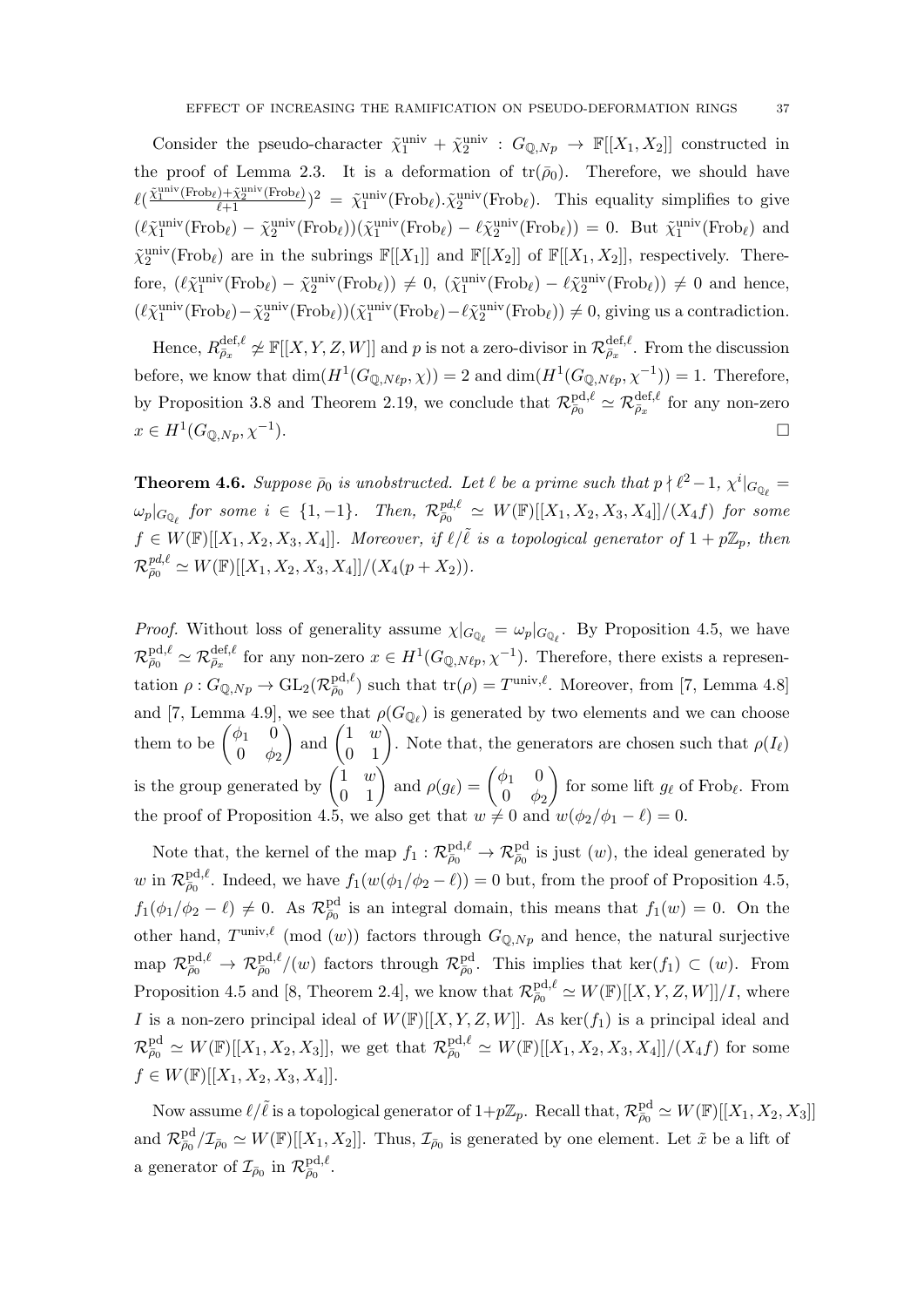Consider the pseudo-character $\tilde{\chi}_1^{\text{univ}} + \tilde{\chi}_2^{\text{univ}} : G_{\mathbb{Q},Np} \to \mathbb{F}[[X_1, X_2]]$ constructed in the proof of Lemma 2.3. It is a deformation of $\text{tr}(\bar{\rho}_0)$. Therefore, we should have $\ell(\frac{\tilde{\chi}_1^{\text{univ}}(\text{Frob}_\ell)+\tilde{\chi}_2^{\text{univ}}(\text{Frob}_\ell)}{\ell+1})^2 = \tilde{\chi}_1^{\text{univ}}(\text{Frob}_\ell).\tilde{\chi}_2^{\text{univ}}(\text{Frob}_\ell)$. This equality simplifies to give $(\ell\tilde{\chi}_1^{\text{univ}}(\text{Frob}_\ell) - \tilde{\chi}_2^{\text{univ}}(\text{Frob}_\ell))(\tilde{\chi}_1^{\text{univ}}(\text{Frob}_\ell) - \ell\tilde{\chi}_2^{\text{univ}}(\text{Frob}_\ell)) = 0$. But $\tilde{\chi}_1^{\text{univ}}(\text{Frob}_\ell)$ and $\tilde{\chi}_2^{\text{univ}}(\text{Frob}_\ell)$ are in the subrings $\mathbb{F}[[X_1]]$ and $\mathbb{F}[[X_2]]$ of $\mathbb{F}[[X_1, X_2]]$, respectively. Therefore, $(\ell\tilde{\chi}_1^{\text{univ}}(\text{Frob}_\ell) - \tilde{\chi}_2^{\text{univ}}(\text{Frob}_\ell)) \neq 0$, $(\tilde{\chi}_1^{\text{univ}}(\text{Frob}_\ell) - \ell\tilde{\chi}_2^{\text{univ}}(\text{Frob}_\ell)) \neq 0$ and hence, $(\ell\tilde{\chi}_1^{\text{univ}}(\text{Frob}_\ell) - \tilde{\chi}_2^{\text{univ}}(\text{Frob}_\ell))(\tilde{\chi}_1^{\text{univ}}(\text{Frob}_\ell) - \ell\tilde{\chi}_2^{\text{univ}}(\text{Frob}_\ell)) \neq 0$, giving us a contradiction.

Hence, $R_{\bar{\rho}_x}^{\text{def},\ell} \not\simeq \mathbb{F}[[X, Y, Z, W]]$ and $p$ is not a zero-divisor in $\mathcal{R}_{\bar{\rho}_x}^{\text{def},\ell}$. From the discussion before, we know that $\dim(H^1(G_{\mathbb{Q},N\ell p}, \chi)) = 2$ and $\dim(H^1(G_{\mathbb{Q},N\ell p}, \chi^{-1})) = 1$. Therefore, by Proposition 3.8 and Theorem 2.19, we conclude that $\mathcal{R}_{\bar{\rho}_0}^{\text{pd},\ell} \simeq \mathcal{R}_{\bar{\rho}_x}^{\text{def},\ell}$ for any non-zero $x \in H^1(G_{\mathbb{Q},Np}, \chi^{-1})$. $\square$

**Theorem 4.6.** *Suppose $\bar{\rho}_0$ is unobstructed. Let $\ell$ be a prime such that $p \nmid \ell^2 - 1$, $\chi^i|_{G_{\mathbb{Q}_\ell}} = \omega_p|_{G_{\mathbb{Q}_\ell}}$ for some $i \in \{1, -1\}$. Then, $\mathcal{R}_{\bar{\rho}_0}^{pd,\ell} \simeq W(\mathbb{F})[[X_1, X_2, X_3, X_4]]/(X_4 f)$ for some $f \in W(\mathbb{F})[[X_1, X_2, X_3, X_4]]$. Moreover, if $\ell/\tilde{\ell}$ is a topological generator of $1 + p\mathbb{Z}_p$, then $\mathcal{R}_{\bar{\rho}_0}^{pd,\ell} \simeq W(\mathbb{F})[[X_1, X_2, X_3, X_4]]/(X_4(p + X_2))$.*

*Proof.* Without loss of generality assume $\chi|_{G_{\mathbb{Q}_\ell}} = \omega_p|_{G_{\mathbb{Q}_\ell}}$. By Proposition 4.5, we have $\mathcal{R}_{\bar{\rho}_0}^{\text{pd},\ell} \simeq \mathcal{R}_{\bar{\rho}_x}^{\text{def},\ell}$ for any non-zero $x \in H^1(G_{\mathbb{Q},N\ell p}, \chi^{-1})$. Therefore, there exists a representation $\rho : G_{\mathbb{Q},Np} \to \text{GL}_2(\mathcal{R}_{\bar{\rho}_0}^{\text{pd},\ell})$ such that $\text{tr}(\rho) = T^{\text{univ},\ell}$. Moreover, from [7, Lemma 4.8] and [7, Lemma 4.9], we see that $\rho(G_{\mathbb{Q}_\ell})$ is generated by two elements and we can choose them to be $\begin{pmatrix} \phi_1 & 0 \\ 0 & \phi_2 \end{pmatrix}$ and $\begin{pmatrix} 1 & w \\ 0 & 1 \end{pmatrix}$. Note that, the generators are chosen such that $\rho(I_\ell)$ is the group generated by $\begin{pmatrix} 1 & w \\ 0 & 1 \end{pmatrix}$ and $\rho(g_\ell) = \begin{pmatrix} \phi_1 & 0 \\ 0 & \phi_2 \end{pmatrix}$ for some lift $g_\ell$ of $\text{Frob}_\ell$. From the proof of Proposition 4.5, we also get that $w \neq 0$ and $w(\phi_2/\phi_1 - \ell) = 0$.

Note that, the kernel of the map $f_1 : \mathcal{R}_{\bar{\rho}_0}^{\text{pd},\ell} \to \mathcal{R}_{\bar{\rho}_0}^{\text{pd}}$ is just $(w)$, the ideal generated by $w$ in $\mathcal{R}_{\bar{\rho}_0}^{\text{pd},\ell}$. Indeed, we have $f_1(w(\phi_1/\phi_2 - \ell)) = 0$ but, from the proof of Proposition 4.5, $f_1(\phi_1/\phi_2 - \ell) \neq 0$. As $\mathcal{R}_{\bar{\rho}_0}^{\text{pd}}$ is an integral domain, this means that $f_1(w) = 0$. On the other hand, $T^{\text{univ},\ell} \pmod{(w)}$ factors through $G_{\mathbb{Q},Np}$ and hence, the natural surjective map $\mathcal{R}_{\bar{\rho}_0}^{\text{pd},\ell} \to \mathcal{R}_{\bar{\rho}_0}^{\text{pd},\ell}/(w)$ factors through $\mathcal{R}_{\bar{\rho}_0}^{\text{pd}}$. This implies that $\ker(f_1) \subset (w)$. From Proposition 4.5 and [8, Theorem 2.4], we know that $\mathcal{R}_{\bar{\rho}_0}^{\text{pd},\ell} \simeq W(\mathbb{F})[[X, Y, Z, W]]/I$, where $I$ is a non-zero principal ideal of $W(\mathbb{F})[[X, Y, Z, W]]$. As $\ker(f_1)$ is a principal ideal and $\mathcal{R}_{\bar{\rho}_0}^{\text{pd}} \simeq W(\mathbb{F})[[X_1, X_2, X_3]]$, we get that $\mathcal{R}_{\bar{\rho}_0}^{\text{pd},\ell} \simeq W(\mathbb{F})[[X_1, X_2, X_3, X_4]]/(X_4 f)$ for some $f \in W(\mathbb{F})[[X_1, X_2, X_3, X_4]]$.

Now assume $\ell/\tilde{\ell}$ is a topological generator of $1+p\mathbb{Z}_p$. Recall that, $\mathcal{R}_{\bar{\rho}_0}^{\text{pd}} \simeq W(\mathbb{F})[[X_1, X_2, X_3]]$ and $\mathcal{R}_{\bar{\rho}_0}^{\text{pd}}/\mathcal{I}_{\bar{\rho}_0} \simeq W(\mathbb{F})[[X_1, X_2]]$. Thus, $\mathcal{I}_{\bar{\rho}_0}$ is generated by one element. Let $\tilde{x}$ be a lift of a generator of $\mathcal{I}_{\bar{\rho}_0}$ in $\mathcal{R}_{\bar{\rho}_0}^{\text{pd},\ell}$.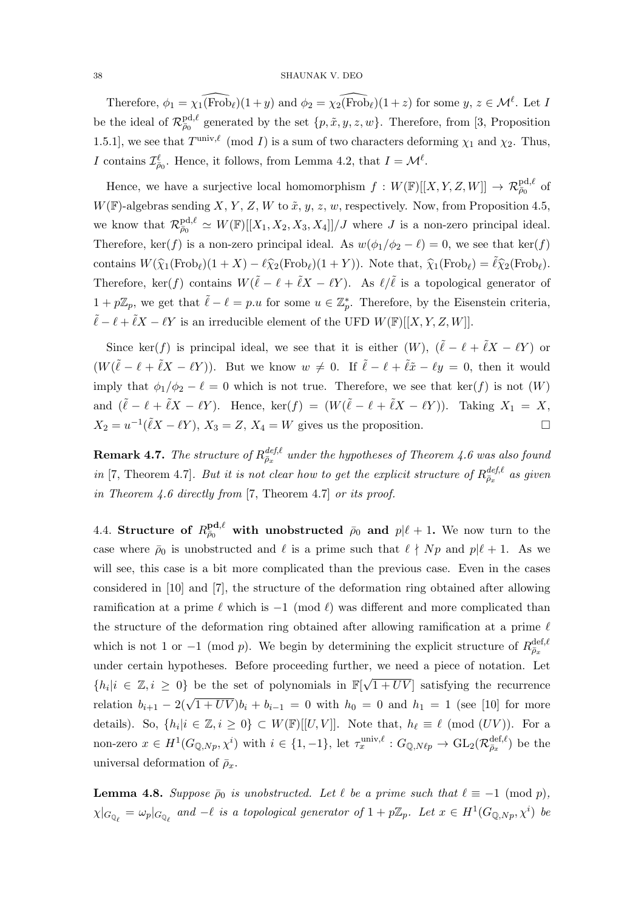Therefore, $\phi_1 = \chi_1(\widehat{\mathrm{Frob}_\ell})(1+y)$ and $\phi_2 = \chi_2(\widehat{\mathrm{Frob}_\ell})(1+z)$ for some $y$, $z \in \mathcal{M}^\ell$. Let $I$ be the ideal of $\mathcal{R}^{\mathrm{pd},\ell}_{\bar\rho_0}$ generated by the set $\{p, \tilde{x}, y, z, w\}$. Therefore, from [3, Proposition 1.5.1], we see that $T^{\mathrm{univ},\ell} \pmod{I}$ is a sum of two characters deforming $\chi_1$ and $\chi_2$. Thus, $I$ contains $\mathcal{I}^\ell_{\bar\rho_0}$. Hence, it follows, from Lemma 4.2, that $I = \mathcal{M}^\ell$.

Hence, we have a surjective local homomorphism $f : W(\mathbb{F})[[X, Y, Z, W]] \to \mathcal{R}^{\mathrm{pd},\ell}_{\bar\rho_0}$ of $W(\mathbb{F})$-algebras sending $X$, $Y$, $Z$, $W$ to $\tilde{x}$, $y$, $z$, $w$, respectively. Now, from Proposition 4.5, we know that $\mathcal{R}^{\mathrm{pd},\ell}_{\bar\rho_0} \simeq W(\mathbb{F})[[X_1, X_2, X_3, X_4]]/J$ where $J$ is a non-zero principal ideal. Therefore, $\ker(f)$ is a non-zero principal ideal. As $w(\phi_1/\phi_2 - \ell) = 0$, we see that $\ker(f)$ contains $W(\widehat{\chi}_1(\mathrm{Frob}_\ell)(1+X) - \ell\widehat{\chi}_2(\mathrm{Frob}_\ell)(1+Y))$. Note that, $\widehat{\chi}_1(\mathrm{Frob}_\ell) = \tilde{\ell}\widehat{\chi}_2(\mathrm{Frob}_\ell)$. Therefore, $\ker(f)$ contains $W(\tilde{\ell} - \ell + \tilde{\ell}X - \ell Y)$. As $\ell/\tilde{\ell}$ is a topological generator of $1 + p\mathbb{Z}_p$, we get that $\tilde{\ell} - \ell = p.u$ for some $u \in \mathbb{Z}_p^*$. Therefore, by the Eisenstein criteria, $\tilde{\ell} - \ell + \tilde{\ell}X - \ell Y$ is an irreducible element of the UFD $W(\mathbb{F})[[X, Y, Z, W]]$.

Since $\ker(f)$ is principal ideal, we see that it is either $(W)$, $(\tilde{\ell} - \ell + \tilde{\ell}X - \ell Y)$ or $(W(\tilde{\ell} - \ell + \tilde{\ell}X - \ell Y))$. But we know $w \neq 0$. If $\tilde{\ell} - \ell + \tilde{\ell}\tilde{x} - \ell y = 0$, then it would imply that $\phi_1/\phi_2 - \ell = 0$ which is not true. Therefore, we see that $\ker(f)$ is not $(W)$ and $(\tilde{\ell} - \ell + \tilde{\ell}X - \ell Y)$. Hence, $\ker(f) = (W(\tilde{\ell} - \ell + \tilde{\ell}X - \ell Y))$. Taking $X_1 = X$, $X_2 = u^{-1}(\tilde{\ell}X - \ell Y)$, $X_3 = Z$, $X_4 = W$ gives us the proposition. $\square$

**Remark 4.7.** *The structure of $R^{def,\ell}_{\bar\rho_x}$ under the hypotheses of Theorem 4.6 was also found in* [7, Theorem 4.7]. *But it is not clear how to get the explicit structure of $R^{def,\ell}_{\bar\rho_x}$ as given in Theorem 4.6 directly from* [7, Theorem 4.7] *or its proof.*

4.4. **Structure of $R^{\mathrm{pd},\ell}_{\bar\rho_0}$ with unobstructed $\bar\rho_0$ and $p|\ell+1$.** We now turn to the case where $\bar\rho_0$ is unobstructed and $\ell$ is a prime such that $\ell \nmid Np$ and $p|\ell+1$. As we will see, this case is a bit more complicated than the previous case. Even in the cases considered in [10] and [7], the structure of the deformation ring obtained after allowing ramification at a prime $\ell$ which is $-1 \pmod{\ell}$ was different and more complicated than the structure of the deformation ring obtained after allowing ramification at a prime $\ell$ which is not 1 or $-1 \pmod{p}$. We begin by determining the explicit structure of $R^{\mathrm{def},\ell}_{\bar\rho_x}$ under certain hypotheses. Before proceeding further, we need a piece of notation. Let $\{h_i | i \in \mathbb{Z}, i \geq 0\}$ be the set of polynomials in $\mathbb{F}[\sqrt{1+UV}]$ satisfying the recurrence relation $b_{i+1} - 2(\sqrt{1+UV})b_i + b_{i-1} = 0$ with $h_0 = 0$ and $h_1 = 1$ (see [10] for more details). So, $\{h_i | i \in \mathbb{Z}, i \geq 0\} \subset W(\mathbb{F})[[U, V]]$. Note that, $h_\ell \equiv \ell \pmod{(UV)}$. For a non-zero $x \in H^1(G_{\mathbb{Q},Np}, \chi^i)$ with $i \in \{1, -1\}$, let $\tau^{\mathrm{univ},\ell}_x : G_{\mathbb{Q},N\ell p} \to \mathrm{GL}_2(\mathcal{R}^{\mathrm{def},\ell}_{\bar\rho_x})$ be the universal deformation of $\bar\rho_x$.

**Lemma 4.8.** *Suppose $\bar\rho_0$ is unobstructed. Let $\ell$ be a prime such that $\ell \equiv -1 \pmod{p}$, $\chi|_{G_{\mathbb{Q}_\ell}} = \omega_p|_{G_{\mathbb{Q}_\ell}}$ and $-\ell$ is a topological generator of $1 + p\mathbb{Z}_p$. Let $x \in H^1(G_{\mathbb{Q},Np}, \chi^i)$ be*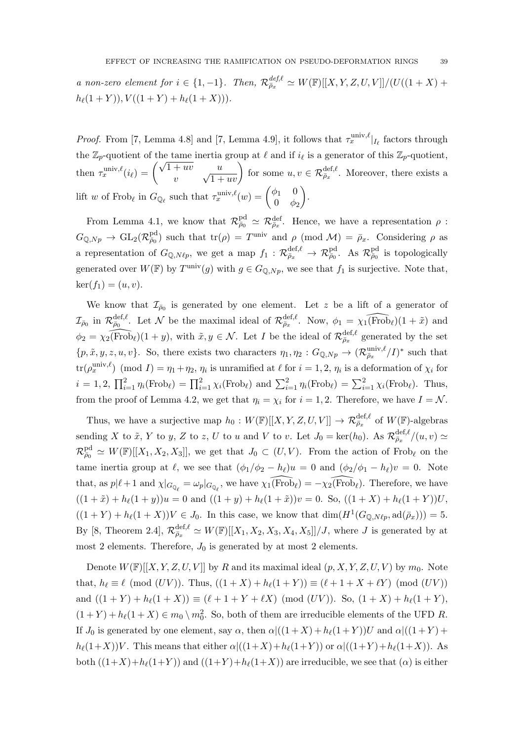*a non-zero element for $i \in \{1, -1\}$. Then, $\mathcal{R}^{def,\ell}_{\bar{\rho}_x} \simeq W(\mathbb{F})[[X, Y, Z, U, V]]/(U((1+X) + h_\ell(1+Y)), V((1+Y) + h_\ell(1+X)))$.*

*Proof.* From [7, Lemma 4.8] and [7, Lemma 4.9], it follows that $\tau_x^{\mathrm{univ},\ell}|_{I_\ell}$ factors through the $\mathbb{Z}_p$-quotient of the tame inertia group at $\ell$ and if $i_\ell$ is a generator of this $\mathbb{Z}_p$-quotient, then $\tau_x^{\mathrm{univ},\ell}(i_\ell) = \begin{pmatrix} \sqrt{1+uv} & u \\ v & \sqrt{1+uv} \end{pmatrix}$ for some $u, v \in \mathcal{R}^{\mathrm{def},\ell}_{\bar{\rho}_x}$. Moreover, there exists a lift $w$ of $\mathrm{Frob}_\ell$ in $G_{\mathbb{Q}_\ell}$ such that $\tau_x^{\mathrm{univ},\ell}(w) = \begin{pmatrix} \phi_1 & 0 \\ 0 & \phi_2 \end{pmatrix}$.

From Lemma 4.1, we know that $\mathcal{R}^{\mathrm{pd}}_{\bar{\rho}_0} \simeq \mathcal{R}^{\mathrm{def}}_{\bar{\rho}_x}$. Hence, we have a representation $\rho : G_{\mathbb{Q},Np} \to \mathrm{GL}_2(\mathcal{R}^{\mathrm{pd}}_{\bar{\rho}_0})$ such that $\mathrm{tr}(\rho) = T^{\mathrm{univ}}$ and $\rho \pmod{\mathcal{M}} = \bar{\rho}_x$. Considering $\rho$ as a representation of $G_{\mathbb{Q},N\ell p}$, we get a map $f_1 : \mathcal{R}^{\mathrm{def},\ell}_{\bar{\rho}_x} \to \mathcal{R}^{\mathrm{pd}}_{\bar{\rho}_0}$. As $\mathcal{R}^{\mathrm{pd}}_{\bar{\rho}_0}$ is topologically generated over $W(\mathbb{F})$ by $T^{\mathrm{univ}}(g)$ with $g \in G_{\mathbb{Q},Np}$, we see that $f_1$ is surjective. Note that, $\ker(f_1) = (u, v)$.

We know that $\mathcal{I}_{\bar{\rho}_0}$ is generated by one element. Let $z$ be a lift of a generator of $\mathcal{I}_{\bar{\rho}_0}$ in $\mathcal{R}^{\mathrm{def},\ell}_{\bar{\rho}_0}$. Let $\mathcal{N}$ be the maximal ideal of $\mathcal{R}^{\mathrm{def},\ell}_{\bar{\rho}_x}$. Now, $\phi_1 = \widehat{\chi_1(\mathrm{Frob}_\ell)}(1+\tilde{x})$ and $\phi_2 = \widehat{\chi_2(\mathrm{Frob}_\ell)}(1+y)$, with $\tilde{x}, y \in \mathcal{N}$. Let $I$ be the ideal of $\mathcal{R}^{\mathrm{def},\ell}_{\bar{\rho}_x}$ generated by the set $\{p, \tilde{x}, y, z, u, v\}$. So, there exists two characters $\eta_1, \eta_2 : G_{\mathbb{Q},Np} \to (\mathcal{R}^{\mathrm{univ},\ell}_{\bar{\rho}_x}/I)^*$ such that $\mathrm{tr}(\rho_x^{\mathrm{univ},\ell}) \pmod{I} = \eta_1 + \eta_2$, $\eta_i$ is unramified at $\ell$ for $i = 1, 2$, $\eta_i$ is a deformation of $\chi_i$ for $i = 1, 2$, $\prod_{i=1}^{2} \eta_i(\mathrm{Frob}_\ell) = \prod_{i=1}^{2} \chi_i(\mathrm{Frob}_\ell)$ and $\sum_{i=1}^{2} \eta_i(\mathrm{Frob}_\ell) = \sum_{i=1}^{2} \chi_i(\mathrm{Frob}_\ell)$. Thus, from the proof of Lemma 4.2, we get that $\eta_i = \chi_i$ for $i = 1, 2$. Therefore, we have $I = \mathcal{N}$.

Thus, we have a surjective map $h_0 : W(\mathbb{F})[[X, Y, Z, U, V]] \to \mathcal{R}^{\mathrm{def},\ell}_{\bar{\rho}_x}$ of $W(\mathbb{F})$-algebras sending $X$ to $\tilde{x}$, $Y$ to $y$, $Z$ to $z$, $U$ to $u$ and $V$ to $v$. Let $J_0 = \ker(h_0)$. As $\mathcal{R}^{\mathrm{def},\ell}_{\bar{\rho}_x}/(u, v) \simeq \mathcal{R}^{\mathrm{pd}}_{\bar{\rho}_0} \simeq W(\mathbb{F})[[X_1, X_2, X_3]]$, we get that $J_0 \subset (U, V)$. From the action of $\mathrm{Frob}_\ell$ on the tame inertia group at $\ell$, we see that $(\phi_1/\phi_2 - h_\ell)u = 0$ and $(\phi_2/\phi_1 - h_\ell)v = 0$. Note that, as $p | \ell + 1$ and $\chi|_{G_{\mathbb{Q}_\ell}} = \omega_p|_{G_{\mathbb{Q}_\ell}}$, we have $\widehat{\chi_1(\mathrm{Frob}_\ell)} = -\widehat{\chi_2(\mathrm{Frob}_\ell)}$. Therefore, we have $((1+\tilde{x}) + h_\ell(1+y))u = 0$ and $((1+y) + h_\ell(1+\tilde{x}))v = 0$. So, $((1+X) + h_\ell(1+Y))U$, $((1+Y) + h_\ell(1+X))V \in J_0$. In this case, we know that $\dim(H^1(G_{\mathbb{Q},N\ell p}, \mathrm{ad}(\bar{\rho}_x))) = 5$. By [8, Theorem 2.4], $\mathcal{R}^{\mathrm{def},\ell}_{\bar{\rho}_x} \simeq W(\mathbb{F})[[X_1, X_2, X_3, X_4, X_5]]/J$, where $J$ is generated by at most 2 elements. Therefore, $J_0$ is generated by at most 2 elements.

Denote $W(\mathbb{F})[[X, Y, Z, U, V]]$ by $R$ and its maximal ideal $(p, X, Y, Z, U, V)$ by $m_0$. Note that, $h_\ell \equiv \ell \pmod{(UV)}$. Thus, $((1+X) + h_\ell(1+Y)) \equiv (\ell + 1 + X + \ell Y) \pmod{(UV)}$ and $((1+Y) + h_\ell(1+X)) \equiv (\ell + 1 + Y + \ell X) \pmod{(UV)}$. So, $(1+X) + h_\ell(1+Y)$, $(1+Y) + h_\ell(1+X) \in m_0 \setminus m_0^2$. So, both of them are irreducible elements of the UFD $R$. If $J_0$ is generated by one element, say $\alpha$, then $\alpha | ((1+X) + h_\ell(1+Y))U$ and $\alpha | ((1+Y) + h_\ell(1+X))V$. This means that either $\alpha | ((1+X) + h_\ell(1+Y))$ or $\alpha | ((1+Y) + h_\ell(1+X))$. As both $((1+X) + h_\ell(1+Y))$ and $((1+Y) + h_\ell(1+X))$ are irreducible, we see that $(\alpha)$ is either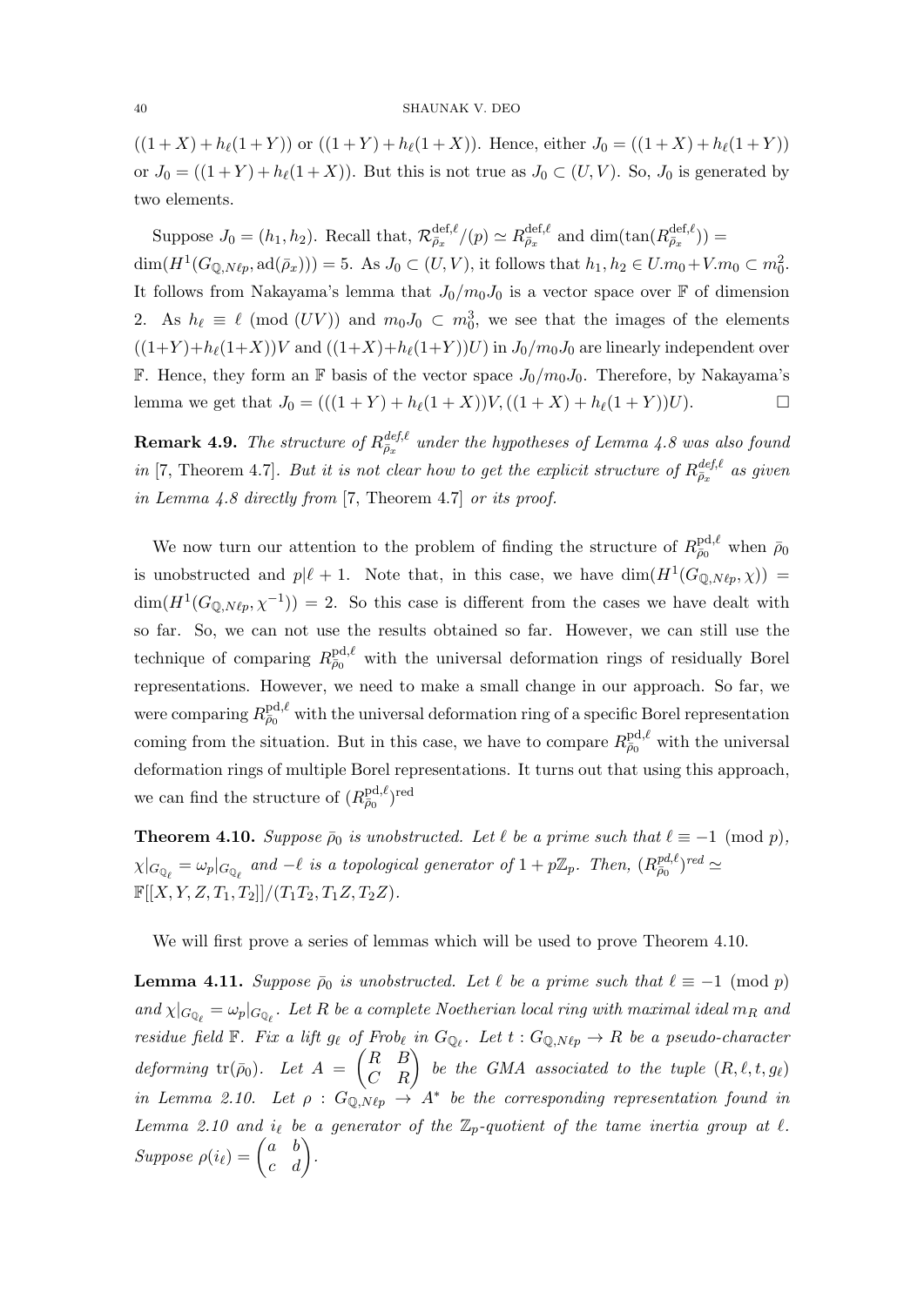$((1+X)+h_\ell(1+Y))$ or $((1+Y)+h_\ell(1+X))$. Hence, either $J_0 = ((1+X)+h_\ell(1+Y))$ or $J_0 = ((1+Y)+h_\ell(1+X))$. But this is not true as $J_0 \subset (U,V)$. So, $J_0$ is generated by two elements.

Suppose $J_0 = (h_1, h_2)$. Recall that, $\mathcal{R}^{\mathrm{def},\ell}_{\bar\rho_x}/(p) \simeq R^{\mathrm{def},\ell}_{\bar\rho_x}$ and $\dim(\tan(R^{\mathrm{def},\ell}_{\bar\rho_x})) = \dim(H^1(G_{\mathbb{Q},N\ell p}, \mathrm{ad}(\bar\rho_x))) = 5$. As $J_0 \subset (U,V)$, it follows that $h_1, h_2 \in U.m_0 + V.m_0 \subset m_0^2$. It follows from Nakayama's lemma that $J_0/m_0J_0$ is a vector space over $\mathbb{F}$ of dimension 2. As $h_\ell \equiv \ell \pmod{(UV)}$ and $m_0J_0 \subset m_0^3$, we see that the images of the elements $((1+Y)+h_\ell(1+X))V$ and $((1+X)+h_\ell(1+Y))U)$ in $J_0/m_0J_0$ are linearly independent over $\mathbb{F}$. Hence, they form an $\mathbb{F}$ basis of the vector space $J_0/m_0J_0$. Therefore, by Nakayama's lemma we get that $J_0 = (((1+Y)+h_\ell(1+X))V, ((1+X)+h_\ell(1+Y))U)$. □

**Remark 4.9.** *The structure of $R^{def,\ell}_{\bar\rho_x}$ under the hypotheses of Lemma 4.8 was also found in* [7, Theorem 4.7]*. But it is not clear how to get the explicit structure of $R^{def,\ell}_{\bar\rho_x}$ as given in Lemma 4.8 directly from* [7, Theorem 4.7] *or its proof.*

We now turn our attention to the problem of finding the structure of $R^{\mathrm{pd},\ell}_{\bar\rho_0}$ when $\bar\rho_0$ is unobstructed and $p \mid \ell+1$. Note that, in this case, we have $\dim(H^1(G_{\mathbb{Q},N\ell p}, \chi)) = \dim(H^1(G_{\mathbb{Q},N\ell p}, \chi^{-1})) = 2$. So this case is different from the cases we have dealt with so far. So, we can not use the results obtained so far. However, we can still use the technique of comparing $R^{\mathrm{pd},\ell}_{\bar\rho_0}$ with the universal deformation rings of residually Borel representations. However, we need to make a small change in our approach. So far, we were comparing $R^{\mathrm{pd},\ell}_{\bar\rho_0}$ with the universal deformation ring of a specific Borel representation coming from the situation. But in this case, we have to compare $R^{\mathrm{pd},\ell}_{\bar\rho_0}$ with the universal deformation rings of multiple Borel representations. It turns out that using this approach, we can find the structure of $(R^{\mathrm{pd},\ell}_{\bar\rho_0})^{\mathrm{red}}$

**Theorem 4.10.** *Suppose $\bar\rho_0$ is unobstructed. Let $\ell$ be a prime such that $\ell \equiv -1 \pmod p$, $\chi|_{G_{\mathbb{Q}_\ell}} = \omega_p|_{G_{\mathbb{Q}_\ell}}$ and $-\ell$ is a topological generator of $1+p\mathbb{Z}_p$. Then, $(R^{pd,\ell}_{\bar\rho_0})^{red} \simeq \mathbb{F}[[X,Y,Z,T_1,T_2]]/(T_1T_2, T_1Z, T_2Z)$.*

We will first prove a series of lemmas which will be used to prove Theorem 4.10.

**Lemma 4.11.** *Suppose $\bar\rho_0$ is unobstructed. Let $\ell$ be a prime such that $\ell \equiv -1 \pmod p$ and $\chi|_{G_{\mathbb{Q}_\ell}} = \omega_p|_{G_{\mathbb{Q}_\ell}}$. Let $R$ be a complete Noetherian local ring with maximal ideal $m_R$ and residue field $\mathbb{F}$. Fix a lift $g_\ell$ of $Frob_\ell$ in $G_{\mathbb{Q}_\ell}$. Let $t : G_{\mathbb{Q},N\ell p} \to R$ be a pseudo-character deforming $\mathrm{tr}(\bar\rho_0)$. Let $A = \begin{pmatrix} R & B \\ C & R \end{pmatrix}$ be the GMA associated to the tuple $(R, \ell, t, g_\ell)$ in Lemma 2.10. Let $\rho : G_{\mathbb{Q},N\ell p} \to A^*$ be the corresponding representation found in Lemma 2.10 and $i_\ell$ be a generator of the $\mathbb{Z}_p$-quotient of the tame inertia group at $\ell$. Suppose $\rho(i_\ell) = \begin{pmatrix} a & b \\ c & d \end{pmatrix}$.*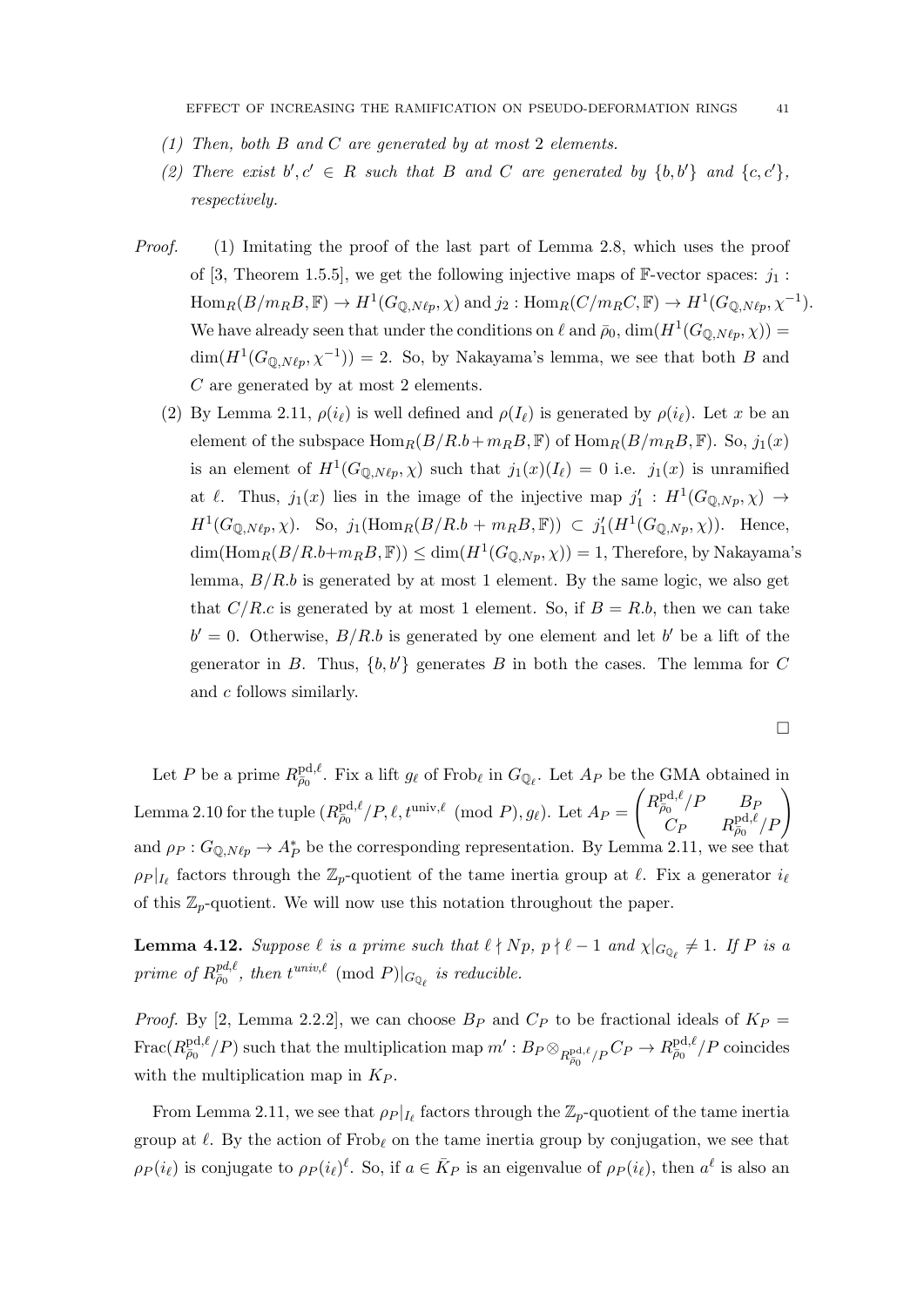*(1) Then, both $B$ and $C$ are generated by at most 2 elements.*

*(2) There exist $b', c' \in R$ such that $B$ and $C$ are generated by $\{b, b'\}$ and $\{c, c'\}$, respectively.*

*Proof.* (1) Imitating the proof of the last part of Lemma 2.8, which uses the proof of [3, Theorem 1.5.5], we get the following injective maps of $\mathbb{F}$-vector spaces: $j_1 : \mathrm{Hom}_R(B/m_R B, \mathbb{F}) \to H^1(G_{\mathbb{Q},N\ell p}, \chi)$ and $j_2 : \mathrm{Hom}_R(C/m_R C, \mathbb{F}) \to H^1(G_{\mathbb{Q},N\ell p}, \chi^{-1})$. We have already seen that under the conditions on $\ell$ and $\bar\rho_0$, $\dim(H^1(G_{\mathbb{Q},N\ell p}, \chi)) = \dim(H^1(G_{\mathbb{Q},N\ell p}, \chi^{-1})) = 2$. So, by Nakayama's lemma, we see that both $B$ and $C$ are generated by at most 2 elements.

(2) By Lemma 2.11, $\rho(i_\ell)$ is well defined and $\rho(I_\ell)$ is generated by $\rho(i_\ell)$. Let $x$ be an element of the subspace $\mathrm{Hom}_R(B/R.b + m_R B, \mathbb{F})$ of $\mathrm{Hom}_R(B/m_R B, \mathbb{F})$. So, $j_1(x)$ is an element of $H^1(G_{\mathbb{Q},N\ell p}, \chi)$ such that $j_1(x)(I_\ell) = 0$ i.e. $j_1(x)$ is unramified at $\ell$. Thus, $j_1(x)$ lies in the image of the injective map $j'_1 : H^1(G_{\mathbb{Q},Np}, \chi) \to H^1(G_{\mathbb{Q},N\ell p}, \chi)$. So, $j_1(\mathrm{Hom}_R(B/R.b + m_R B, \mathbb{F})) \subset j'_1(H^1(G_{\mathbb{Q},Np}, \chi))$. Hence, $\dim(\mathrm{Hom}_R(B/R.b{+}m_R B, \mathbb{F})) \leq \dim(H^1(G_{\mathbb{Q},Np}, \chi)) = 1$, Therefore, by Nakayama's lemma, $B/R.b$ is generated by at most 1 element. By the same logic, we also get that $C/R.c$ is generated by at most 1 element. So, if $B = R.b$, then we can take $b' = 0$. Otherwise, $B/R.b$ is generated by one element and let $b'$ be a lift of the generator in $B$. Thus, $\{b, b'\}$ generates $B$ in both the cases. The lemma for $C$ and $c$ follows similarly.

∎

Let $P$ be a prime $R^{\mathrm{pd},\ell}_{\bar\rho_0}$. Fix a lift $g_\ell$ of $\mathrm{Frob}_\ell$ in $G_{\mathbb{Q}_\ell}$. Let $A_P$ be the GMA obtained in Lemma 2.10 for the tuple $(R^{\mathrm{pd},\ell}_{\bar\rho_0}/P, \ell, t^{\mathrm{univ},\ell} \pmod P, g_\ell)$. Let $A_P = \begin{pmatrix} R^{\mathrm{pd},\ell}_{\bar\rho_0}/P & B_P \\ C_P & R^{\mathrm{pd},\ell}_{\bar\rho_0}/P \end{pmatrix}$ and $\rho_P : G_{\mathbb{Q},N\ell p} \to A_P^*$ be the corresponding representation. By Lemma 2.11, we see that $\rho_P|_{I_\ell}$ factors through the $\mathbb{Z}_p$-quotient of the tame inertia group at $\ell$. Fix a generator $i_\ell$ of this $\mathbb{Z}_p$-quotient. We will now use this notation throughout the paper.

**Lemma 4.12.** *Suppose $\ell$ is a prime such that $\ell \nmid Np$, $p \nmid \ell - 1$ and $\chi|_{G_{\mathbb{Q}_\ell}} \neq 1$. If $P$ is a prime of $R^{pd,\ell}_{\bar\rho_0}$, then $t^{univ,\ell} \pmod P|_{G_{\mathbb{Q}_\ell}}$ is reducible.*

*Proof.* By [2, Lemma 2.2.2], we can choose $B_P$ and $C_P$ to be fractional ideals of $K_P = \mathrm{Frac}(R^{\mathrm{pd},\ell}_{\bar\rho_0}/P)$ such that the multiplication map $m' : B_P \otimes_{R^{\mathrm{pd},\ell}_{\bar\rho_0}/P} C_P \to R^{\mathrm{pd},\ell}_{\bar\rho_0}/P$ coincides with the multiplication map in $K_P$.

From Lemma 2.11, we see that $\rho_P|_{I_\ell}$ factors through the $\mathbb{Z}_p$-quotient of the tame inertia group at $\ell$. By the action of $\mathrm{Frob}_\ell$ on the tame inertia group by conjugation, we see that $\rho_P(i_\ell)$ is conjugate to $\rho_P(i_\ell)^\ell$. So, if $a \in \bar K_P$ is an eigenvalue of $\rho_P(i_\ell)$, then $a^\ell$ is also an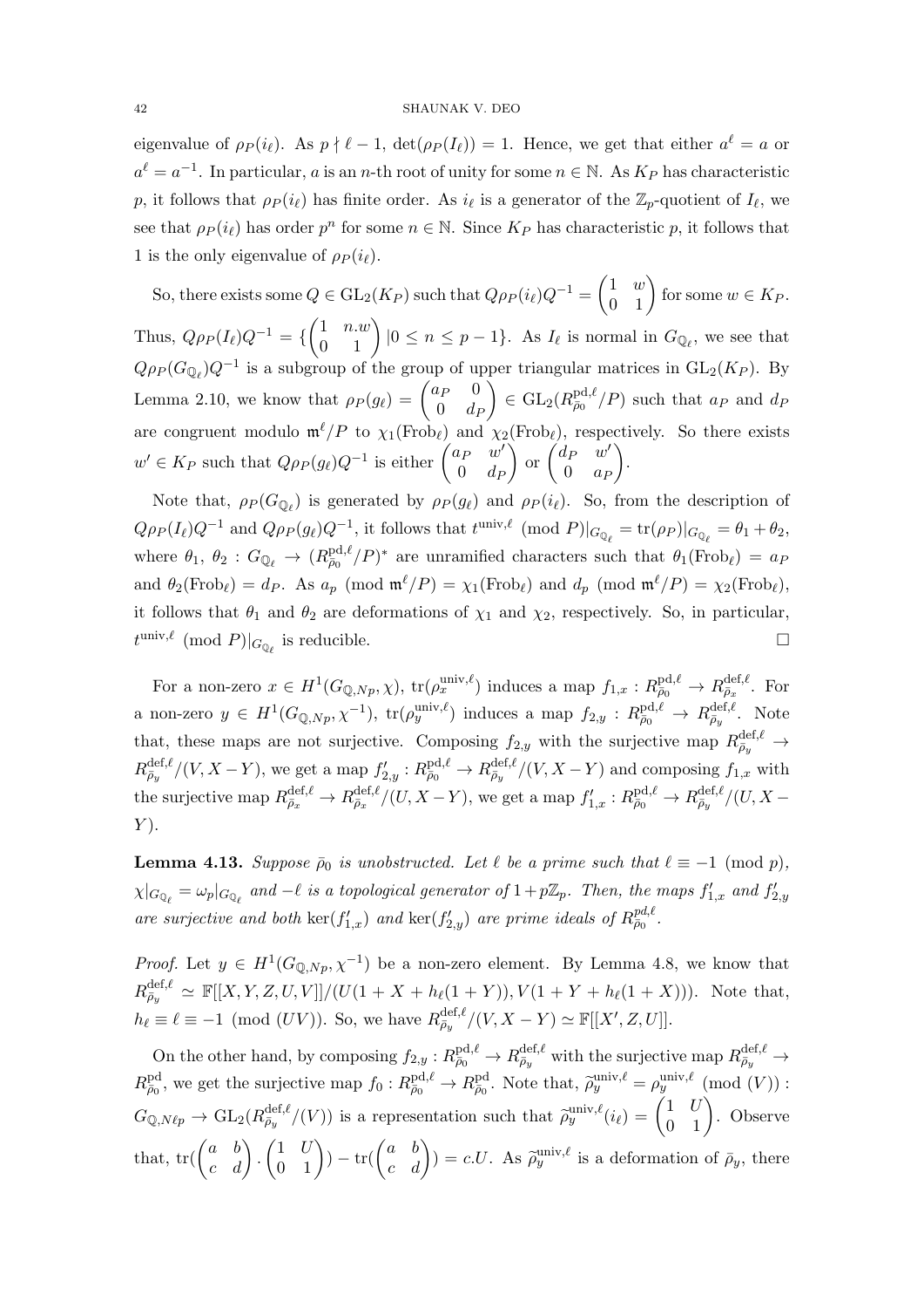eigenvalue of $\rho_P(i_\ell)$. As $p \nmid \ell - 1$, $\det(\rho_P(I_\ell)) = 1$. Hence, we get that either $a^\ell = a$ or $a^\ell = a^{-1}$. In particular, $a$ is an $n$-th root of unity for some $n \in \mathbb{N}$. As $K_P$ has characteristic $p$, it follows that $\rho_P(i_\ell)$ has finite order. As $i_\ell$ is a generator of the $\mathbb{Z}_p$-quotient of $I_\ell$, we see that $\rho_P(i_\ell)$ has order $p^n$ for some $n \in \mathbb{N}$. Since $K_P$ has characteristic $p$, it follows that 1 is the only eigenvalue of $\rho_P(i_\ell)$.

So, there exists some $Q \in \mathrm{GL}_2(K_P)$ such that $Q\rho_P(i_\ell)Q^{-1} = \begin{pmatrix} 1 & w \\ 0 & 1 \end{pmatrix}$ for some $w \in K_P$. Thus, $Q\rho_P(I_\ell)Q^{-1} = \{\begin{pmatrix} 1 & n.w \\ 0 & 1 \end{pmatrix} | 0 \leq n \leq p-1\}$. As $I_\ell$ is normal in $G_{\mathbb{Q}_\ell}$, we see that $Q\rho_P(G_{\mathbb{Q}_\ell})Q^{-1}$ is a subgroup of the group of upper triangular matrices in $\mathrm{GL}_2(K_P)$. By Lemma 2.10, we know that $\rho_P(g_\ell) = \begin{pmatrix} a_P & 0 \\ 0 & d_P \end{pmatrix} \in \mathrm{GL}_2(R^{\mathrm{pd},\ell}_{\bar\rho_0}/P)$ such that $a_P$ and $d_P$ are congruent modulo $\mathfrak{m}^\ell/P$ to $\chi_1(\mathrm{Frob}_\ell)$ and $\chi_2(\mathrm{Frob}_\ell)$, respectively. So there exists $w' \in K_P$ such that $Q\rho_P(g_\ell)Q^{-1}$ is either $\begin{pmatrix} a_P & w' \\ 0 & d_P \end{pmatrix}$ or $\begin{pmatrix} d_P & w' \\ 0 & a_P \end{pmatrix}$.

Note that, $\rho_P(G_{\mathbb{Q}_\ell})$ is generated by $\rho_P(g_\ell)$ and $\rho_P(i_\ell)$. So, from the description of $Q\rho_P(I_\ell)Q^{-1}$ and $Q\rho_P(g_\ell)Q^{-1}$, it follows that $t^{\mathrm{univ},\ell} \pmod P|_{G_{\mathbb{Q}_\ell}} = \mathrm{tr}(\rho_P)|_{G_{\mathbb{Q}_\ell}} = \theta_1 + \theta_2$, where $\theta_1$, $\theta_2 : G_{\mathbb{Q}_\ell} \to (R^{\mathrm{pd},\ell}_{\bar\rho_0}/P)^*$ are unramified characters such that $\theta_1(\mathrm{Frob}_\ell) = a_P$ and $\theta_2(\mathrm{Frob}_\ell) = d_P$. As $a_p \pmod{\mathfrak{m}^\ell/P} = \chi_1(\mathrm{Frob}_\ell)$ and $d_p \pmod{\mathfrak{m}^\ell/P} = \chi_2(\mathrm{Frob}_\ell)$, it follows that $\theta_1$ and $\theta_2$ are deformations of $\chi_1$ and $\chi_2$, respectively. So, in particular, $t^{\mathrm{univ},\ell} \pmod P|_{G_{\mathbb{Q}_\ell}}$ is reducible. $\square$

For a non-zero $x \in H^1(G_{\mathbb{Q},Np},\chi)$, $\mathrm{tr}(\rho^{\mathrm{univ},\ell}_x)$ induces a map $f_{1,x} : R^{\mathrm{pd},\ell}_{\bar\rho_0} \to R^{\mathrm{def},\ell}_{\bar\rho_x}$. For a non-zero $y \in H^1(G_{\mathbb{Q},Np},\chi^{-1})$, $\mathrm{tr}(\rho^{\mathrm{univ},\ell}_y)$ induces a map $f_{2,y} : R^{\mathrm{pd},\ell}_{\bar\rho_0} \to R^{\mathrm{def},\ell}_{\bar\rho_y}$. Note that, these maps are not surjective. Composing $f_{2,y}$ with the surjective map $R^{\mathrm{def},\ell}_{\bar\rho_y} \to R^{\mathrm{def},\ell}_{\bar\rho_y}/(V, X-Y)$, we get a map $f'_{2,y} : R^{\mathrm{pd},\ell}_{\bar\rho_0} \to R^{\mathrm{def},\ell}_{\bar\rho_y}/(V, X-Y)$ and composing $f_{1,x}$ with the surjective map $R^{\mathrm{def},\ell}_{\bar\rho_x} \to R^{\mathrm{def},\ell}_{\bar\rho_x}/(U, X-Y)$, we get a map $f'_{1,x} : R^{\mathrm{pd},\ell}_{\bar\rho_0} \to R^{\mathrm{def},\ell}_{\bar\rho_y}/(U, X-Y)$.

**Lemma 4.13.** *Suppose $\bar\rho_0$ is unobstructed. Let $\ell$ be a prime such that $\ell \equiv -1 \pmod p$, $\chi|_{G_{\mathbb{Q}_\ell}} = \omega_p|_{G_{\mathbb{Q}_\ell}}$ and $-\ell$ is a topological generator of $1+p\mathbb{Z}_p$. Then, the maps $f'_{1,x}$ and $f'_{2,y}$ are surjective and both $\ker(f'_{1,x})$ and $\ker(f'_{2,y})$ are prime ideals of $R^{pd,\ell}_{\bar\rho_0}$.*

*Proof.* Let $y \in H^1(G_{\mathbb{Q},Np},\chi^{-1})$ be a non-zero element. By Lemma 4.8, we know that $R^{\mathrm{def},\ell}_{\bar\rho_y} \simeq \mathbb{F}[[X,Y,Z,U,V]]/(U(1+X+h_\ell(1+Y)), V(1+Y+h_\ell(1+X)))$. Note that, $h_\ell \equiv \ell \equiv -1 \pmod{(UV)}$. So, we have $R^{\mathrm{def},\ell}_{\bar\rho_y}/(V, X-Y) \simeq \mathbb{F}[[X',Z,U]]$.

On the other hand, by composing $f_{2,y} : R^{\mathrm{pd},\ell}_{\bar\rho_0} \to R^{\mathrm{def},\ell}_{\bar\rho_y}$ with the surjective map $R^{\mathrm{def},\ell}_{\bar\rho_y} \to R^{\mathrm{pd}}_{\bar\rho_0}$, we get the surjective map $f_0 : R^{\mathrm{pd},\ell}_{\bar\rho_0} \to R^{\mathrm{pd}}_{\bar\rho_0}$. Note that, $\widetilde\rho^{\mathrm{univ},\ell}_y = \rho^{\mathrm{univ},\ell}_y \pmod{(V)} : G_{\mathbb{Q},N\ell p} \to \mathrm{GL}_2(R^{\mathrm{def},\ell}_{\bar\rho_y}/(V))$ is a representation such that $\widetilde\rho^{\mathrm{univ},\ell}_y(i_\ell) = \begin{pmatrix} 1 & U \\ 0 & 1 \end{pmatrix}$. Observe that, $\mathrm{tr}(\begin{pmatrix} a & b \\ c & d \end{pmatrix} \cdot \begin{pmatrix} 1 & U \\ 0 & 1 \end{pmatrix}) - \mathrm{tr}(\begin{pmatrix} a & b \\ c & d \end{pmatrix}) = c.U$. As $\widetilde\rho^{\mathrm{univ},\ell}_y$ is a deformation of $\bar\rho_y$, there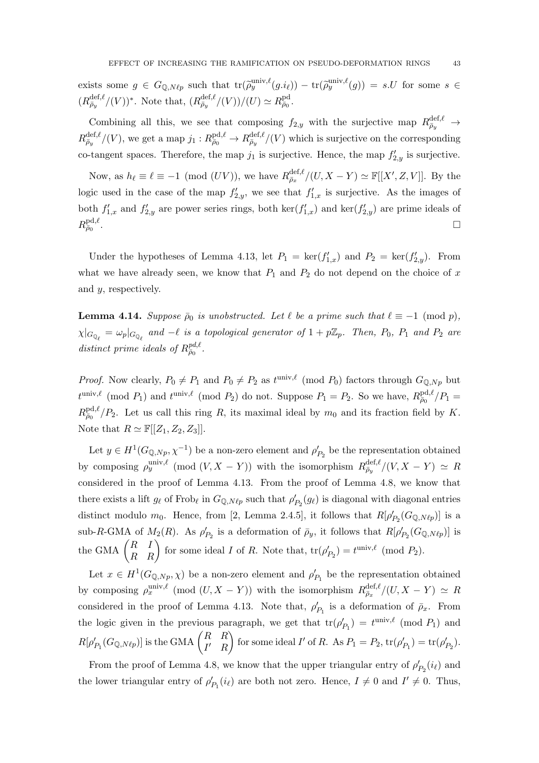exists some $g \in G_{\mathbb{Q},N\ell p}$ such that $\mathrm{tr}(\tilde{\rho}_y^{\mathrm{univ},\ell}(g.i_\ell)) - \mathrm{tr}(\tilde{\rho}_y^{\mathrm{univ},\ell}(g)) = s.U$ for some $s \in (R_{\bar{\rho}_y}^{\mathrm{def},\ell}/(V))^*$. Note that, $(R_{\bar{\rho}_y}^{\mathrm{def},\ell}/(V))/(U) \simeq R_{\bar{\rho}_0}^{\mathrm{pd}}$.

Combining all this, we see that composing $f_{2,y}$ with the surjective map $R_{\bar{\rho}_y}^{\mathrm{def},\ell} \to R_{\bar{\rho}_y}^{\mathrm{def},\ell}/(V)$, we get a map $j_1 : R_{\bar{\rho}_0}^{\mathrm{pd},\ell} \to R_{\bar{\rho}_y}^{\mathrm{def},\ell}/(V)$ which is surjective on the corresponding co-tangent spaces. Therefore, the map $j_1$ is surjective. Hence, the map $f'_{2,y}$ is surjective.

Now, as $h_\ell \equiv \ell \equiv -1 \pmod{(UV)}$, we have $R_{\bar{\rho}_x}^{\mathrm{def},\ell}/(U, X-Y) \simeq \mathbb{F}[[X', Z, V]]$. By the logic used in the case of the map $f'_{2,y}$, we see that $f'_{1,x}$ is surjective. As the images of both $f'_{1,x}$ and $f'_{2,y}$ are power series rings, both $\ker(f'_{1,x})$ and $\ker(f'_{2,y})$ are prime ideals of $R_{\bar{\rho}_0}^{\mathrm{pd},\ell}$. $\square$

Under the hypotheses of Lemma 4.13, let $P_1 = \ker(f'_{1,x})$ and $P_2 = \ker(f'_{2,y})$. From what we have already seen, we know that $P_1$ and $P_2$ do not depend on the choice of $x$ and $y$, respectively.

**Lemma 4.14.** *Suppose $\bar{\rho}_0$ is unobstructed. Let $\ell$ be a prime such that $\ell \equiv -1 \pmod{p}$, $\chi|_{G_{\mathbb{Q}_\ell}} = \omega_p|_{G_{\mathbb{Q}_\ell}}$ and $-\ell$ is a topological generator of $1 + p\mathbb{Z}_p$. Then, $P_0$, $P_1$ and $P_2$ are distinct prime ideals of $R_{\bar{\rho}_0}^{pd,\ell}$.*

*Proof.* Now clearly, $P_0 \neq P_1$ and $P_0 \neq P_2$ as $t^{\mathrm{univ},\ell} \pmod{P_0}$ factors through $G_{\mathbb{Q},Np}$ but $t^{\mathrm{univ},\ell} \pmod{P_1}$ and $t^{\mathrm{univ},\ell} \pmod{P_2}$ do not. Suppose $P_1 = P_2$. So we have, $R_{\bar{\rho}_0}^{\mathrm{pd},\ell}/P_1 = R_{\bar{\rho}_0}^{\mathrm{pd},\ell}/P_2$. Let us call this ring $R$, its maximal ideal by $m_0$ and its fraction field by $K$. Note that $R \simeq \mathbb{F}[[Z_1, Z_2, Z_3]]$.

Let $y \in H^1(G_{\mathbb{Q},Np}, \chi^{-1})$ be a non-zero element and $\rho'_{P_2}$ be the representation obtained by composing $\rho_y^{\mathrm{univ},\ell} \pmod{(V, X-Y)}$ with the isomorphism $R_{\bar{\rho}_y}^{\mathrm{def},\ell}/(V, X-Y) \simeq R$ considered in the proof of Lemma 4.13. From the proof of Lemma 4.8, we know that there exists a lift $g_\ell$ of $\mathrm{Frob}_\ell$ in $G_{\mathbb{Q},N\ell p}$ such that $\rho'_{P_2}(g_\ell)$ is diagonal with diagonal entries distinct modulo $m_0$. Hence, from [2, Lemma 2.4.5], it follows that $R[\rho'_{P_2}(G_{\mathbb{Q},N\ell p})]$ is a sub-$R$-GMA of $M_2(R)$. As $\rho'_{P_2}$ is a deformation of $\bar{\rho}_y$, it follows that $R[\rho'_{P_2}(G_{\mathbb{Q},N\ell p})]$ is the GMA $\begin{pmatrix} R & I \\ R & R \end{pmatrix}$ for some ideal $I$ of $R$. Note that, $\mathrm{tr}(\rho'_{P_2}) = t^{\mathrm{univ},\ell} \pmod{P_2}$.

Let $x \in H^1(G_{\mathbb{Q},Np}, \chi)$ be a non-zero element and $\rho'_{P_1}$ be the representation obtained by composing $\rho_x^{\mathrm{univ},\ell} \pmod{(U, X-Y)}$ with the isomorphism $R_{\bar{\rho}_x}^{\mathrm{def},\ell}/(U, X-Y) \simeq R$ considered in the proof of Lemma 4.13. Note that, $\rho'_{P_1}$ is a deformation of $\bar{\rho}_x$. From the logic given in the previous paragraph, we get that $\mathrm{tr}(\rho'_{P_1}) = t^{\mathrm{univ},\ell} \pmod{P_1}$ and $R[\rho'_{P_1}(G_{\mathbb{Q},N\ell p})]$ is the GMA $\begin{pmatrix} R & R \\ I' & R \end{pmatrix}$ for some ideal $I'$ of $R$. As $P_1 = P_2$, $\mathrm{tr}(\rho'_{P_1}) = \mathrm{tr}(\rho'_{P_2})$.

From the proof of Lemma 4.8, we know that the upper triangular entry of $\rho'_{P_2}(i_\ell)$ and the lower triangular entry of $\rho'_{P_1}(i_\ell)$ are both not zero. Hence, $I \neq 0$ and $I' \neq 0$. Thus,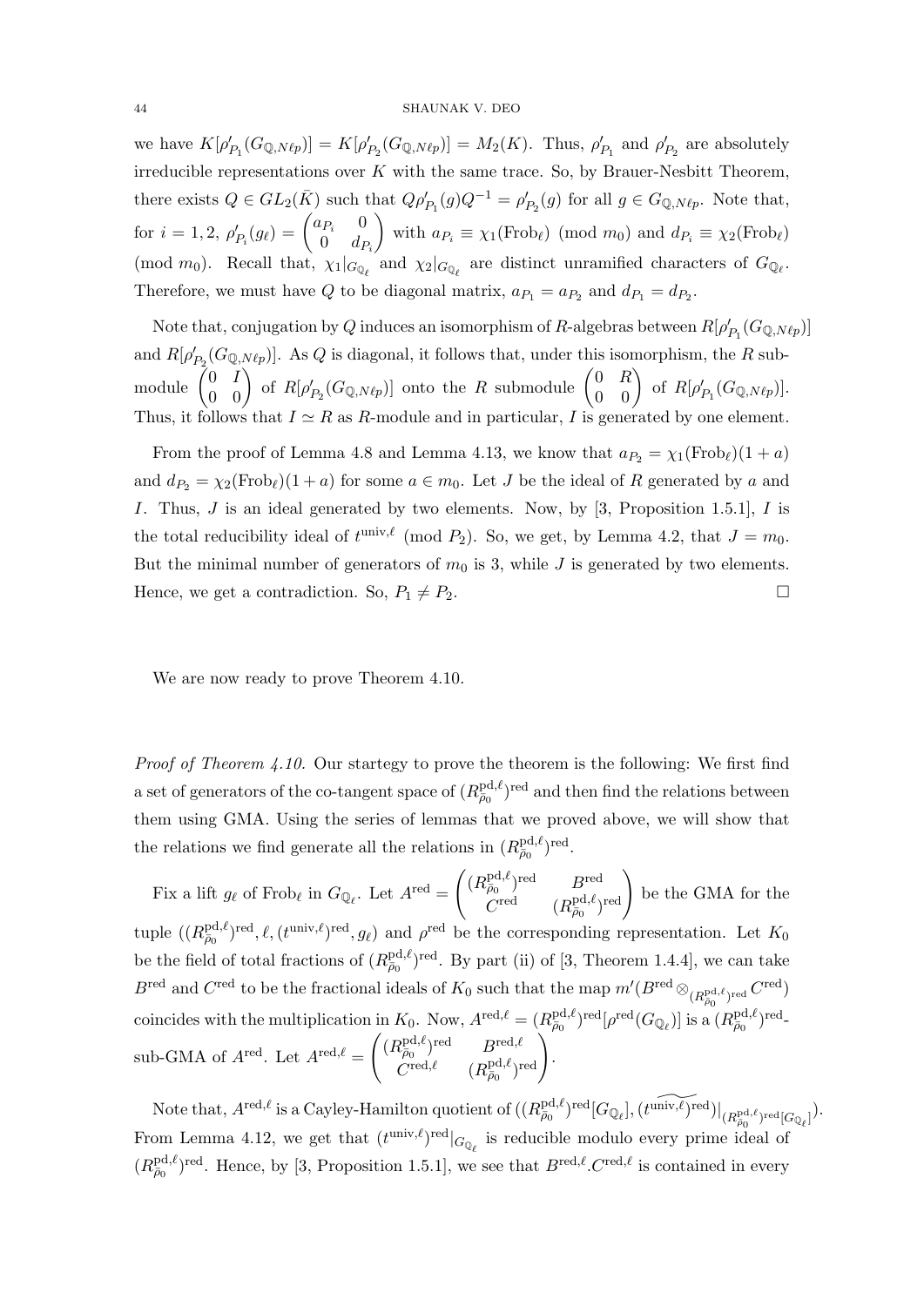we have $K[\rho'_{P_1}(G_{\mathbb{Q},N\ell p})] = K[\rho'_{P_2}(G_{\mathbb{Q},N\ell p})] = M_2(K)$. Thus, $\rho'_{P_1}$ and $\rho'_{P_2}$ are absolutely irreducible representations over $K$ with the same trace. So, by Brauer-Nesbitt Theorem, there exists $Q \in GL_2(\bar{K})$ such that $Q\rho'_{P_1}(g)Q^{-1} = \rho'_{P_2}(g)$ for all $g \in G_{\mathbb{Q},N\ell p}$. Note that, for $i = 1, 2$, $\rho'_{P_i}(g_\ell) = \begin{pmatrix} a_{P_i} & 0 \\ 0 & d_{P_i} \end{pmatrix}$ with $a_{P_i} \equiv \chi_1(\mathrm{Frob}_\ell) \pmod{m_0}$ and $d_{P_i} \equiv \chi_2(\mathrm{Frob}_\ell) \pmod{m_0}$. Recall that, $\chi_1|_{G_{\mathbb{Q}_\ell}}$ and $\chi_2|_{G_{\mathbb{Q}_\ell}}$ are distinct unramified characters of $G_{\mathbb{Q}_\ell}$. Therefore, we must have $Q$ to be diagonal matrix, $a_{P_1} = a_{P_2}$ and $d_{P_1} = d_{P_2}$.

Note that, conjugation by $Q$ induces an isomorphism of $R$-algebras between $R[\rho'_{P_1}(G_{\mathbb{Q},N\ell p})]$ and $R[\rho'_{P_2}(G_{\mathbb{Q},N\ell p})]$. As $Q$ is diagonal, it follows that, under this isomorphism, the $R$ submodule $\begin{pmatrix} 0 & I \\ 0 & 0 \end{pmatrix}$ of $R[\rho'_{P_2}(G_{\mathbb{Q},N\ell p})]$ onto the $R$ submodule $\begin{pmatrix} 0 & R \\ 0 & 0 \end{pmatrix}$ of $R[\rho'_{P_1}(G_{\mathbb{Q},N\ell p})]$. Thus, it follows that $I \simeq R$ as $R$-module and in particular, $I$ is generated by one element.

From the proof of Lemma 4.8 and Lemma 4.13, we know that $a_{P_2} = \chi_1(\mathrm{Frob}_\ell)(1 + a)$ and $d_{P_2} = \chi_2(\mathrm{Frob}_\ell)(1 + a)$ for some $a \in m_0$. Let $J$ be the ideal of $R$ generated by $a$ and $I$. Thus, $J$ is an ideal generated by two elements. Now, by [3, Proposition 1.5.1], $I$ is the total reducibility ideal of $t^{\mathrm{univ},\ell} \pmod{P_2}$. So, we get, by Lemma 4.2, that $J = m_0$. But the minimal number of generators of $m_0$ is 3, while $J$ is generated by two elements. Hence, we get a contradiction. So, $P_1 \neq P_2$. □

We are now ready to prove Theorem 4.10.

*Proof of Theorem 4.10.* Our startegy to prove the theorem is the following: We first find a set of generators of the co-tangent space of $(R^{\mathrm{pd},\ell}_{\bar{\rho}_0})^{\mathrm{red}}$ and then find the relations between them using GMA. Using the series of lemmas that we proved above, we will show that the relations we find generate all the relations in $(R^{\mathrm{pd},\ell}_{\bar{\rho}_0})^{\mathrm{red}}$.

Fix a lift $g_\ell$ of $\mathrm{Frob}_\ell$ in $G_{\mathbb{Q}_\ell}$. Let $A^{\mathrm{red}} = \begin{pmatrix} (R^{\mathrm{pd},\ell}_{\bar{\rho}_0})^{\mathrm{red}} & B^{\mathrm{red}} \\ C^{\mathrm{red}} & (R^{\mathrm{pd},\ell}_{\bar{\rho}_0})^{\mathrm{red}} \end{pmatrix}$ be the GMA for the tuple $((R^{\mathrm{pd},\ell}_{\bar{\rho}_0})^{\mathrm{red}}, \ell, (t^{\mathrm{univ},\ell})^{\mathrm{red}}, g_\ell)$ and $\rho^{\mathrm{red}}$ be the corresponding representation. Let $K_0$ be the field of total fractions of $(R^{\mathrm{pd},\ell}_{\bar{\rho}_0})^{\mathrm{red}}$. By part (ii) of [3, Theorem 1.4.4], we can take $B^{\mathrm{red}}$ and $C^{\mathrm{red}}$ to be the fractional ideals of $K_0$ such that the map $m'(B^{\mathrm{red}} \otimes_{(R^{\mathrm{pd},\ell}_{\bar{\rho}_0})^{\mathrm{red}}} C^{\mathrm{red}})$ coincides with the multiplication in $K_0$. Now, $A^{\mathrm{red},\ell} = (R^{\mathrm{pd},\ell}_{\bar{\rho}_0})^{\mathrm{red}}[\rho^{\mathrm{red}}(G_{\mathbb{Q}_\ell})]$ is a $(R^{\mathrm{pd},\ell}_{\bar{\rho}_0})^{\mathrm{red}}$-sub-GMA of $A^{\mathrm{red}}$. Let $A^{\mathrm{red},\ell} = \begin{pmatrix} (R^{\mathrm{pd},\ell}_{\bar{\rho}_0})^{\mathrm{red}} & B^{\mathrm{red},\ell} \\ C^{\mathrm{red},\ell} & (R^{\mathrm{pd},\ell}_{\bar{\rho}_0})^{\mathrm{red}} \end{pmatrix}$.

Note that, $A^{\mathrm{red},\ell}$ is a Cayley-Hamilton quotient of $((R^{\mathrm{pd},\ell}_{\bar{\rho}_0})^{\mathrm{red}}[G_{\mathbb{Q}_\ell}], \widetilde{(t^{\mathrm{univ},\ell})^{\mathrm{red}}})|_{(R^{\mathrm{pd},\ell}_{\bar{\rho}_0})^{\mathrm{red}}[G_{\mathbb{Q}_\ell}]})$. From Lemma 4.12, we get that $(t^{\mathrm{univ},\ell})^{\mathrm{red}}|_{G_{\mathbb{Q}_\ell}}$ is reducible modulo every prime ideal of $(R^{\mathrm{pd},\ell}_{\bar{\rho}_0})^{\mathrm{red}}$. Hence, by [3, Proposition 1.5.1], we see that $B^{\mathrm{red},\ell}.C^{\mathrm{red},\ell}$ is contained in every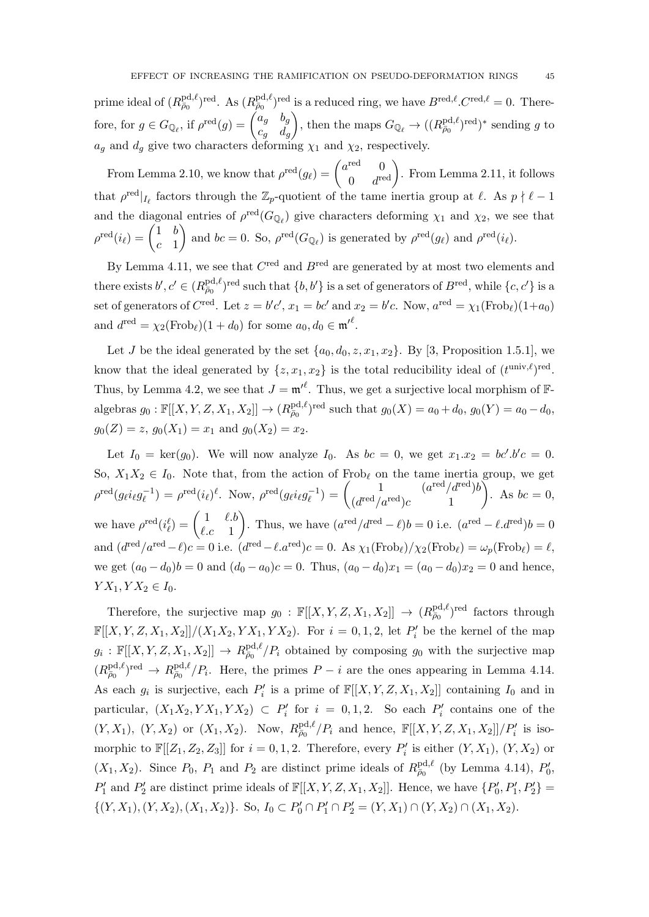prime ideal of $(R^{\mathrm{pd},\ell}_{\bar\rho_0})^{\mathrm{red}}$. As $(R^{\mathrm{pd},\ell}_{\bar\rho_0})^{\mathrm{red}}$ is a reduced ring, we have $B^{\mathrm{red},\ell}.C^{\mathrm{red},\ell} = 0$. Therefore, for $g \in G_{\mathbb{Q}_\ell}$, if $\rho^{\mathrm{red}}(g) = \begin{pmatrix} a_g & b_g \\ c_g & d_g \end{pmatrix}$, then the maps $G_{\mathbb{Q}_\ell} \to ((R^{\mathrm{pd},\ell}_{\bar\rho_0})^{\mathrm{red}})^*$ sending $g$ to $a_g$ and $d_g$ give two characters deforming $\chi_1$ and $\chi_2$, respectively.

From Lemma 2.10, we know that $\rho^{\mathrm{red}}(g_\ell) = \begin{pmatrix} a^{\mathrm{red}} & 0 \\ 0 & d^{\mathrm{red}} \end{pmatrix}$. From Lemma 2.11, it follows that $\rho^{\mathrm{red}}|_{I_\ell}$ factors through the $\mathbb{Z}_p$-quotient of the tame inertia group at $\ell$. As $p \nmid \ell - 1$ and the diagonal entries of $\rho^{\mathrm{red}}(G_{\mathbb{Q}_\ell})$ give characters deforming $\chi_1$ and $\chi_2$, we see that $\rho^{\mathrm{red}}(i_\ell) = \begin{pmatrix} 1 & b \\ c & 1 \end{pmatrix}$ and $bc = 0$. So, $\rho^{\mathrm{red}}(G_{\mathbb{Q}_\ell})$ is generated by $\rho^{\mathrm{red}}(g_\ell)$ and $\rho^{\mathrm{red}}(i_\ell)$.

By Lemma 4.11, we see that $C^{\mathrm{red}}$ and $B^{\mathrm{red}}$ are generated by at most two elements and there exists $b', c' \in (R^{\mathrm{pd},\ell}_{\bar\rho_0})^{\mathrm{red}}$ such that $\{b, b'\}$ is a set of generators of $B^{\mathrm{red}}$, while $\{c, c'\}$ is a set of generators of $C^{\mathrm{red}}$. Let $z = b'c'$, $x_1 = bc'$ and $x_2 = b'c$. Now, $a^{\mathrm{red}} = \chi_1(\mathrm{Frob}_\ell)(1 + a_0)$ and $d^{\mathrm{red}} = \chi_2(\mathrm{Frob}_\ell)(1 + d_0)$ for some $a_0, d_0 \in \mathfrak{m}'^{\ell}$.

Let $J$ be the ideal generated by the set $\{a_0, d_0, z, x_1, x_2\}$. By [3, Proposition 1.5.1], we know that the ideal generated by $\{z, x_1, x_2\}$ is the total reducibility ideal of $(t^{\mathrm{univ},\ell})^{\mathrm{red}}$. Thus, by Lemma 4.2, we see that $J = \mathfrak{m}'^{\ell}$. Thus, we get a surjective local morphism of $\mathbb{F}$-algebras $g_0 : \mathbb{F}[[X, Y, Z, X_1, X_2]] \to (R^{\mathrm{pd},\ell}_{\bar\rho_0})^{\mathrm{red}}$ such that $g_0(X) = a_0 + d_0$, $g_0(Y) = a_0 - d_0$, $g_0(Z) = z$, $g_0(X_1) = x_1$ and $g_0(X_2) = x_2$.

Let $I_0 = \ker(g_0)$. We will now analyze $I_0$. As $bc = 0$, we get $x_1.x_2 = bc'.b'c = 0$. So, $X_1X_2 \in I_0$. Note that, from the action of $\mathrm{Frob}_\ell$ on the tame inertia group, we get $\rho^{\mathrm{red}}(g_\ell i_\ell g_\ell^{-1}) = \rho^{\mathrm{red}}(i_\ell)^\ell$. Now, $\rho^{\mathrm{red}}(g_\ell i_\ell g_\ell^{-1}) = \begin{pmatrix} 1 & (a^{\mathrm{red}}/d^{\mathrm{red}})b \\ (d^{\mathrm{red}}/a^{\mathrm{red}})c & 1 \end{pmatrix}$. As $bc = 0$, we have $\rho^{\mathrm{red}}(i_\ell^\ell) = \begin{pmatrix} 1 & \ell.b \\ \ell.c & 1 \end{pmatrix}$. Thus, we have $(a^{\mathrm{red}}/d^{\mathrm{red}} - \ell)b = 0$ i.e. $(a^{\mathrm{red}} - \ell.d^{\mathrm{red}})b = 0$ and $(d^{\mathrm{red}}/a^{\mathrm{red}} - \ell)c = 0$ i.e. $(d^{\mathrm{red}} - \ell.a^{\mathrm{red}})c = 0$. As $\chi_1(\mathrm{Frob}_\ell)/\chi_2(\mathrm{Frob}_\ell) = \omega_p(\mathrm{Frob}_\ell) = \ell$, we get $(a_0 - d_0)b = 0$ and $(d_0 - a_0)c = 0$. Thus, $(a_0 - d_0)x_1 = (a_0 - d_0)x_2 = 0$ and hence, $YX_1, YX_2 \in I_0$.

Therefore, the surjective map $g_0 : \mathbb{F}[[X, Y, Z, X_1, X_2]] \to (R^{\mathrm{pd},\ell}_{\bar\rho_0})^{\mathrm{red}}$ factors through $\mathbb{F}[[X, Y, Z, X_1, X_2]]/(X_1X_2, YX_1, YX_2)$. For $i = 0, 1, 2$, let $P'_i$ be the kernel of the map $g_i : \mathbb{F}[[X, Y, Z, X_1, X_2]] \to R^{\mathrm{pd},\ell}_{\bar\rho_0}/P_i$ obtained by composing $g_0$ with the surjective map $(R^{\mathrm{pd},\ell}_{\bar\rho_0})^{\mathrm{red}} \to R^{\mathrm{pd},\ell}_{\bar\rho_0}/P_i$. Here, the primes $P - i$ are the ones appearing in Lemma 4.14. As each $g_i$ is surjective, each $P'_i$ is a prime of $\mathbb{F}[[X, Y, Z, X_1, X_2]]$ containing $I_0$ and in particular, $(X_1X_2, YX_1, YX_2) \subset P'_i$ for $i = 0, 1, 2$. So each $P'_i$ contains one of the $(Y, X_1)$, $(Y, X_2)$ or $(X_1, X_2)$. Now, $R^{\mathrm{pd},\ell}_{\bar\rho_0}/P_i$ and hence, $\mathbb{F}[[X, Y, Z, X_1, X_2]]/P'_i$ is isomorphic to $\mathbb{F}[[Z_1, Z_2, Z_3]]$ for $i = 0, 1, 2$. Therefore, every $P'_i$ is either $(Y, X_1)$, $(Y, X_2)$ or $(X_1, X_2)$. Since $P_0$, $P_1$ and $P_2$ are distinct prime ideals of $R^{\mathrm{pd},\ell}_{\bar\rho_0}$ (by Lemma 4.14), $P'_0$, $P'_1$ and $P'_2$ are distinct prime ideals of $\mathbb{F}[[X, Y, Z, X_1, X_2]]$. Hence, we have $\{P'_0, P'_1, P'_2\} = \{(Y, X_1), (Y, X_2), (X_1, X_2)\}$. So, $I_0 \subset P'_0 \cap P'_1 \cap P'_2 = (Y, X_1) \cap (Y, X_2) \cap (X_1, X_2)$.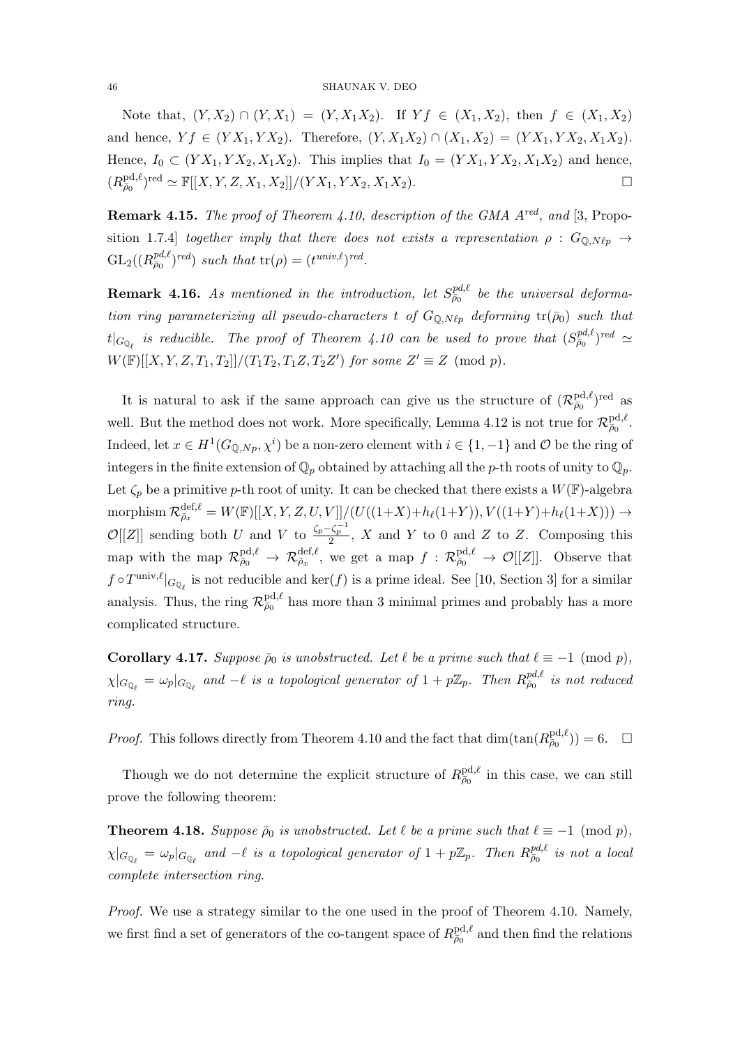Note that, $(Y, X_2) \cap (Y, X_1) = (Y, X_1X_2)$. If $Yf \in (X_1, X_2)$, then $f \in (X_1, X_2)$ and hence, $Yf \in (YX_1, YX_2)$. Therefore, $(Y, X_1X_2) \cap (X_1, X_2) = (YX_1, YX_2, X_1X_2)$. Hence, $I_0 \subset (YX_1, YX_2, X_1X_2)$. This implies that $I_0 = (YX_1, YX_2, X_1X_2)$ and hence, $(R^{\mathrm{pd},\ell}_{\bar\rho_0})^{\mathrm{red}} \simeq \mathbb{F}[[X, Y, Z, X_1, X_2]]/(YX_1, YX_2, X_1X_2)$. □

**Remark 4.15.** *The proof of Theorem 4.10, description of the GMA $A^{red}$, and* [3, Proposition 1.7.4] *together imply that there does not exists a representation $\rho : G_{\mathbb{Q},N\ell p} \to \mathrm{GL}_2((R^{pd,\ell}_{\bar\rho_0})^{red})$ such that $\mathrm{tr}(\rho) = (t^{univ,\ell})^{red}$.*

**Remark 4.16.** *As mentioned in the introduction, let $S^{pd,\ell}_{\bar\rho_0}$ be the universal deformation ring parameterizing all pseudo-characters $t$ of $G_{\mathbb{Q},N\ell p}$ deforming $\mathrm{tr}(\bar\rho_0)$ such that $t|_{G_{\mathbb{Q}_\ell}}$ is reducible. The proof of Theorem 4.10 can be used to prove that $(S^{pd,\ell}_{\bar\rho_0})^{red} \simeq W(\mathbb{F})[[X, Y, Z, T_1, T_2]]/(T_1T_2, T_1Z, T_2Z')$ for some $Z' \equiv Z \pmod p$.*

It is natural to ask if the same approach can give us the structure of $(\mathcal{R}^{\mathrm{pd},\ell}_{\bar\rho_0})^{\mathrm{red}}$ as well. But the method does not work. More specifically, Lemma 4.12 is not true for $\mathcal{R}^{\mathrm{pd},\ell}_{\bar\rho_0}$. Indeed, let $x \in H^1(G_{\mathbb{Q},Np}, \chi^i)$ be a non-zero element with $i \in \{1, -1\}$ and $\mathcal{O}$ be the ring of integers in the finite extension of $\mathbb{Q}_p$ obtained by attaching all the $p$-th roots of unity to $\mathbb{Q}_p$. Let $\zeta_p$ be a primitive $p$-th root of unity. It can be checked that there exists a $W(\mathbb{F})$-algebra morphism $\mathcal{R}^{\mathrm{def},\ell}_{\bar\rho_x} = W(\mathbb{F})[[X, Y, Z, U, V]]/(U((1+X)+h_\ell(1+Y)), V((1+Y)+h_\ell(1+X))) \to \mathcal{O}[[Z]]$ sending both $U$ and $V$ to $\frac{\zeta_p - \zeta_p^{-1}}{2}$, $X$ and $Y$ to $0$ and $Z$ to $Z$. Composing this map with the map $\mathcal{R}^{\mathrm{pd},\ell}_{\bar\rho_0} \to \mathcal{R}^{\mathrm{def},\ell}_{\bar\rho_x}$, we get a map $f : \mathcal{R}^{\mathrm{pd},\ell}_{\bar\rho_0} \to \mathcal{O}[[Z]]$. Observe that $f \circ T^{\mathrm{univ},\ell}|_{G_{\mathbb{Q}_\ell}}$ is not reducible and $\ker(f)$ is a prime ideal. See [10, Section 3] for a similar analysis. Thus, the ring $\mathcal{R}^{\mathrm{pd},\ell}_{\bar\rho_0}$ has more than 3 minimal primes and probably has a more complicated structure.

**Corollary 4.17.** *Suppose $\bar\rho_0$ is unobstructed. Let $\ell$ be a prime such that $\ell \equiv -1 \pmod p$, $\chi|_{G_{\mathbb{Q}_\ell}} = \omega_p|_{G_{\mathbb{Q}_\ell}}$ and $-\ell$ is a topological generator of $1 + p\mathbb{Z}_p$. Then $R^{pd,\ell}_{\bar\rho_0}$ is not reduced ring.*

*Proof.* This follows directly from Theorem 4.10 and the fact that $\dim(\tan(R^{\mathrm{pd},\ell}_{\bar\rho_0})) = 6$. □

Though we do not determine the explicit structure of $R^{\mathrm{pd},\ell}_{\bar\rho_0}$ in this case, we can still prove the following theorem:

**Theorem 4.18.** *Suppose $\bar\rho_0$ is unobstructed. Let $\ell$ be a prime such that $\ell \equiv -1 \pmod p$, $\chi|_{G_{\mathbb{Q}_\ell}} = \omega_p|_{G_{\mathbb{Q}_\ell}}$ and $-\ell$ is a topological generator of $1 + p\mathbb{Z}_p$. Then $R^{pd,\ell}_{\bar\rho_0}$ is not a local complete intersection ring.*

*Proof.* We use a strategy similar to the one used in the proof of Theorem 4.10. Namely, we first find a set of generators of the co-tangent space of $R^{\mathrm{pd},\ell}_{\bar\rho_0}$ and then find the relations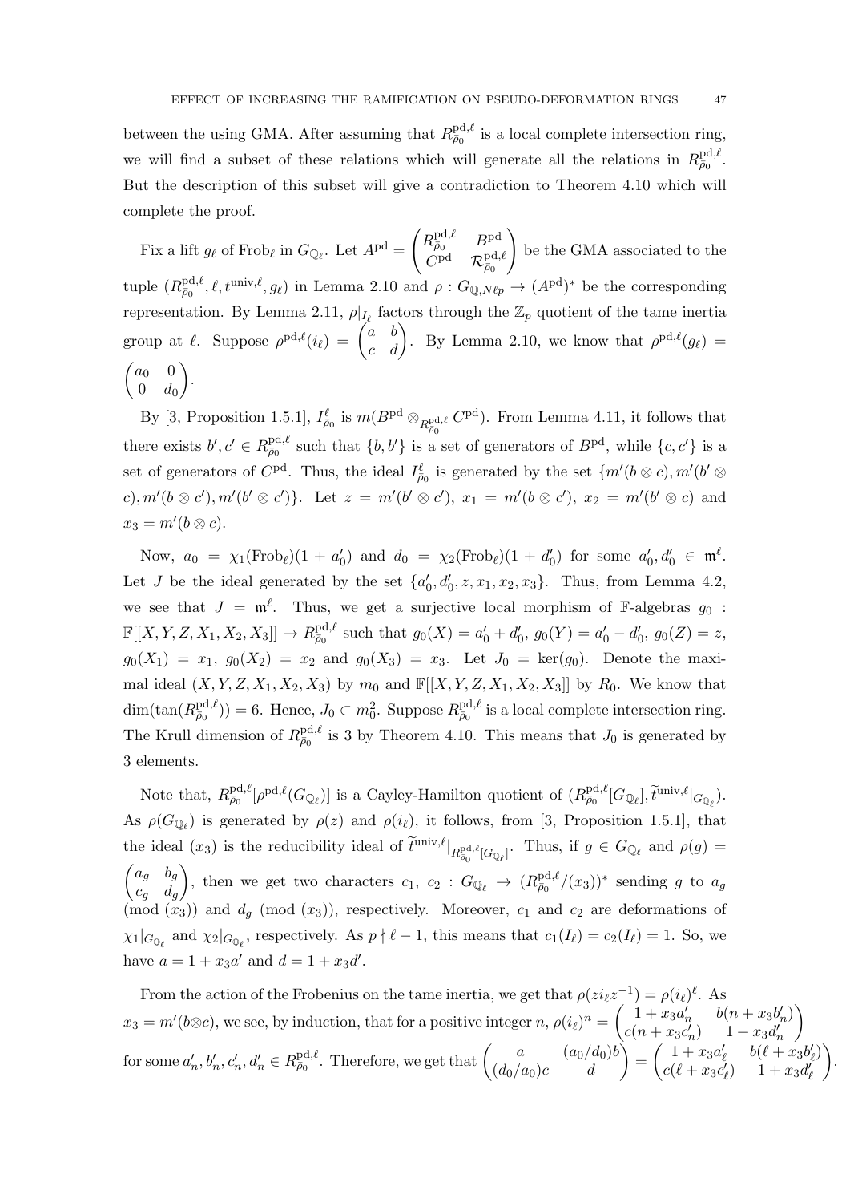between the using GMA. After assuming that $R^{\mathrm{pd},\ell}_{\bar\rho_0}$ is a local complete intersection ring, we will find a subset of these relations which will generate all the relations in $R^{\mathrm{pd},\ell}_{\bar\rho_0}$. But the description of this subset will give a contradiction to Theorem 4.10 which will complete the proof.

Fix a lift $g_\ell$ of $\mathrm{Frob}_\ell$ in $G_{\mathbb{Q}_\ell}$. Let $A^{\mathrm{pd}} = \begin{pmatrix} R^{\mathrm{pd},\ell}_{\bar\rho_0} & B^{\mathrm{pd}} \\ C^{\mathrm{pd}} & \mathcal{R}^{\mathrm{pd},\ell}_{\bar\rho_0} \end{pmatrix}$ be the GMA associated to the tuple $(R^{\mathrm{pd},\ell}_{\bar\rho_0}, \ell, t^{\mathrm{univ},\ell}, g_\ell)$ in Lemma 2.10 and $\rho : G_{\mathbb{Q},N\ell p} \to (A^{\mathrm{pd}})^*$ be the corresponding representation. By Lemma 2.11, $\rho|_{I_\ell}$ factors through the $\mathbb{Z}_p$ quotient of the tame inertia group at $\ell$. Suppose $\rho^{\mathrm{pd},\ell}(i_\ell) = \begin{pmatrix} a & b \\ c & d \end{pmatrix}$. By Lemma 2.10, we know that $\rho^{\mathrm{pd},\ell}(g_\ell) = \begin{pmatrix} a_0 & 0 \\ 0 & d_0 \end{pmatrix}$.

By [3, Proposition 1.5.1], $I^{\ell}_{\bar\rho_0}$ is $m(B^{\mathrm{pd}} \otimes_{R^{\mathrm{pd},\ell}_{\bar\rho_0}} C^{\mathrm{pd}})$. From Lemma 4.11, it follows that there exists $b', c' \in R^{\mathrm{pd},\ell}_{\bar\rho_0}$ such that $\{b, b'\}$ is a set of generators of $B^{\mathrm{pd}}$, while $\{c, c'\}$ is a set of generators of $C^{\mathrm{pd}}$. Thus, the ideal $I^{\ell}_{\bar\rho_0}$ is generated by the set $\{m'(b \otimes c), m'(b' \otimes c), m'(b \otimes c'), m'(b' \otimes c')\}$. Let $z = m'(b' \otimes c')$, $x_1 = m'(b \otimes c')$, $x_2 = m'(b' \otimes c)$ and $x_3 = m'(b \otimes c)$.

Now, $a_0 = \chi_1(\mathrm{Frob}_\ell)(1 + a'_0)$ and $d_0 = \chi_2(\mathrm{Frob}_\ell)(1 + d'_0)$ for some $a'_0, d'_0 \in \mathfrak{m}^\ell$. Let $J$ be the ideal generated by the set $\{a'_0, d'_0, z, x_1, x_2, x_3\}$. Thus, from Lemma 4.2, we see that $J = \mathfrak{m}^\ell$. Thus, we get a surjective local morphism of $\mathbb{F}$-algebras $g_0 : \mathbb{F}[[X, Y, Z, X_1, X_2, X_3]] \to R^{\mathrm{pd},\ell}_{\bar\rho_0}$ such that $g_0(X) = a'_0 + d'_0$, $g_0(Y) = a'_0 - d'_0$, $g_0(Z) = z$, $g_0(X_1) = x_1$, $g_0(X_2) = x_2$ and $g_0(X_3) = x_3$. Let $J_0 = \ker(g_0)$. Denote the maximal ideal $(X, Y, Z, X_1, X_2, X_3)$ by $m_0$ and $\mathbb{F}[[X, Y, Z, X_1, X_2, X_3]]$ by $R_0$. We know that $\dim(\tan(R^{\mathrm{pd},\ell}_{\bar\rho_0})) = 6$. Hence, $J_0 \subset m_0^2$. Suppose $R^{\mathrm{pd},\ell}_{\bar\rho_0}$ is a local complete intersection ring. The Krull dimension of $R^{\mathrm{pd},\ell}_{\bar\rho_0}$ is 3 by Theorem 4.10. This means that $J_0$ is generated by 3 elements.

Note that, $R^{\mathrm{pd},\ell}_{\bar\rho_0}[\rho^{\mathrm{pd},\ell}(G_{\mathbb{Q}_\ell})]$ is a Cayley-Hamilton quotient of $(R^{\mathrm{pd},\ell}_{\bar\rho_0}[G_{\mathbb{Q}_\ell}], \widetilde{t}^{\mathrm{univ},\ell}|_{G_{\mathbb{Q}_\ell}})$. As $\rho(G_{\mathbb{Q}_\ell})$ is generated by $\rho(z)$ and $\rho(i_\ell)$, it follows, from [3, Proposition 1.5.1], that the ideal $(x_3)$ is the reducibility ideal of $\widetilde{t}^{\mathrm{univ},\ell}|_{R^{\mathrm{pd},\ell}_{\bar\rho_0}[G_{\mathbb{Q}_\ell}]}$. Thus, if $g \in G_{\mathbb{Q}_\ell}$ and $\rho(g) = \begin{pmatrix} a_g & b_g \\ c_g & d_g \end{pmatrix}$, then we get two characters $c_1$, $c_2 : G_{\mathbb{Q}_\ell} \to (R^{\mathrm{pd},\ell}_{\bar\rho_0}/(x_3))^*$ sending $g$ to $a_g \pmod{(x_3)}$ and $d_g \pmod{(x_3)}$, respectively. Moreover, $c_1$ and $c_2$ are deformations of $\chi_1|_{G_{\mathbb{Q}_\ell}}$ and $\chi_2|_{G_{\mathbb{Q}_\ell}}$, respectively. As $p \nmid \ell - 1$, this means that $c_1(I_\ell) = c_2(I_\ell) = 1$. So, we have $a = 1 + x_3 a'$ and $d = 1 + x_3 d'$.

From the action of the Frobenius on the tame inertia, we get that $\rho(z i_\ell z^{-1}) = \rho(i_\ell)^\ell$. As $x_3 = m'(b \otimes c)$, we see, by induction, that for a positive integer $n$, $\rho(i_\ell)^n = \begin{pmatrix} 1 + x_3 a'_n & b(n + x_3 b'_n) \\ c(n + x_3 c'_n) & 1 + x_3 d'_n \end{pmatrix}$ for some $a'_n, b'_n, c'_n, d'_n \in R^{\mathrm{pd},\ell}_{\bar\rho_0}$. Therefore, we get that $\begin{pmatrix} a & (a_0/d_0) b \\ (d_0/a_0) c & d \end{pmatrix} = \begin{pmatrix} 1 + x_3 a'_\ell & b(\ell + x_3 b'_\ell) \\ c(\ell + x_3 c'_\ell) & 1 + x_3 d'_\ell \end{pmatrix}$.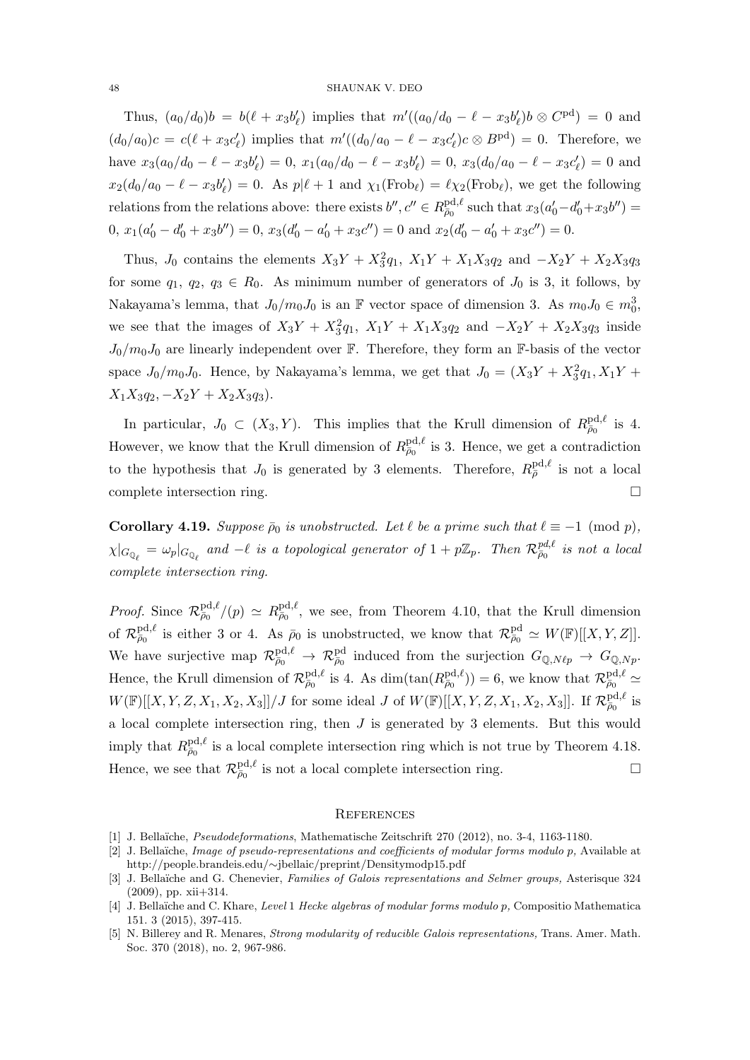Thus, $(a_0/d_0)b = b(\ell + x_3 b'_\ell)$ implies that $m'((a_0/d_0 - \ell - x_3 b'_\ell) b \otimes C^{\mathrm{pd}}) = 0$ and $(d_0/a_0)c = c(\ell + x_3 c'_\ell)$ implies that $m'((d_0/a_0 - \ell - x_3 c'_\ell) c \otimes B^{\mathrm{pd}}) = 0$. Therefore, we have $x_3(a_0/d_0 - \ell - x_3 b'_\ell) = 0$, $x_1(a_0/d_0 - \ell - x_3 b'_\ell) = 0$, $x_3(d_0/a_0 - \ell - x_3 c'_\ell) = 0$ and $x_2(d_0/a_0 - \ell - x_3 b'_\ell) = 0$. As $p | \ell + 1$ and $\chi_1(\mathrm{Frob}_\ell) = \ell \chi_2(\mathrm{Frob}_\ell)$, we get the following relations from the relations above: there exists $b'', c'' \in R^{\mathrm{pd},\ell}_{\bar\rho_0}$ such that $x_3(a'_0 - d'_0 + x_3 b'') = 0$, $x_1(a'_0 - d'_0 + x_3 b'') = 0$, $x_3(d'_0 - a'_0 + x_3 c'') = 0$ and $x_2(d'_0 - a'_0 + x_3 c'') = 0$.

Thus, $J_0$ contains the elements $X_3 Y + X_3^2 q_1$, $X_1 Y + X_1 X_3 q_2$ and $-X_2 Y + X_2 X_3 q_3$ for some $q_1$, $q_2$, $q_3 \in R_0$. As minimum number of generators of $J_0$ is 3, it follows, by Nakayama's lemma, that $J_0/m_0 J_0$ is an $\mathbb{F}$ vector space of dimension 3. As $m_0 J_0 \in m_0^3$, we see that the images of $X_3 Y + X_3^2 q_1$, $X_1 Y + X_1 X_3 q_2$ and $-X_2 Y + X_2 X_3 q_3$ inside $J_0/m_0 J_0$ are linearly independent over $\mathbb{F}$. Therefore, they form an $\mathbb{F}$-basis of the vector space $J_0/m_0 J_0$. Hence, by Nakayama's lemma, we get that $J_0 = (X_3 Y + X_3^2 q_1, X_1 Y + X_1 X_3 q_2, -X_2 Y + X_2 X_3 q_3)$.

In particular, $J_0 \subset (X_3, Y)$. This implies that the Krull dimension of $R^{\mathrm{pd},\ell}_{\bar\rho_0}$ is 4. However, we know that the Krull dimension of $R^{\mathrm{pd},\ell}_{\bar\rho_0}$ is 3. Hence, we get a contradiction to the hypothesis that $J_0$ is generated by 3 elements. Therefore, $R^{\mathrm{pd},\ell}_{\bar\rho}$ is not a local complete intersection ring. □

**Corollary 4.19.** *Suppose $\bar\rho_0$ is unobstructed. Let $\ell$ be a prime such that $\ell \equiv -1 \pmod p$, $\chi|_{G_{\mathbb{Q}_\ell}} = \omega_p|_{G_{\mathbb{Q}_\ell}}$ and $-\ell$ is a topological generator of $1 + p\mathbb{Z}_p$. Then $\mathcal{R}^{pd,\ell}_{\bar\rho_0}$ is not a local complete intersection ring.*

*Proof.* Since $\mathcal{R}^{\mathrm{pd},\ell}_{\bar\rho_0}/(p) \simeq R^{\mathrm{pd},\ell}_{\bar\rho_0}$, we see, from Theorem 4.10, that the Krull dimension of $\mathcal{R}^{\mathrm{pd},\ell}_{\bar\rho_0}$ is either 3 or 4. As $\bar\rho_0$ is unobstructed, we know that $\mathcal{R}^{\mathrm{pd}}_{\bar\rho_0} \simeq W(\mathbb{F})[[X, Y, Z]]$. We have surjective map $\mathcal{R}^{\mathrm{pd},\ell}_{\bar\rho_0} \to \mathcal{R}^{\mathrm{pd}}_{\bar\rho_0}$ induced from the surjection $G_{\mathbb{Q},N\ell p} \to G_{\mathbb{Q},Np}$. Hence, the Krull dimension of $\mathcal{R}^{\mathrm{pd},\ell}_{\bar\rho_0}$ is 4. As $\dim(\tan(R^{\mathrm{pd},\ell}_{\bar\rho_0})) = 6$, we know that $\mathcal{R}^{\mathrm{pd},\ell}_{\bar\rho_0} \simeq W(\mathbb{F})[[X, Y, Z, X_1, X_2, X_3]]/J$ for some ideal $J$ of $W(\mathbb{F})[[X, Y, Z, X_1, X_2, X_3]]$. If $\mathcal{R}^{\mathrm{pd},\ell}_{\bar\rho_0}$ is a local complete intersection ring, then $J$ is generated by 3 elements. But this would imply that $R^{\mathrm{pd},\ell}_{\bar\rho_0}$ is a local complete intersection ring which is not true by Theorem 4.18. Hence, we see that $\mathcal{R}^{\mathrm{pd},\ell}_{\bar\rho_0}$ is not a local complete intersection ring. □

## References

[1] J. Bellaïche, *Pseudodeformations*, Mathematische Zeitschrift 270 (2012), no. 3-4, 1163-1180.

[2] J. Bellaïche, *Image of pseudo-representations and coefficients of modular forms modulo p,* Available at http://people.brandeis.edu/∼jbellaic/preprint/Densitymodp15.pdf

[3] J. Bellaïche and G. Chenevier, *Families of Galois representations and Selmer groups,* Asterisque 324 (2009), pp. xii+314.

[4] J. Bellaïche and C. Khare, *Level 1 Hecke algebras of modular forms modulo p,* Compositio Mathematica 151. 3 (2015), 397-415.

[5] N. Billerey and R. Menares, *Strong modularity of reducible Galois representations,* Trans. Amer. Math. Soc. 370 (2018), no. 2, 967-986.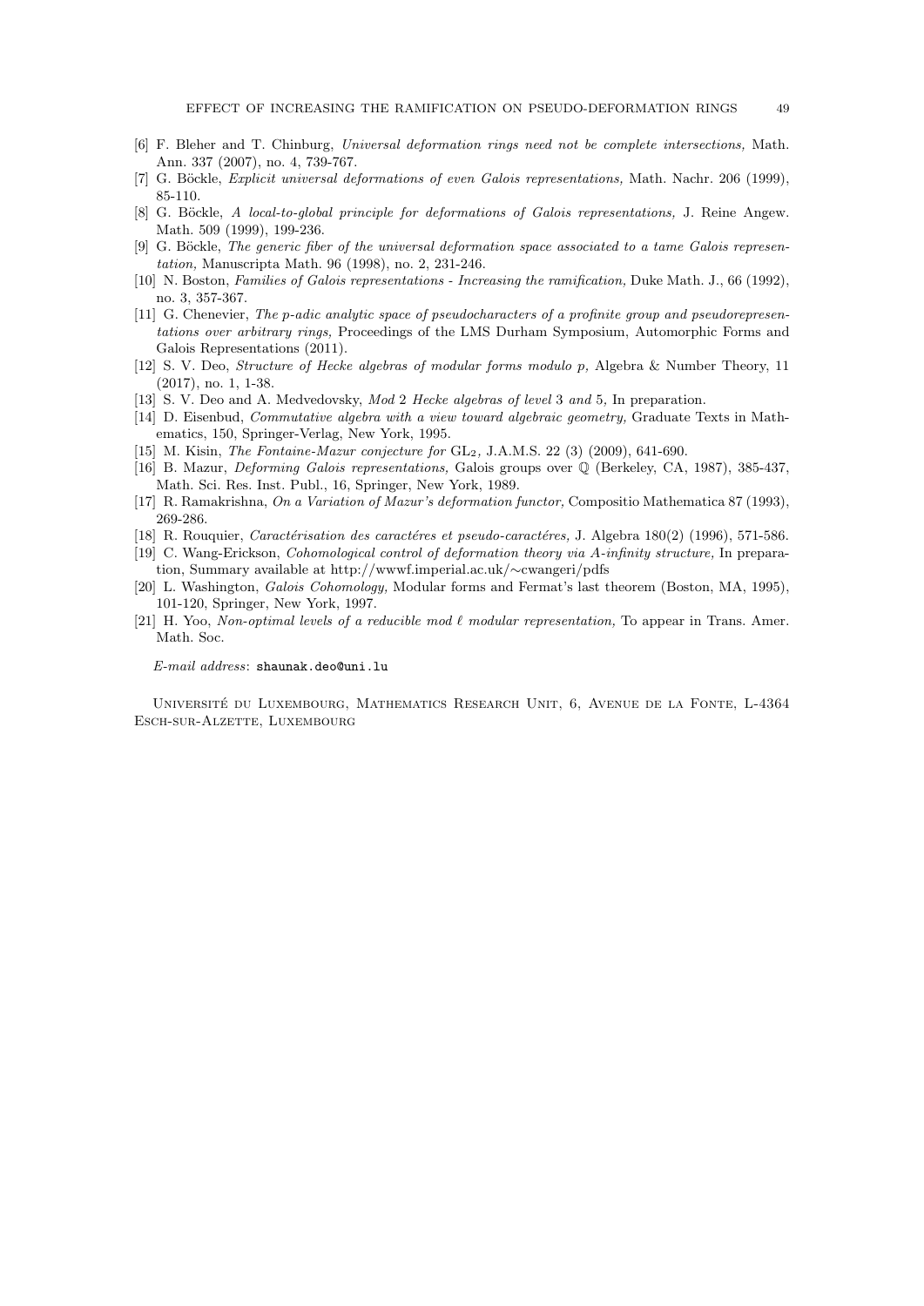[6] F. Bleher and T. Chinburg, *Universal deformation rings need not be complete intersections,* Math. Ann. 337 (2007), no. 4, 739-767.

[7] G. Böckle, *Explicit universal deformations of even Galois representations,* Math. Nachr. 206 (1999), 85-110.

[8] G. Böckle, *A local-to-global principle for deformations of Galois representations,* J. Reine Angew. Math. 509 (1999), 199-236.

[9] G. Böckle, *The generic fiber of the universal deformation space associated to a tame Galois representation,* Manuscripta Math. 96 (1998), no. 2, 231-246.

[10] N. Boston, *Families of Galois representations - Increasing the ramification,* Duke Math. J., 66 (1992), no. 3, 357-367.

[11] G. Chenevier, *The p-adic analytic space of pseudocharacters of a profinite group and pseudorepresentations over arbitrary rings,* Proceedings of the LMS Durham Symposium, Automorphic Forms and Galois Representations (2011).

[12] S. V. Deo, *Structure of Hecke algebras of modular forms modulo p,* Algebra & Number Theory, 11 (2017), no. 1, 1-38.

[13] S. V. Deo and A. Medvedovsky, *Mod* 2 *Hecke algebras of level* 3 *and* 5*,* In preparation.

[14] D. Eisenbud, *Commutative algebra with a view toward algebraic geometry,* Graduate Texts in Mathematics, 150, Springer-Verlag, New York, 1995.

[15] M. Kisin, *The Fontaine-Mazur conjecture for* $\mathrm{GL}_2$*,* J.A.M.S. 22 (3) (2009), 641-690.

[16] B. Mazur, *Deforming Galois representations,* Galois groups over $\mathbb{Q}$ (Berkeley, CA, 1987), 385-437, Math. Sci. Res. Inst. Publ., 16, Springer, New York, 1989.

[17] R. Ramakrishna, *On a Variation of Mazur's deformation functor,* Compositio Mathematica 87 (1993), 269-286.

[18] R. Rouquier, *Caractérisation des caractéres et pseudo-caractéres,* J. Algebra 180(2) (1996), 571-586.

[19] C. Wang-Erickson, *Cohomological control of deformation theory via A-infinity structure,* In preparation, Summary available at http://wwwf.imperial.ac.uk/∼cwangeri/pdfs

[20] L. Washington, *Galois Cohomology,* Modular forms and Fermat's last theorem (Boston, MA, 1995), 101-120, Springer, New York, 1997.

[21] H. Yoo, *Non-optimal levels of a reducible mod* $\ell$ *modular representation,* To appear in Trans. Amer. Math. Soc.

*E-mail address*: `shaunak.deo@uni.lu`

Université du Luxembourg, Mathematics Research Unit, 6, Avenue de la Fonte, L-4364 Esch-sur-Alzette, Luxembourg